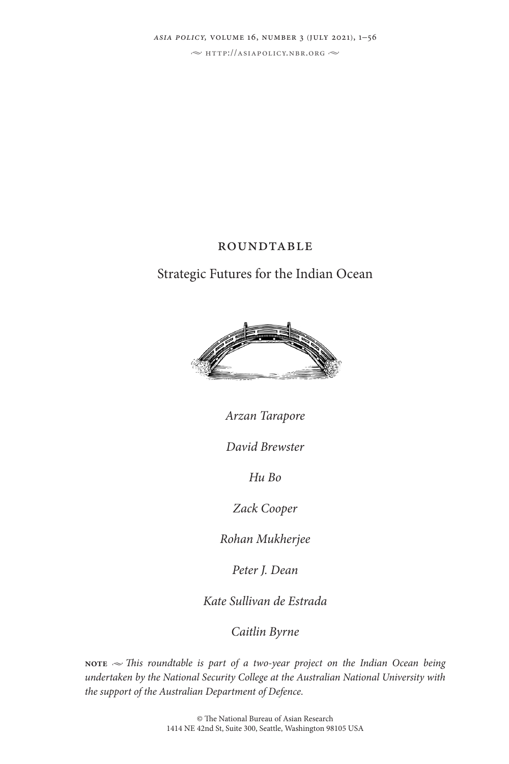ROUNDTABLE

# Strategic Futures for the Indian Ocean

*Arzan Tarapore*

*David Brewster*

*Hu Bo*

*Zack Cooper*

*Rohan Mukherjee*

*Peter J. Dean*

*Kate Sullivan de Estrada*

*Caitlin Byrne*

**NOTE** ~ *This roundtable is part of a two-year project on the Indian Ocean being undertaken by the National Security College at the Australian National University with the support of the Australian Department of Defence.*

© The National Bureau of Asian Research
1414 NE 42nd St, Suite 300, Seattle, Washington 98105 USA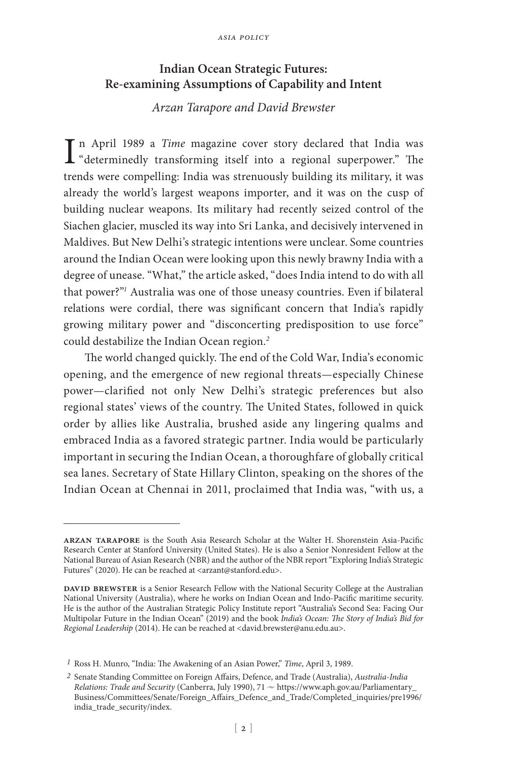# Indian Ocean Strategic Futures: Re-examining Assumptions of Capability and Intent

*Arzan Tarapore and David Brewster*

In April 1989 a *Time* magazine cover story declared that India was "determinedly transforming itself into a regional superpower." The trends were compelling: India was strenuously building its military, it was already the world's largest weapons importer, and it was on the cusp of building nuclear weapons. Its military had recently seized control of the Siachen glacier, muscled its way into Sri Lanka, and decisively intervened in Maldives. But New Delhi's strategic intentions were unclear. Some countries around the Indian Ocean were looking upon this newly brawny India with a degree of unease. "What," the article asked, "does India intend to do with all that power?"[1] Australia was one of those uneasy countries. Even if bilateral relations were cordial, there was significant concern that India's rapidly growing military power and "disconcerting predisposition to use force" could destabilize the Indian Ocean region.[2]

The world changed quickly. The end of the Cold War, India's economic opening, and the emergence of new regional threats—especially Chinese power—clarified not only New Delhi's strategic preferences but also regional states' views of the country. The United States, followed in quick order by allies like Australia, brushed aside any lingering qualms and embraced India as a favored strategic partner. India would be particularly important in securing the Indian Ocean, a thoroughfare of globally critical sea lanes. Secretary of State Hillary Clinton, speaking on the shores of the Indian Ocean at Chennai in 2011, proclaimed that India was, "with us, a

---

**ARZAN TARAPORE** is the South Asia Research Scholar at the Walter H. Shorenstein Asia-Pacific Research Center at Stanford University (United States). He is also a Senior Nonresident Fellow at the National Bureau of Asian Research (NBR) and the author of the NBR report "Exploring India's Strategic Futures" (2020). He can be reached at <arzant@stanford.edu>.

**DAVID BREWSTER** is a Senior Research Fellow with the National Security College at the Australian National University (Australia), where he works on Indian Ocean and Indo-Pacific maritime security. He is the author of the Australian Strategic Policy Institute report "Australia's Second Sea: Facing Our Multipolar Future in the Indian Ocean" (2019) and the book *India's Ocean: The Story of India's Bid for Regional Leadership* (2014). He can be reached at <david.brewster@anu.edu.au>.

[1] Ross H. Munro, "India: The Awakening of an Asian Power," *Time*, April 3, 1989.

[2] Senate Standing Committee on Foreign Affairs, Defence, and Trade (Australia), *Australia-India Relations: Trade and Security* (Canberra, July 1990), 71 ~ https://www.aph.gov.au/Parliamentary_Business/Committees/Senate/Foreign_Affairs_Defence_and_Trade/Completed_inquiries/pre1996/india_trade_security/index.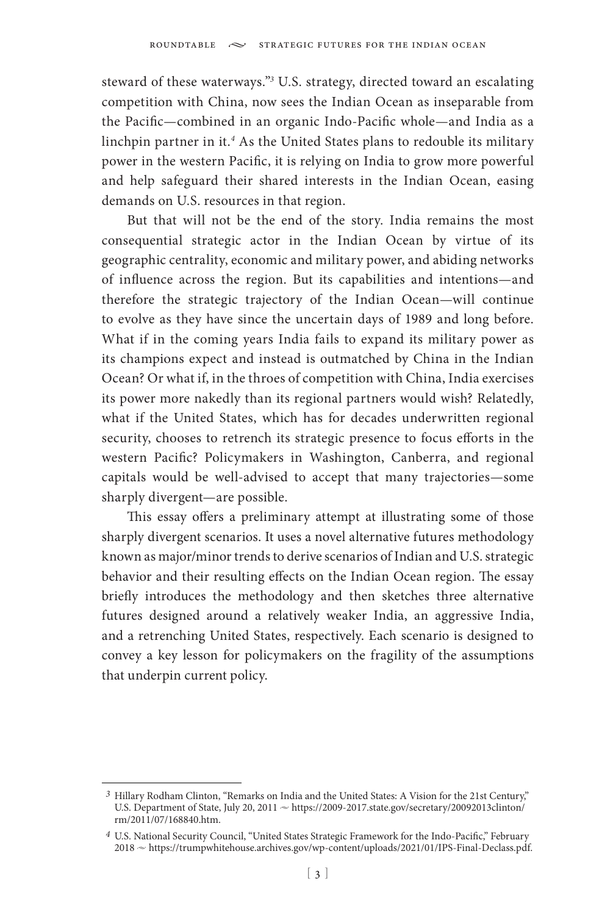steward of these waterways."[3] U.S. strategy, directed toward an escalating competition with China, now sees the Indian Ocean as inseparable from the Pacific—combined in an organic Indo-Pacific whole—and India as a linchpin partner in it.[4] As the United States plans to redouble its military power in the western Pacific, it is relying on India to grow more powerful and help safeguard their shared interests in the Indian Ocean, easing demands on U.S. resources in that region.

But that will not be the end of the story. India remains the most consequential strategic actor in the Indian Ocean by virtue of its geographic centrality, economic and military power, and abiding networks of influence across the region. But its capabilities and intentions—and therefore the strategic trajectory of the Indian Ocean—will continue to evolve as they have since the uncertain days of 1989 and long before. What if in the coming years India fails to expand its military power as its champions expect and instead is outmatched by China in the Indian Ocean? Or what if, in the throes of competition with China, India exercises its power more nakedly than its regional partners would wish? Relatedly, what if the United States, which has for decades underwritten regional security, chooses to retrench its strategic presence to focus efforts in the western Pacific? Policymakers in Washington, Canberra, and regional capitals would be well-advised to accept that many trajectories—some sharply divergent—are possible.

This essay offers a preliminary attempt at illustrating some of those sharply divergent scenarios. It uses a novel alternative futures methodology known as major/minor trends to derive scenarios of Indian and U.S. strategic behavior and their resulting effects on the Indian Ocean region. The essay briefly introduces the methodology and then sketches three alternative futures designed around a relatively weaker India, an aggressive India, and a retrenching United States, respectively. Each scenario is designed to convey a key lesson for policymakers on the fragility of the assumptions that underpin current policy.

---

[3] Hillary Rodham Clinton, "Remarks on India and the United States: A Vision for the 21st Century," U.S. Department of State, July 20, 2011 ~ https://2009-2017.state.gov/secretary/20092013clinton/rm/2011/07/168840.htm.

[4] U.S. National Security Council, "United States Strategic Framework for the Indo-Pacific," February 2018 ~ https://trumpwhitehouse.archives.gov/wp-content/uploads/2021/01/IPS-Final-Declass.pdf.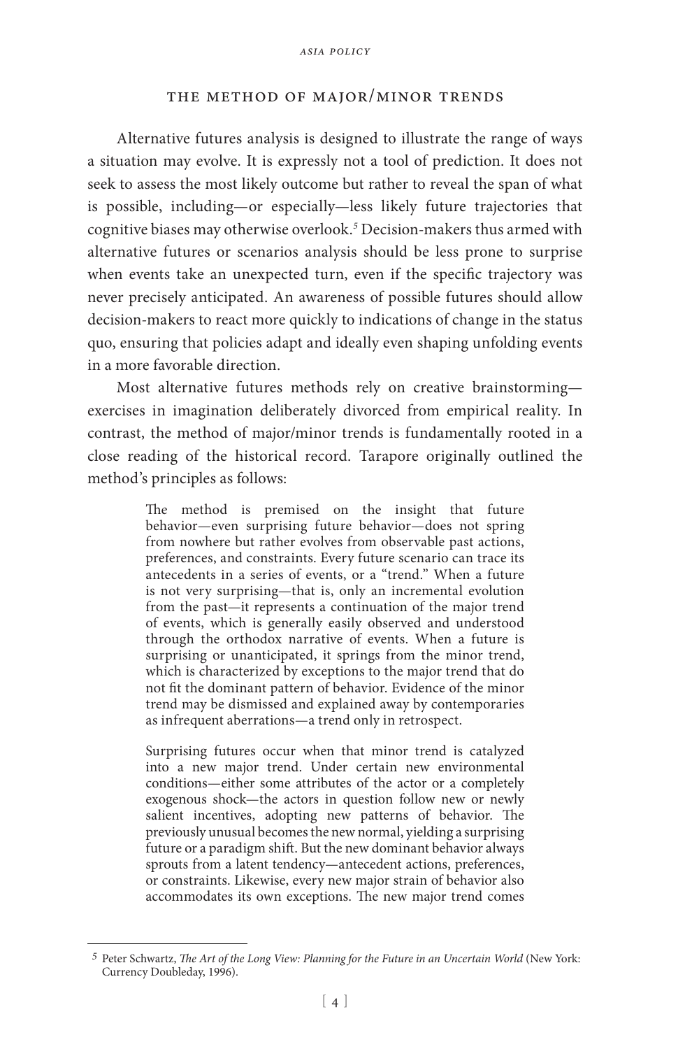## The Method of Major/Minor Trends

Alternative futures analysis is designed to illustrate the range of ways a situation may evolve. It is expressly not a tool of prediction. It does not seek to assess the most likely outcome but rather to reveal the span of what is possible, including—or especially—less likely future trajectories that cognitive biases may otherwise overlook.[5] Decision-makers thus armed with alternative futures or scenarios analysis should be less prone to surprise when events take an unexpected turn, even if the specific trajectory was never precisely anticipated. An awareness of possible futures should allow decision-makers to react more quickly to indications of change in the status quo, ensuring that policies adapt and ideally even shaping unfolding events in a more favorable direction.

Most alternative futures methods rely on creative brainstorming—exercises in imagination deliberately divorced from empirical reality. In contrast, the method of major/minor trends is fundamentally rooted in a close reading of the historical record. Tarapore originally outlined the method's principles as follows:

> The method is premised on the insight that future behavior—even surprising future behavior—does not spring from nowhere but rather evolves from observable past actions, preferences, and constraints. Every future scenario can trace its antecedents in a series of events, or a "trend." When a future is not very surprising—that is, only an incremental evolution from the past—it represents a continuation of the major trend of events, which is generally easily observed and understood through the orthodox narrative of events. When a future is surprising or unanticipated, it springs from the minor trend, which is characterized by exceptions to the major trend that do not fit the dominant pattern of behavior. Evidence of the minor trend may be dismissed and explained away by contemporaries as infrequent aberrations—a trend only in retrospect.
>
> Surprising futures occur when that minor trend is catalyzed into a new major trend. Under certain new environmental conditions—either some attributes of the actor or a completely exogenous shock—the actors in question follow new or newly salient incentives, adopting new patterns of behavior. The previously unusual becomes the new normal, yielding a surprising future or a paradigm shift. But the new dominant behavior always sprouts from a latent tendency—antecedent actions, preferences, or constraints. Likewise, every new major strain of behavior also accommodates its own exceptions. The new major trend comes

---

[5] Peter Schwartz, *The Art of the Long View: Planning for the Future in an Uncertain World* (New York: Currency Doubleday, 1996).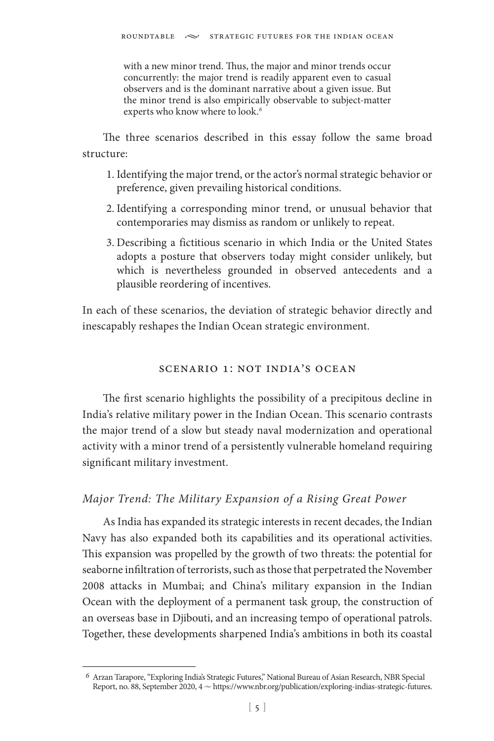> with a new minor trend. Thus, the major and minor trends occur concurrently: the major trend is readily apparent even to casual observers and is the dominant narrative about a given issue. But the minor trend is also empirically observable to subject-matter experts who know where to look.[6]

The three scenarios described in this essay follow the same broad structure:

1. Identifying the major trend, or the actor's normal strategic behavior or preference, given prevailing historical conditions.
2. Identifying a corresponding minor trend, or unusual behavior that contemporaries may dismiss as random or unlikely to repeat.
3. Describing a fictitious scenario in which India or the United States adopts a posture that observers today might consider unlikely, but which is nevertheless grounded in observed antecedents and a plausible reordering of incentives.

In each of these scenarios, the deviation of strategic behavior directly and inescapably reshapes the Indian Ocean strategic environment.

## Scenario 1: Not India's Ocean

The first scenario highlights the possibility of a precipitous decline in India's relative military power in the Indian Ocean. This scenario contrasts the major trend of a slow but steady naval modernization and operational activity with a minor trend of a persistently vulnerable homeland requiring significant military investment.

### *Major Trend: The Military Expansion of a Rising Great Power*

As India has expanded its strategic interests in recent decades, the Indian Navy has also expanded both its capabilities and its operational activities. This expansion was propelled by the growth of two threats: the potential for seaborne infiltration of terrorists, such as those that perpetrated the November 2008 attacks in Mumbai; and China's military expansion in the Indian Ocean with the deployment of a permanent task group, the construction of an overseas base in Djibouti, and an increasing tempo of operational patrols. Together, these developments sharpened India's ambitions in both its coastal

---

[6] Arzan Tarapore, "Exploring India's Strategic Futures," National Bureau of Asian Research, NBR Special Report, no. 88, September 2020, 4 ~ https://www.nbr.org/publication/exploring-indias-strategic-futures.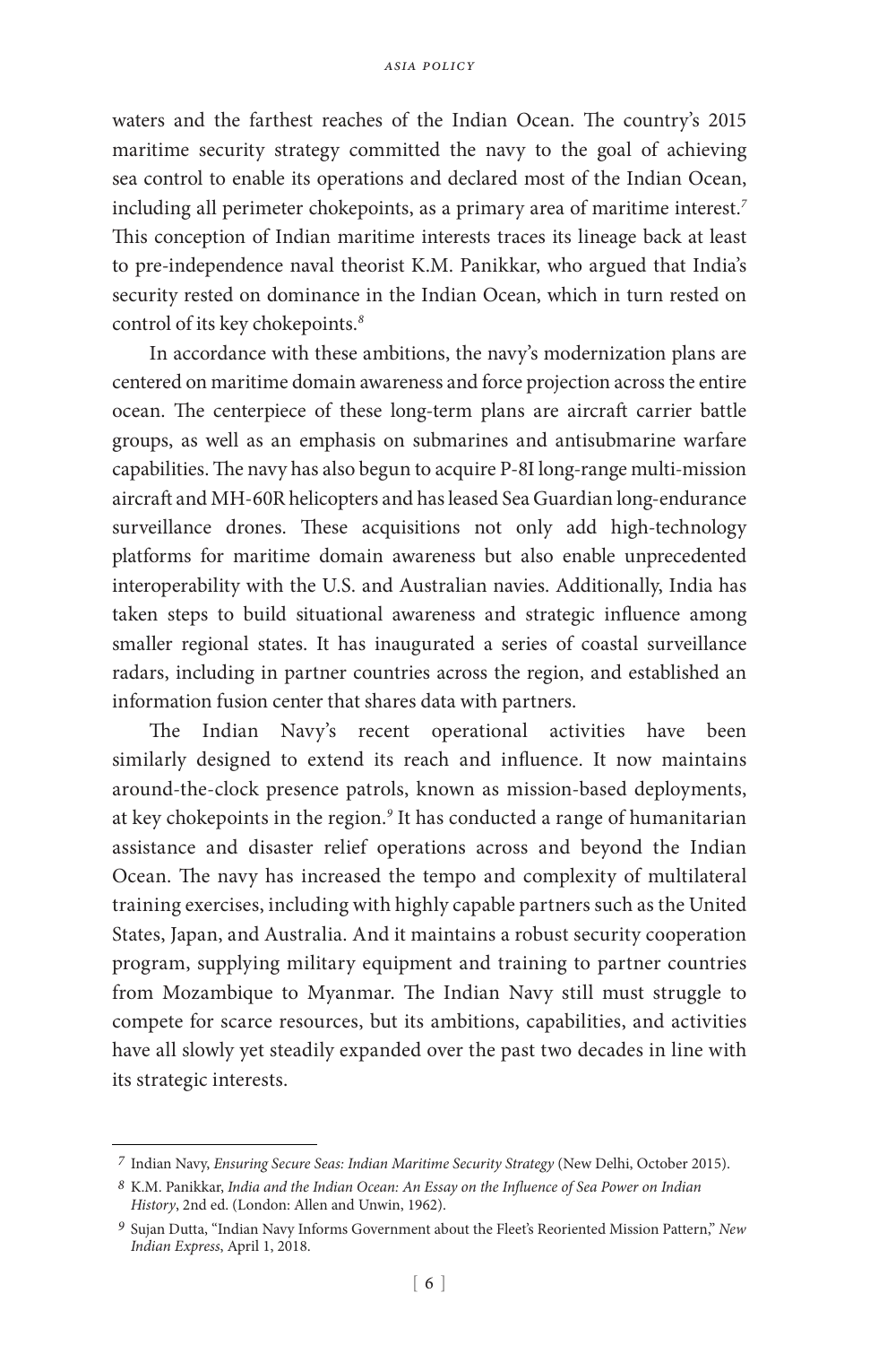waters and the farthest reaches of the Indian Ocean. The country's 2015 maritime security strategy committed the navy to the goal of achieving sea control to enable its operations and declared most of the Indian Ocean, including all perimeter chokepoints, as a primary area of maritime interest.[7] This conception of Indian maritime interests traces its lineage back at least to pre-independence naval theorist K.M. Panikkar, who argued that India's security rested on dominance in the Indian Ocean, which in turn rested on control of its key chokepoints.[8]

In accordance with these ambitions, the navy's modernization plans are centered on maritime domain awareness and force projection across the entire ocean. The centerpiece of these long-term plans are aircraft carrier battle groups, as well as an emphasis on submarines and antisubmarine warfare capabilities. The navy has also begun to acquire P-8I long-range multi-mission aircraft and MH-60R helicopters and has leased Sea Guardian long-endurance surveillance drones. These acquisitions not only add high-technology platforms for maritime domain awareness but also enable unprecedented interoperability with the U.S. and Australian navies. Additionally, India has taken steps to build situational awareness and strategic influence among smaller regional states. It has inaugurated a series of coastal surveillance radars, including in partner countries across the region, and established an information fusion center that shares data with partners.

The Indian Navy's recent operational activities have been similarly designed to extend its reach and influence. It now maintains around-the-clock presence patrols, known as mission-based deployments, at key chokepoints in the region.[9] It has conducted a range of humanitarian assistance and disaster relief operations across and beyond the Indian Ocean. The navy has increased the tempo and complexity of multilateral training exercises, including with highly capable partners such as the United States, Japan, and Australia. And it maintains a robust security cooperation program, supplying military equipment and training to partner countries from Mozambique to Myanmar. The Indian Navy still must struggle to compete for scarce resources, but its ambitions, capabilities, and activities have all slowly yet steadily expanded over the past two decades in line with its strategic interests.

---

[7] Indian Navy, *Ensuring Secure Seas: Indian Maritime Security Strategy* (New Delhi, October 2015).

[8] K.M. Panikkar, *India and the Indian Ocean: An Essay on the Influence of Sea Power on Indian History*, 2nd ed. (London: Allen and Unwin, 1962).

[9] Sujan Dutta, "Indian Navy Informs Government about the Fleet's Reoriented Mission Pattern," *New Indian Express*, April 1, 2018.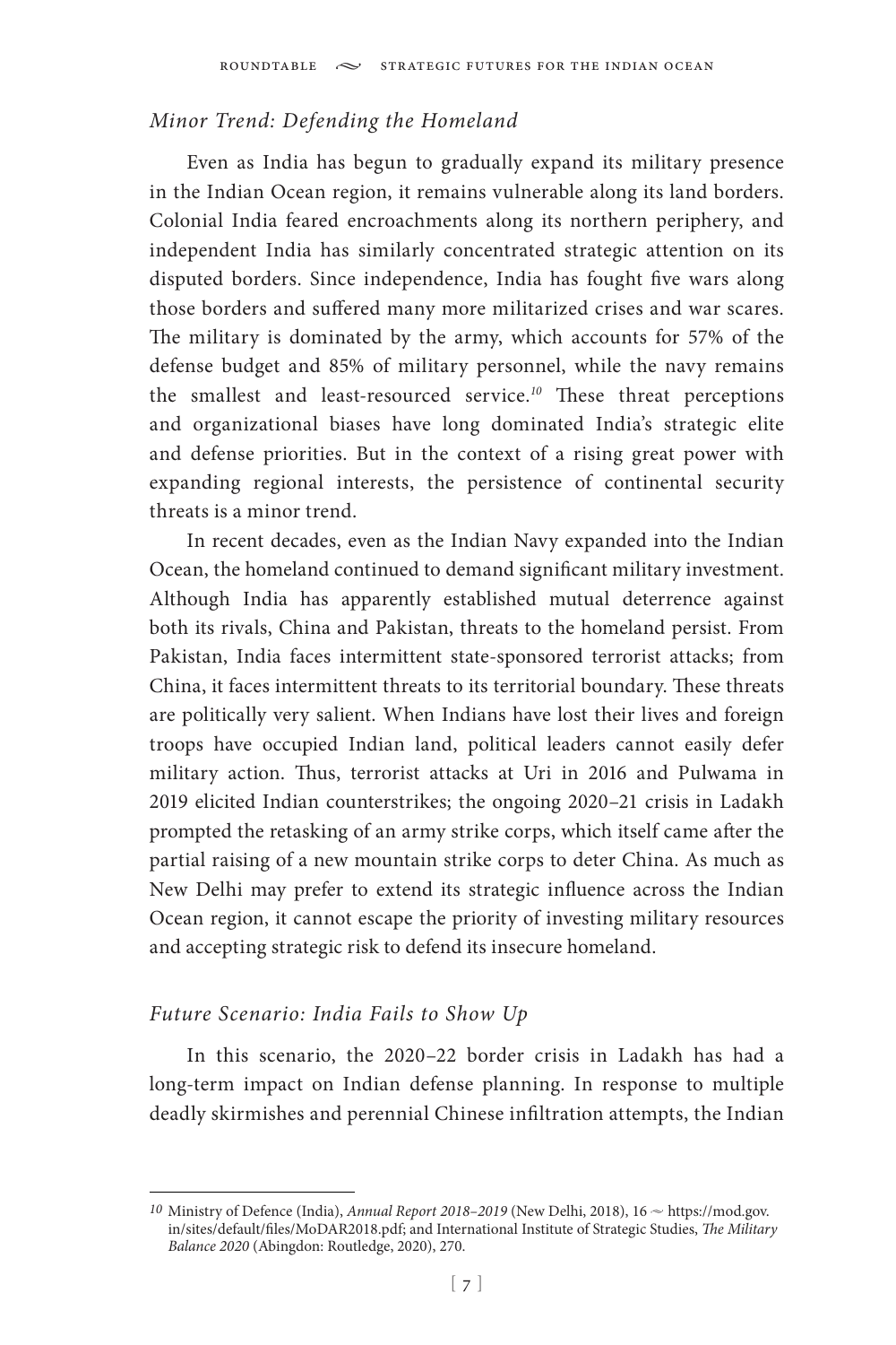### *Minor Trend: Defending the Homeland*

Even as India has begun to gradually expand its military presence in the Indian Ocean region, it remains vulnerable along its land borders. Colonial India feared encroachments along its northern periphery, and independent India has similarly concentrated strategic attention on its disputed borders. Since independence, India has fought five wars along those borders and suffered many more militarized crises and war scares. The military is dominated by the army, which accounts for 57% of the defense budget and 85% of military personnel, while the navy remains the smallest and least-resourced service.[10] These threat perceptions and organizational biases have long dominated India's strategic elite and defense priorities. But in the context of a rising great power with expanding regional interests, the persistence of continental security threats is a minor trend.

In recent decades, even as the Indian Navy expanded into the Indian Ocean, the homeland continued to demand significant military investment. Although India has apparently established mutual deterrence against both its rivals, China and Pakistan, threats to the homeland persist. From Pakistan, India faces intermittent state-sponsored terrorist attacks; from China, it faces intermittent threats to its territorial boundary. These threats are politically very salient. When Indians have lost their lives and foreign troops have occupied Indian land, political leaders cannot easily defer military action. Thus, terrorist attacks at Uri in 2016 and Pulwama in 2019 elicited Indian counterstrikes; the ongoing 2020–21 crisis in Ladakh prompted the retasking of an army strike corps, which itself came after the partial raising of a new mountain strike corps to deter China. As much as New Delhi may prefer to extend its strategic influence across the Indian Ocean region, it cannot escape the priority of investing military resources and accepting strategic risk to defend its insecure homeland.

### *Future Scenario: India Fails to Show Up*

In this scenario, the 2020–22 border crisis in Ladakh has had a long-term impact on Indian defense planning. In response to multiple deadly skirmishes and perennial Chinese infiltration attempts, the Indian

---

10 Ministry of Defence (India), *Annual Report 2018–2019* (New Delhi, 2018), 16 ~ https://mod.gov.in/sites/default/files/MoDAR2018.pdf; and International Institute of Strategic Studies, *The Military Balance 2020* (Abingdon: Routledge, 2020), 270.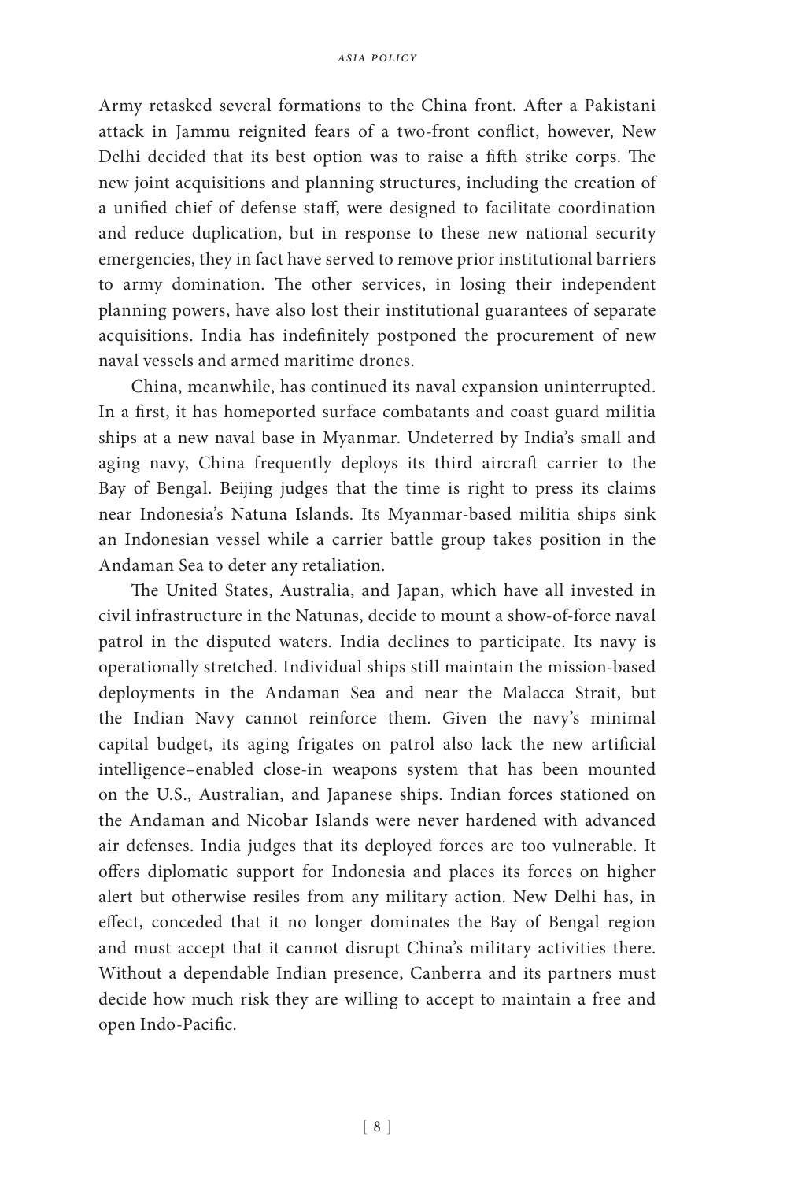Army retasked several formations to the China front. After a Pakistani attack in Jammu reignited fears of a two-front conflict, however, New Delhi decided that its best option was to raise a fifth strike corps. The new joint acquisitions and planning structures, including the creation of a unified chief of defense staff, were designed to facilitate coordination and reduce duplication, but in response to these new national security emergencies, they in fact have served to remove prior institutional barriers to army domination. The other services, in losing their independent planning powers, have also lost their institutional guarantees of separate acquisitions. India has indefinitely postponed the procurement of new naval vessels and armed maritime drones.

China, meanwhile, has continued its naval expansion uninterrupted. In a first, it has homeported surface combatants and coast guard militia ships at a new naval base in Myanmar. Undeterred by India's small and aging navy, China frequently deploys its third aircraft carrier to the Bay of Bengal. Beijing judges that the time is right to press its claims near Indonesia's Natuna Islands. Its Myanmar-based militia ships sink an Indonesian vessel while a carrier battle group takes position in the Andaman Sea to deter any retaliation.

The United States, Australia, and Japan, which have all invested in civil infrastructure in the Natunas, decide to mount a show-of-force naval patrol in the disputed waters. India declines to participate. Its navy is operationally stretched. Individual ships still maintain the mission-based deployments in the Andaman Sea and near the Malacca Strait, but the Indian Navy cannot reinforce them. Given the navy's minimal capital budget, its aging frigates on patrol also lack the new artificial intelligence–enabled close-in weapons system that has been mounted on the U.S., Australian, and Japanese ships. Indian forces stationed on the Andaman and Nicobar Islands were never hardened with advanced air defenses. India judges that its deployed forces are too vulnerable. It offers diplomatic support for Indonesia and places its forces on higher alert but otherwise resiles from any military action. New Delhi has, in effect, conceded that it no longer dominates the Bay of Bengal region and must accept that it cannot disrupt China's military activities there. Without a dependable Indian presence, Canberra and its partners must decide how much risk they are willing to accept to maintain a free and open Indo-Pacific.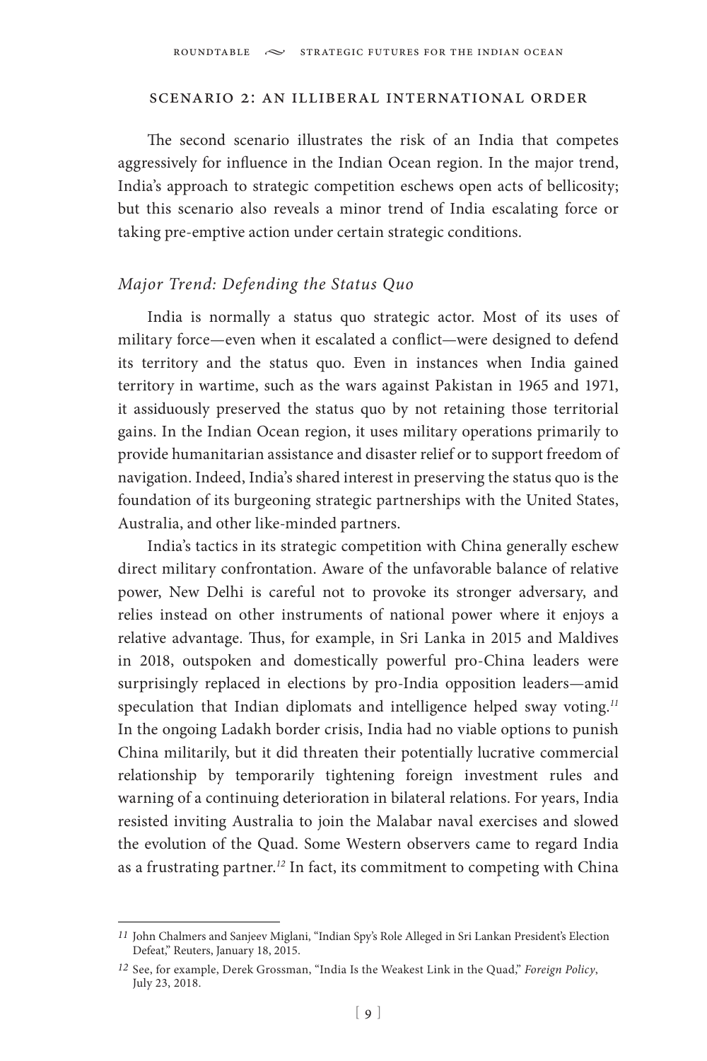## Scenario 2: An Illiberal International Order

The second scenario illustrates the risk of an India that competes aggressively for influence in the Indian Ocean region. In the major trend, India's approach to strategic competition eschews open acts of bellicosity; but this scenario also reveals a minor trend of India escalating force or taking pre-emptive action under certain strategic conditions.

### *Major Trend: Defending the Status Quo*

India is normally a status quo strategic actor. Most of its uses of military force—even when it escalated a conflict—were designed to defend its territory and the status quo. Even in instances when India gained territory in wartime, such as the wars against Pakistan in 1965 and 1971, it assiduously preserved the status quo by not retaining those territorial gains. In the Indian Ocean region, it uses military operations primarily to provide humanitarian assistance and disaster relief or to support freedom of navigation. Indeed, India's shared interest in preserving the status quo is the foundation of its burgeoning strategic partnerships with the United States, Australia, and other like-minded partners.

India's tactics in its strategic competition with China generally eschew direct military confrontation. Aware of the unfavorable balance of relative power, New Delhi is careful not to provoke its stronger adversary, and relies instead on other instruments of national power where it enjoys a relative advantage. Thus, for example, in Sri Lanka in 2015 and Maldives in 2018, outspoken and domestically powerful pro-China leaders were surprisingly replaced in elections by pro-India opposition leaders—amid speculation that Indian diplomats and intelligence helped sway voting.[11] In the ongoing Ladakh border crisis, India had no viable options to punish China militarily, but it did threaten their potentially lucrative commercial relationship by temporarily tightening foreign investment rules and warning of a continuing deterioration in bilateral relations. For years, India resisted inviting Australia to join the Malabar naval exercises and slowed the evolution of the Quad. Some Western observers came to regard India as a frustrating partner.[12] In fact, its commitment to competing with China

---

[11] John Chalmers and Sanjeev Miglani, "Indian Spy's Role Alleged in Sri Lankan President's Election Defeat," Reuters, January 18, 2015.

[12] See, for example, Derek Grossman, "India Is the Weakest Link in the Quad," *Foreign Policy*, July 23, 2018.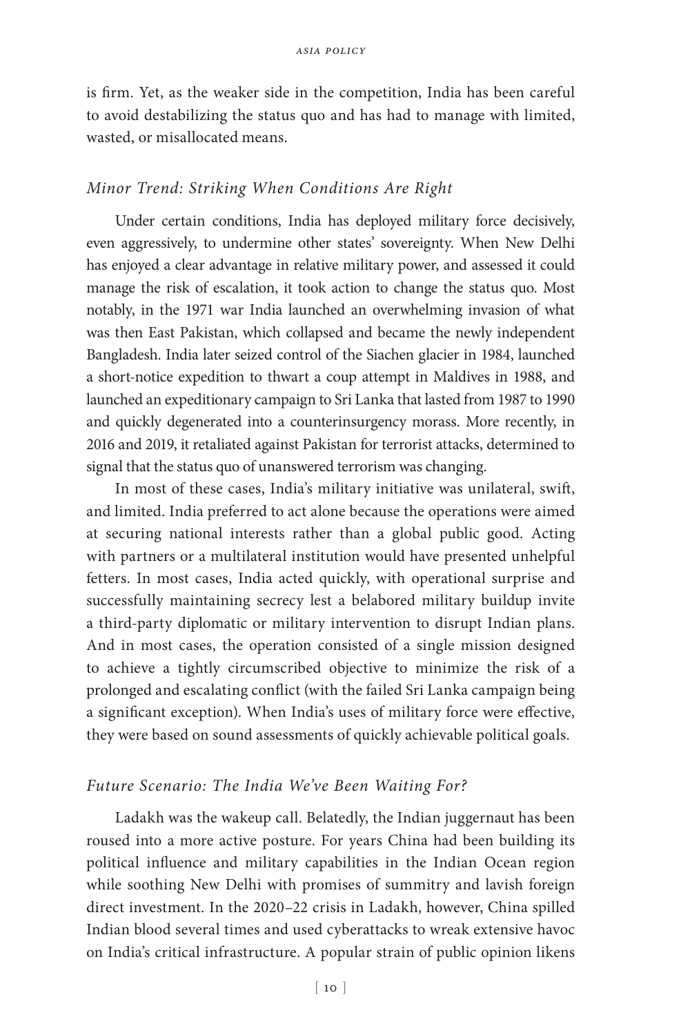is firm. Yet, as the weaker side in the competition, India has been careful to avoid destabilizing the status quo and has had to manage with limited, wasted, or misallocated means.

### *Minor Trend: Striking When Conditions Are Right*

Under certain conditions, India has deployed military force decisively, even aggressively, to undermine other states' sovereignty. When New Delhi has enjoyed a clear advantage in relative military power, and assessed it could manage the risk of escalation, it took action to change the status quo. Most notably, in the 1971 war India launched an overwhelming invasion of what was then East Pakistan, which collapsed and became the newly independent Bangladesh. India later seized control of the Siachen glacier in 1984, launched a short-notice expedition to thwart a coup attempt in Maldives in 1988, and launched an expeditionary campaign to Sri Lanka that lasted from 1987 to 1990 and quickly degenerated into a counterinsurgency morass. More recently, in 2016 and 2019, it retaliated against Pakistan for terrorist attacks, determined to signal that the status quo of unanswered terrorism was changing.

In most of these cases, India's military initiative was unilateral, swift, and limited. India preferred to act alone because the operations were aimed at securing national interests rather than a global public good. Acting with partners or a multilateral institution would have presented unhelpful fetters. In most cases, India acted quickly, with operational surprise and successfully maintaining secrecy lest a belabored military buildup invite a third-party diplomatic or military intervention to disrupt Indian plans. And in most cases, the operation consisted of a single mission designed to achieve a tightly circumscribed objective to minimize the risk of a prolonged and escalating conflict (with the failed Sri Lanka campaign being a significant exception). When India's uses of military force were effective, they were based on sound assessments of quickly achievable political goals.

### *Future Scenario: The India We've Been Waiting For?*

Ladakh was the wakeup call. Belatedly, the Indian juggernaut has been roused into a more active posture. For years China had been building its political influence and military capabilities in the Indian Ocean region while soothing New Delhi with promises of summitry and lavish foreign direct investment. In the 2020–22 crisis in Ladakh, however, China spilled Indian blood several times and used cyberattacks to wreak extensive havoc on India's critical infrastructure. A popular strain of public opinion likens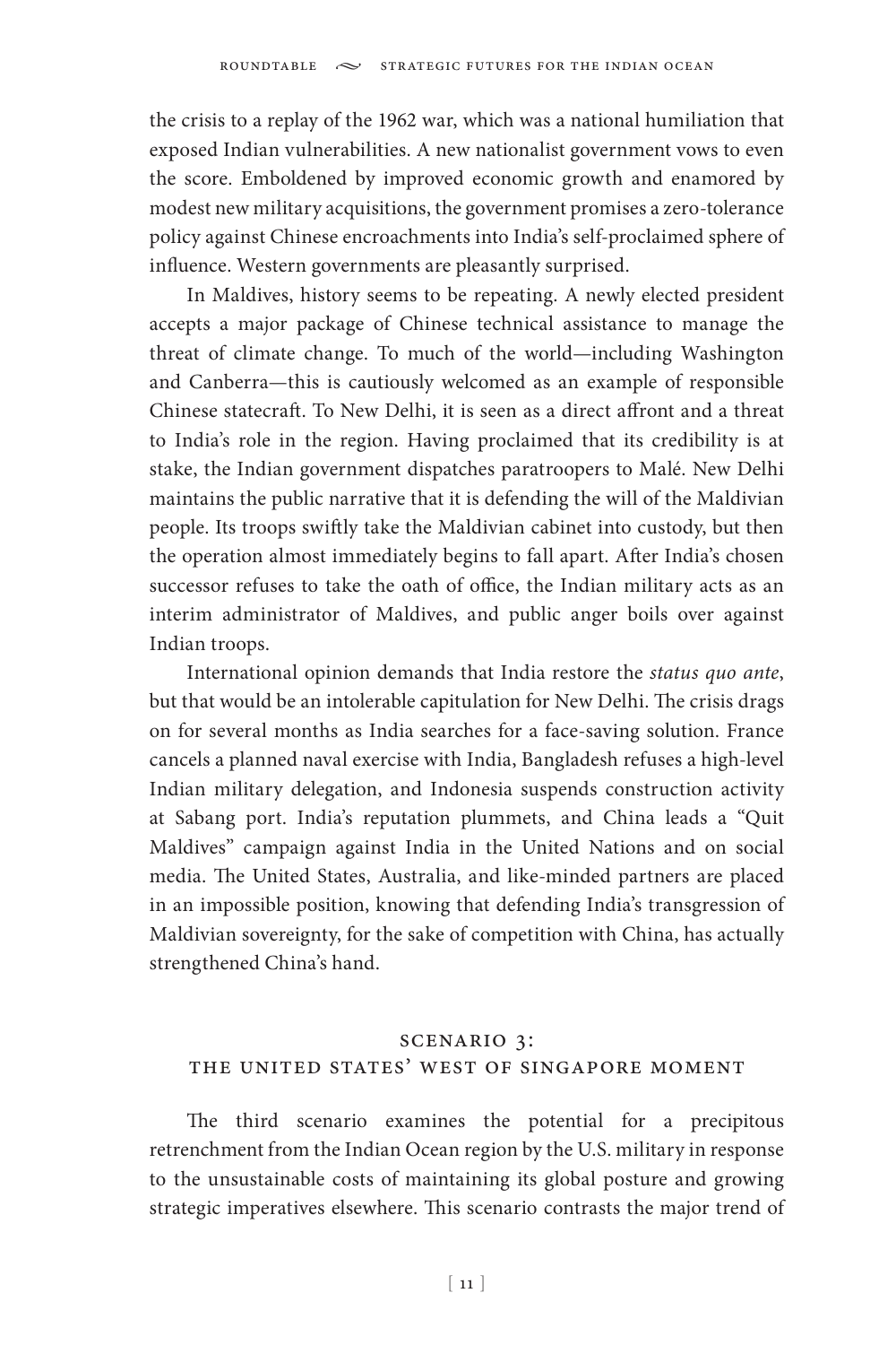the crisis to a replay of the 1962 war, which was a national humiliation that exposed Indian vulnerabilities. A new nationalist government vows to even the score. Emboldened by improved economic growth and enamored by modest new military acquisitions, the government promises a zero-tolerance policy against Chinese encroachments into India's self-proclaimed sphere of influence. Western governments are pleasantly surprised.

In Maldives, history seems to be repeating. A newly elected president accepts a major package of Chinese technical assistance to manage the threat of climate change. To much of the world—including Washington and Canberra—this is cautiously welcomed as an example of responsible Chinese statecraft. To New Delhi, it is seen as a direct affront and a threat to India's role in the region. Having proclaimed that its credibility is at stake, the Indian government dispatches paratroopers to Malé. New Delhi maintains the public narrative that it is defending the will of the Maldivian people. Its troops swiftly take the Maldivian cabinet into custody, but then the operation almost immediately begins to fall apart. After India's chosen successor refuses to take the oath of office, the Indian military acts as an interim administrator of Maldives, and public anger boils over against Indian troops.

International opinion demands that India restore the *status quo ante*, but that would be an intolerable capitulation for New Delhi. The crisis drags on for several months as India searches for a face-saving solution. France cancels a planned naval exercise with India, Bangladesh refuses a high-level Indian military delegation, and Indonesia suspends construction activity at Sabang port. India's reputation plummets, and China leads a "Quit Maldives" campaign against India in the United Nations and on social media. The United States, Australia, and like-minded partners are placed in an impossible position, knowing that defending India's transgression of Maldivian sovereignty, for the sake of competition with China, has actually strengthened China's hand.

## Scenario 3: The United States' West of Singapore Moment

The third scenario examines the potential for a precipitous retrenchment from the Indian Ocean region by the U.S. military in response to the unsustainable costs of maintaining its global posture and growing strategic imperatives elsewhere. This scenario contrasts the major trend of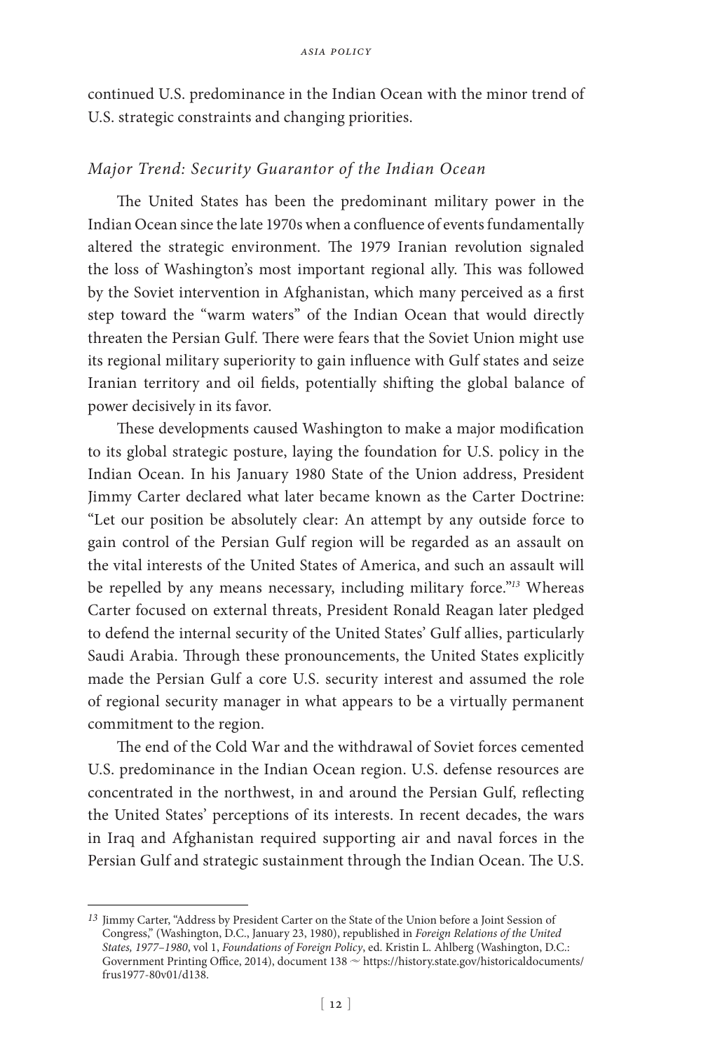continued U.S. predominance in the Indian Ocean with the minor trend of U.S. strategic constraints and changing priorities.

### *Major Trend: Security Guarantor of the Indian Ocean*

The United States has been the predominant military power in the Indian Ocean since the late 1970s when a confluence of events fundamentally altered the strategic environment. The 1979 Iranian revolution signaled the loss of Washington's most important regional ally. This was followed by the Soviet intervention in Afghanistan, which many perceived as a first step toward the "warm waters" of the Indian Ocean that would directly threaten the Persian Gulf. There were fears that the Soviet Union might use its regional military superiority to gain influence with Gulf states and seize Iranian territory and oil fields, potentially shifting the global balance of power decisively in its favor.

These developments caused Washington to make a major modification to its global strategic posture, laying the foundation for U.S. policy in the Indian Ocean. In his January 1980 State of the Union address, President Jimmy Carter declared what later became known as the Carter Doctrine: "Let our position be absolutely clear: An attempt by any outside force to gain control of the Persian Gulf region will be regarded as an assault on the vital interests of the United States of America, and such an assault will be repelled by any means necessary, including military force."[13] Whereas Carter focused on external threats, President Ronald Reagan later pledged to defend the internal security of the United States' Gulf allies, particularly Saudi Arabia. Through these pronouncements, the United States explicitly made the Persian Gulf a core U.S. security interest and assumed the role of regional security manager in what appears to be a virtually permanent commitment to the region.

The end of the Cold War and the withdrawal of Soviet forces cemented U.S. predominance in the Indian Ocean region. U.S. defense resources are concentrated in the northwest, in and around the Persian Gulf, reflecting the United States' perceptions of its interests. In recent decades, the wars in Iraq and Afghanistan required supporting air and naval forces in the Persian Gulf and strategic sustainment through the Indian Ocean. The U.S.

---

[13] Jimmy Carter, "Address by President Carter on the State of the Union before a Joint Session of Congress," (Washington, D.C., January 23, 1980), republished in *Foreign Relations of the United States, 1977–1980*, vol 1, *Foundations of Foreign Policy*, ed. Kristin L. Ahlberg (Washington, D.C.: Government Printing Office, 2014), document 138 ~ https://history.state.gov/historicaldocuments/frus1977-80v01/d138.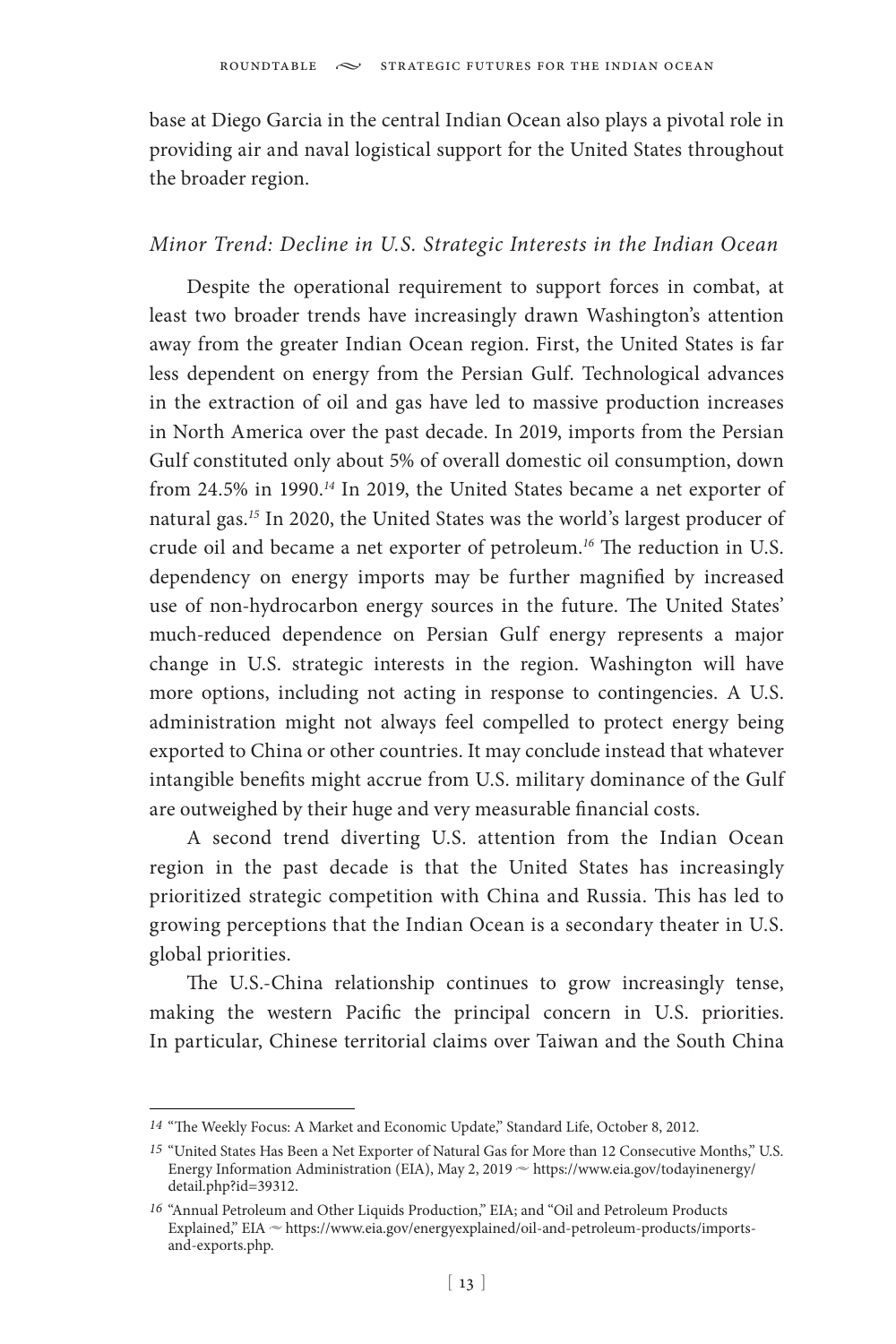base at Diego Garcia in the central Indian Ocean also plays a pivotal role in providing air and naval logistical support for the United States throughout the broader region.

### *Minor Trend: Decline in U.S. Strategic Interests in the Indian Ocean*

Despite the operational requirement to support forces in combat, at least two broader trends have increasingly drawn Washington's attention away from the greater Indian Ocean region. First, the United States is far less dependent on energy from the Persian Gulf. Technological advances in the extraction of oil and gas have led to massive production increases in North America over the past decade. In 2019, imports from the Persian Gulf constituted only about 5% of overall domestic oil consumption, down from 24.5% in 1990.[14] In 2019, the United States became a net exporter of natural gas.[15] In 2020, the United States was the world's largest producer of crude oil and became a net exporter of petroleum.[16] The reduction in U.S. dependency on energy imports may be further magnified by increased use of non-hydrocarbon energy sources in the future. The United States' much-reduced dependence on Persian Gulf energy represents a major change in U.S. strategic interests in the region. Washington will have more options, including not acting in response to contingencies. A U.S. administration might not always feel compelled to protect energy being exported to China or other countries. It may conclude instead that whatever intangible benefits might accrue from U.S. military dominance of the Gulf are outweighed by their huge and very measurable financial costs.

A second trend diverting U.S. attention from the Indian Ocean region in the past decade is that the United States has increasingly prioritized strategic competition with China and Russia. This has led to growing perceptions that the Indian Ocean is a secondary theater in U.S. global priorities.

The U.S.-China relationship continues to grow increasingly tense, making the western Pacific the principal concern in U.S. priorities. In particular, Chinese territorial claims over Taiwan and the South China

---

[14] "The Weekly Focus: A Market and Economic Update," Standard Life, October 8, 2012.

[15] "United States Has Been a Net Exporter of Natural Gas for More than 12 Consecutive Months," U.S. Energy Information Administration (EIA), May 2, 2019 ~ https://www.eia.gov/todayinenergy/detail.php?id=39312.

[16] "Annual Petroleum and Other Liquids Production," EIA; and "Oil and Petroleum Products Explained," EIA ~ https://www.eia.gov/energyexplained/oil-and-petroleum-products/imports-and-exports.php.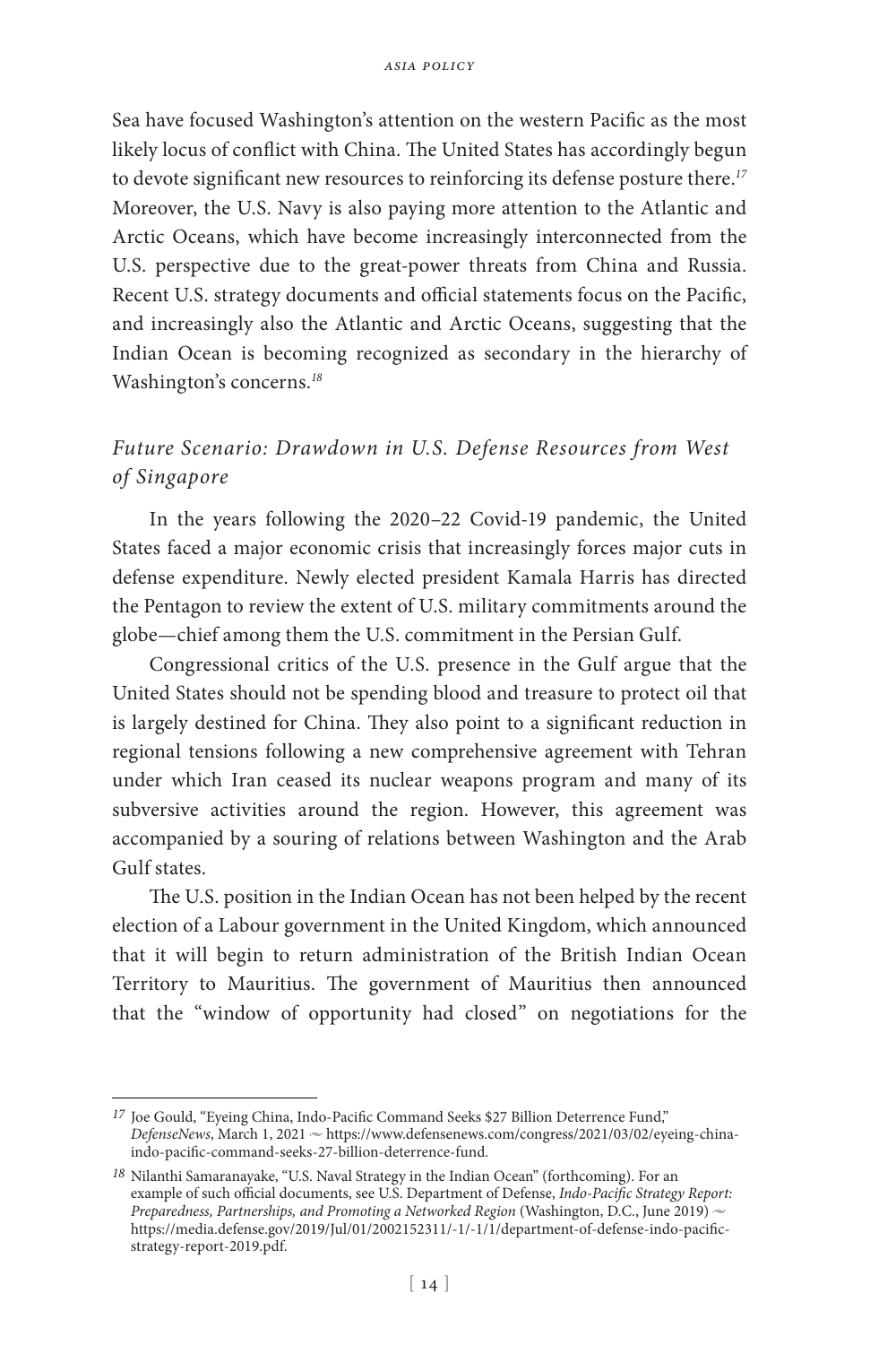Sea have focused Washington's attention on the western Pacific as the most likely locus of conflict with China. The United States has accordingly begun to devote significant new resources to reinforcing its defense posture there.[17] Moreover, the U.S. Navy is also paying more attention to the Atlantic and Arctic Oceans, which have become increasingly interconnected from the U.S. perspective due to the great-power threats from China and Russia. Recent U.S. strategy documents and official statements focus on the Pacific, and increasingly also the Atlantic and Arctic Oceans, suggesting that the Indian Ocean is becoming recognized as secondary in the hierarchy of Washington's concerns.[18]

### *Future Scenario: Drawdown in U.S. Defense Resources from West of Singapore*

In the years following the 2020–22 Covid-19 pandemic, the United States faced a major economic crisis that increasingly forces major cuts in defense expenditure. Newly elected president Kamala Harris has directed the Pentagon to review the extent of U.S. military commitments around the globe—chief among them the U.S. commitment in the Persian Gulf.

Congressional critics of the U.S. presence in the Gulf argue that the United States should not be spending blood and treasure to protect oil that is largely destined for China. They also point to a significant reduction in regional tensions following a new comprehensive agreement with Tehran under which Iran ceased its nuclear weapons program and many of its subversive activities around the region. However, this agreement was accompanied by a souring of relations between Washington and the Arab Gulf states.

The U.S. position in the Indian Ocean has not been helped by the recent election of a Labour government in the United Kingdom, which announced that it will begin to return administration of the British Indian Ocean Territory to Mauritius. The government of Mauritius then announced that the "window of opportunity had closed" on negotiations for the

---

[17] Joe Gould, "Eyeing China, Indo-Pacific Command Seeks $27 Billion Deterrence Fund," *DefenseNews*, March 1, 2021 ~ https://www.defensenews.com/congress/2021/03/02/eyeing-china-indo-pacific-command-seeks-27-billion-deterrence-fund.

[18] Nilanthi Samaranayake, "U.S. Naval Strategy in the Indian Ocean" (forthcoming). For an example of such official documents, see U.S. Department of Defense, *Indo-Pacific Strategy Report: Preparedness, Partnerships, and Promoting a Networked Region* (Washington, D.C., June 2019) ~ https://media.defense.gov/2019/Jul/01/2002152311/-1/-1/1/department-of-defense-indo-pacific-strategy-report-2019.pdf.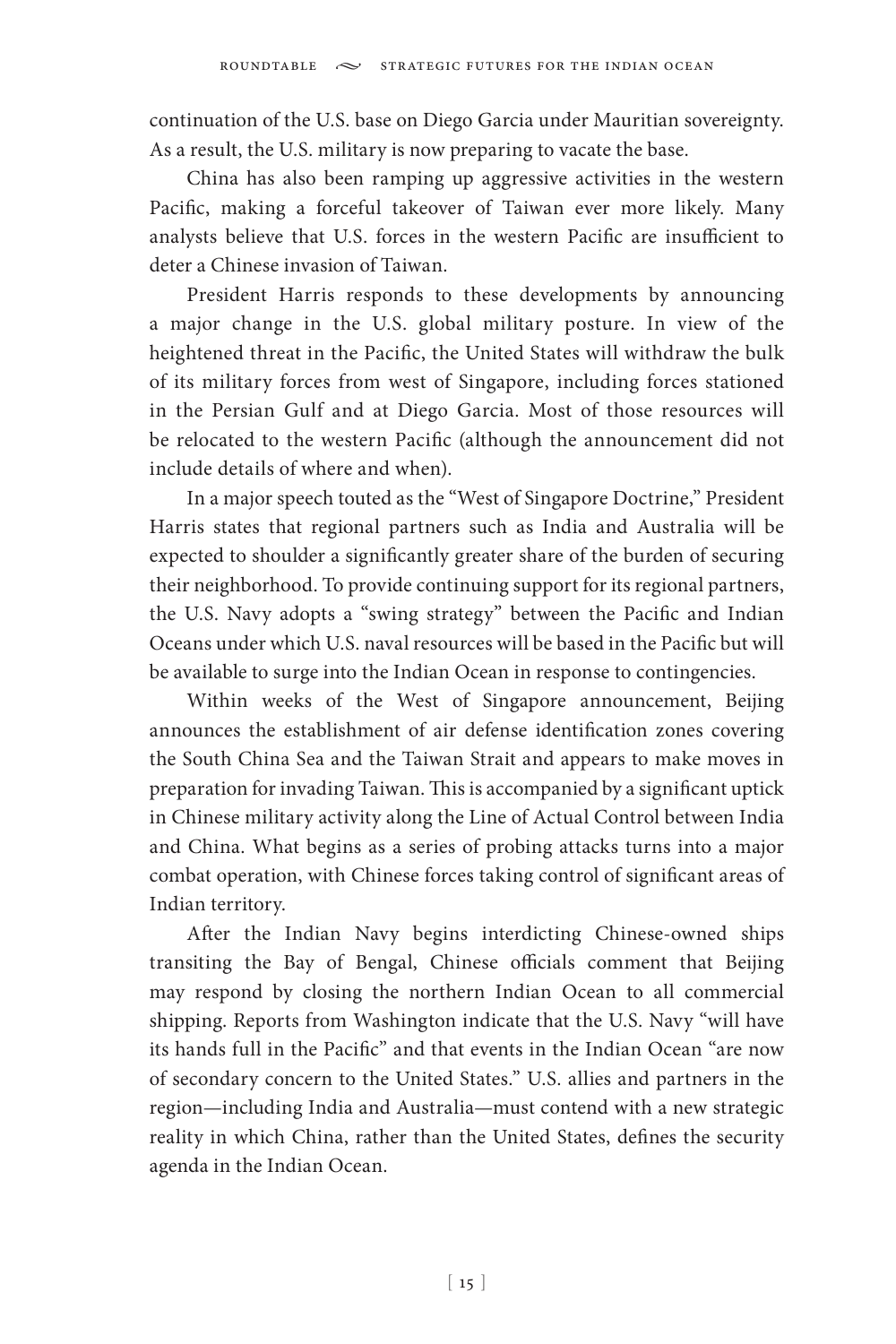continuation of the U.S. base on Diego Garcia under Mauritian sovereignty. As a result, the U.S. military is now preparing to vacate the base.

China has also been ramping up aggressive activities in the western Pacific, making a forceful takeover of Taiwan ever more likely. Many analysts believe that U.S. forces in the western Pacific are insufficient to deter a Chinese invasion of Taiwan.

President Harris responds to these developments by announcing a major change in the U.S. global military posture. In view of the heightened threat in the Pacific, the United States will withdraw the bulk of its military forces from west of Singapore, including forces stationed in the Persian Gulf and at Diego Garcia. Most of those resources will be relocated to the western Pacific (although the announcement did not include details of where and when).

In a major speech touted as the "West of Singapore Doctrine," President Harris states that regional partners such as India and Australia will be expected to shoulder a significantly greater share of the burden of securing their neighborhood. To provide continuing support for its regional partners, the U.S. Navy adopts a "swing strategy" between the Pacific and Indian Oceans under which U.S. naval resources will be based in the Pacific but will be available to surge into the Indian Ocean in response to contingencies.

Within weeks of the West of Singapore announcement, Beijing announces the establishment of air defense identification zones covering the South China Sea and the Taiwan Strait and appears to make moves in preparation for invading Taiwan. This is accompanied by a significant uptick in Chinese military activity along the Line of Actual Control between India and China. What begins as a series of probing attacks turns into a major combat operation, with Chinese forces taking control of significant areas of Indian territory.

After the Indian Navy begins interdicting Chinese-owned ships transiting the Bay of Bengal, Chinese officials comment that Beijing may respond by closing the northern Indian Ocean to all commercial shipping. Reports from Washington indicate that the U.S. Navy "will have its hands full in the Pacific" and that events in the Indian Ocean "are now of secondary concern to the United States." U.S. allies and partners in the region—including India and Australia—must contend with a new strategic reality in which China, rather than the United States, defines the security agenda in the Indian Ocean.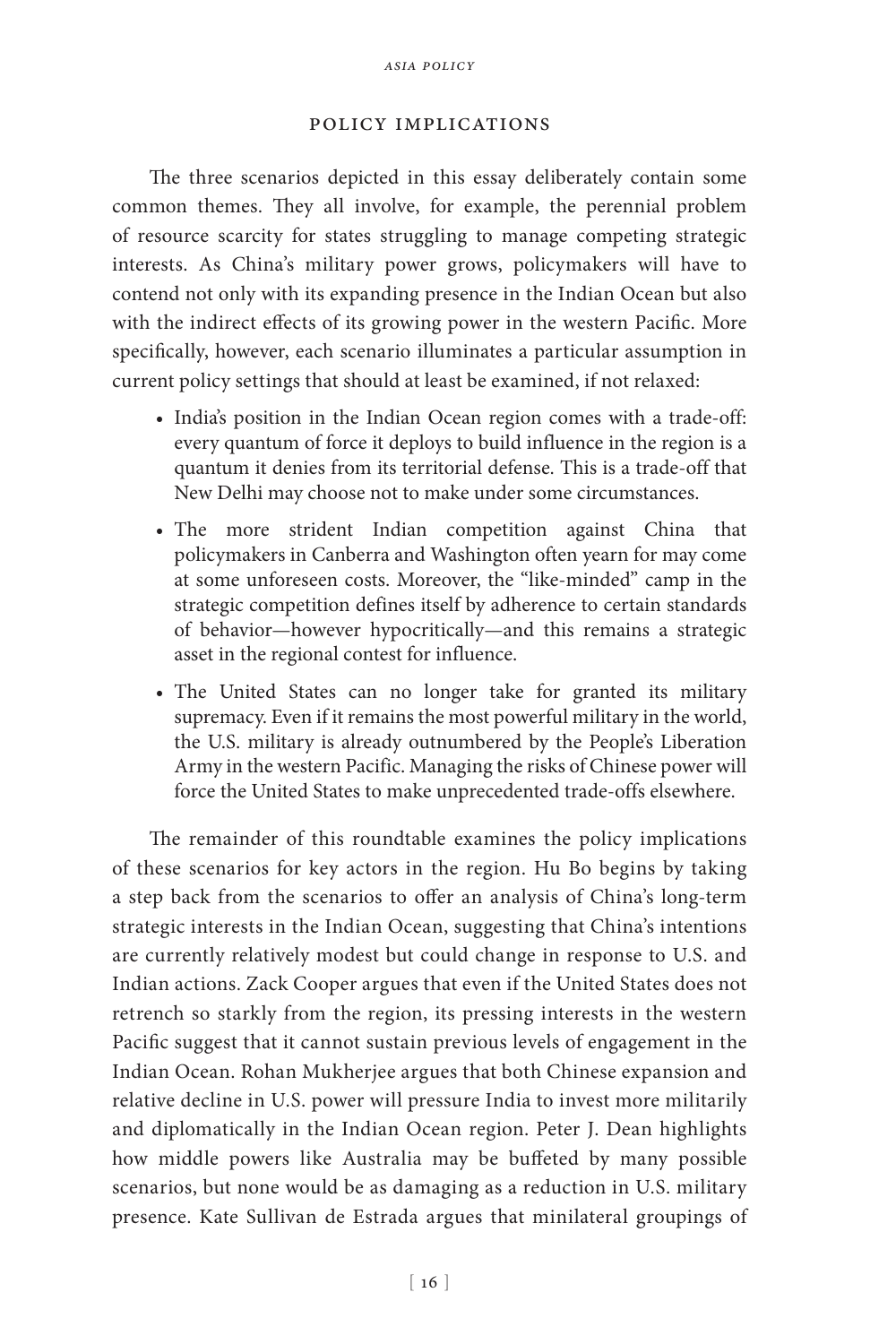## Policy Implications

The three scenarios depicted in this essay deliberately contain some common themes. They all involve, for example, the perennial problem of resource scarcity for states struggling to manage competing strategic interests. As China's military power grows, policymakers will have to contend not only with its expanding presence in the Indian Ocean but also with the indirect effects of its growing power in the western Pacific. More specifically, however, each scenario illuminates a particular assumption in current policy settings that should at least be examined, if not relaxed:

- India's position in the Indian Ocean region comes with a trade-off: every quantum of force it deploys to build influence in the region is a quantum it denies from its territorial defense. This is a trade-off that New Delhi may choose not to make under some circumstances.
- The more strident Indian competition against China that policymakers in Canberra and Washington often yearn for may come at some unforeseen costs. Moreover, the "like-minded" camp in the strategic competition defines itself by adherence to certain standards of behavior—however hypocritically—and this remains a strategic asset in the regional contest for influence.
- The United States can no longer take for granted its military supremacy. Even if it remains the most powerful military in the world, the U.S. military is already outnumbered by the People's Liberation Army in the western Pacific. Managing the risks of Chinese power will force the United States to make unprecedented trade-offs elsewhere.

The remainder of this roundtable examines the policy implications of these scenarios for key actors in the region. Hu Bo begins by taking a step back from the scenarios to offer an analysis of China's long-term strategic interests in the Indian Ocean, suggesting that China's intentions are currently relatively modest but could change in response to U.S. and Indian actions. Zack Cooper argues that even if the United States does not retrench so starkly from the region, its pressing interests in the western Pacific suggest that it cannot sustain previous levels of engagement in the Indian Ocean. Rohan Mukherjee argues that both Chinese expansion and relative decline in U.S. power will pressure India to invest more militarily and diplomatically in the Indian Ocean region. Peter J. Dean highlights how middle powers like Australia may be buffeted by many possible scenarios, but none would be as damaging as a reduction in U.S. military presence. Kate Sullivan de Estrada argues that minilateral groupings of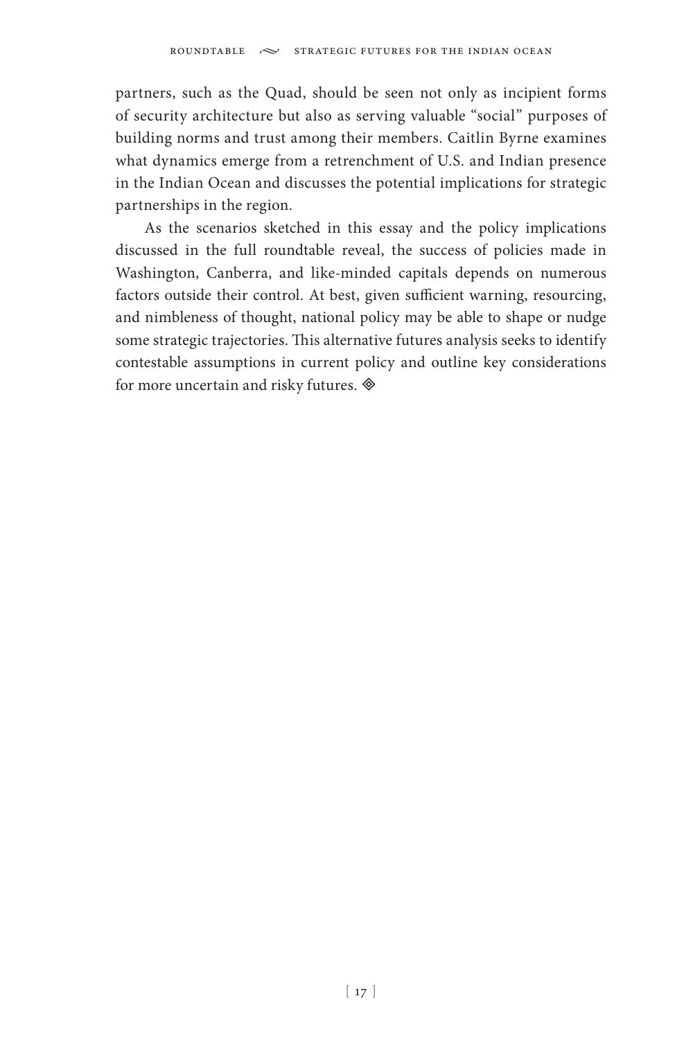partners, such as the Quad, should be seen not only as incipient forms of security architecture but also as serving valuable "social" purposes of building norms and trust among their members. Caitlin Byrne examines what dynamics emerge from a retrenchment of U.S. and Indian presence in the Indian Ocean and discusses the potential implications for strategic partnerships in the region.

As the scenarios sketched in this essay and the policy implications discussed in the full roundtable reveal, the success of policies made in Washington, Canberra, and like-minded capitals depends on numerous factors outside their control. At best, given sufficient warning, resourcing, and nimbleness of thought, national policy may be able to shape or nudge some strategic trajectories. This alternative futures analysis seeks to identify contestable assumptions in current policy and outline key considerations for more uncertain and risky futures. ◈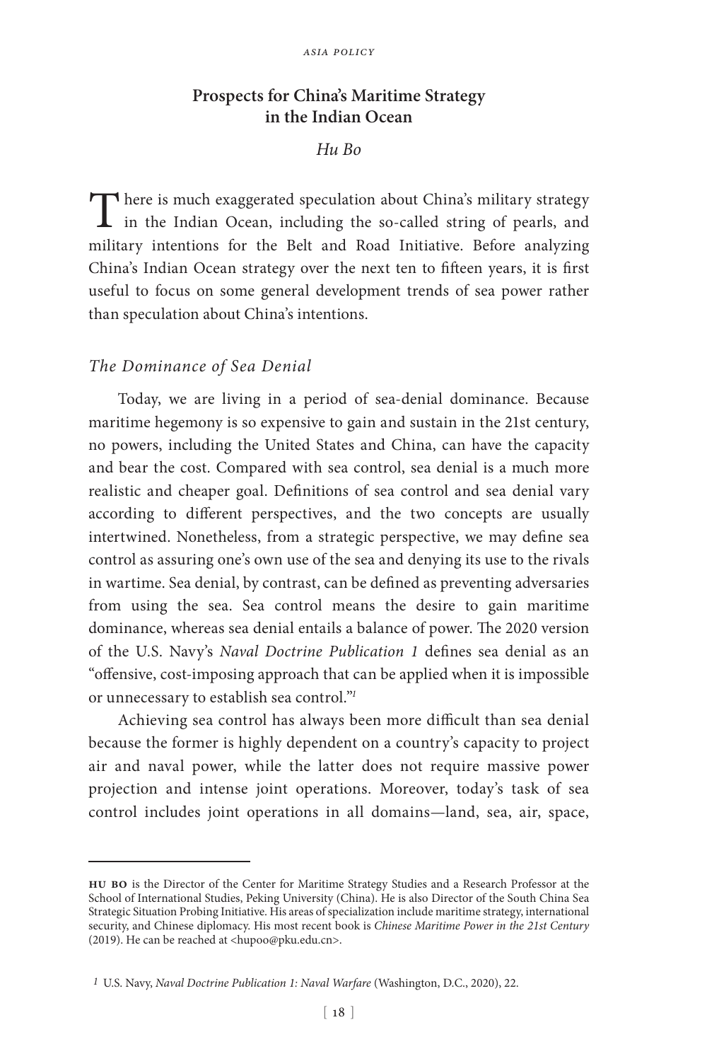## Prospects for China's Maritime Strategy in the Indian Ocean

*Hu Bo*

There is much exaggerated speculation about China's military strategy in the Indian Ocean, including the so-called string of pearls, and military intentions for the Belt and Road Initiative. Before analyzing China's Indian Ocean strategy over the next ten to fifteen years, it is first useful to focus on some general development trends of sea power rather than speculation about China's intentions.

### *The Dominance of Sea Denial*

Today, we are living in a period of sea-denial dominance. Because maritime hegemony is so expensive to gain and sustain in the 21st century, no powers, including the United States and China, can have the capacity and bear the cost. Compared with sea control, sea denial is a much more realistic and cheaper goal. Definitions of sea control and sea denial vary according to different perspectives, and the two concepts are usually intertwined. Nonetheless, from a strategic perspective, we may define sea control as assuring one's own use of the sea and denying its use to the rivals in wartime. Sea denial, by contrast, can be defined as preventing adversaries from using the sea. Sea control means the desire to gain maritime dominance, whereas sea denial entails a balance of power. The 2020 version of the U.S. Navy's *Naval Doctrine Publication 1* defines sea denial as an "offensive, cost-imposing approach that can be applied when it is impossible or unnecessary to establish sea control."[1]

Achieving sea control has always been more difficult than sea denial because the former is highly dependent on a country's capacity to project air and naval power, while the latter does not require massive power projection and intense joint operations. Moreover, today's task of sea control includes joint operations in all domains—land, sea, air, space,

---

**HU BO** is the Director of the Center for Maritime Strategy Studies and a Research Professor at the School of International Studies, Peking University (China). He is also Director of the South China Sea Strategic Situation Probing Initiative. His areas of specialization include maritime strategy, international security, and Chinese diplomacy. His most recent book is *Chinese Maritime Power in the 21st Century* (2019). He can be reached at <hupoo@pku.edu.cn>.

[1] U.S. Navy, *Naval Doctrine Publication 1: Naval Warfare* (Washington, D.C., 2020), 22.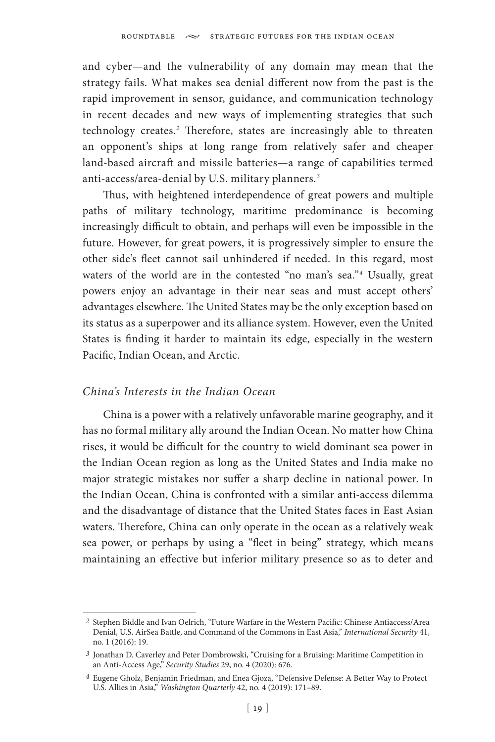and cyber—and the vulnerability of any domain may mean that the strategy fails. What makes sea denial different now from the past is the rapid improvement in sensor, guidance, and communication technology in recent decades and new ways of implementing strategies that such technology creates.[2] Therefore, states are increasingly able to threaten an opponent's ships at long range from relatively safer and cheaper land-based aircraft and missile batteries—a range of capabilities termed anti-access/area-denial by U.S. military planners.[3]

Thus, with heightened interdependence of great powers and multiple paths of military technology, maritime predominance is becoming increasingly difficult to obtain, and perhaps will even be impossible in the future. However, for great powers, it is progressively simpler to ensure the other side's fleet cannot sail unhindered if needed. In this regard, most waters of the world are in the contested "no man's sea."[4] Usually, great powers enjoy an advantage in their near seas and must accept others' advantages elsewhere. The United States may be the only exception based on its status as a superpower and its alliance system. However, even the United States is finding it harder to maintain its edge, especially in the western Pacific, Indian Ocean, and Arctic.

### *China's Interests in the Indian Ocean*

China is a power with a relatively unfavorable marine geography, and it has no formal military ally around the Indian Ocean. No matter how China rises, it would be difficult for the country to wield dominant sea power in the Indian Ocean region as long as the United States and India make no major strategic mistakes nor suffer a sharp decline in national power. In the Indian Ocean, China is confronted with a similar anti-access dilemma and the disadvantage of distance that the United States faces in East Asian waters. Therefore, China can only operate in the ocean as a relatively weak sea power, or perhaps by using a "fleet in being" strategy, which means maintaining an effective but inferior military presence so as to deter and

---

2 Stephen Biddle and Ivan Oelrich, "Future Warfare in the Western Pacific: Chinese Antiaccess/Area Denial, U.S. AirSea Battle, and Command of the Commons in East Asia," *International Security* 41, no. 1 (2016): 19.

3 Jonathan D. Caverley and Peter Dombrowski, "Cruising for a Bruising: Maritime Competition in an Anti-Access Age," *Security Studies* 29, no. 4 (2020): 676.

4 Eugene Gholz, Benjamin Friedman, and Enea Gjoza, "Defensive Defense: A Better Way to Protect U.S. Allies in Asia," *Washington Quarterly* 42, no. 4 (2019): 171–89.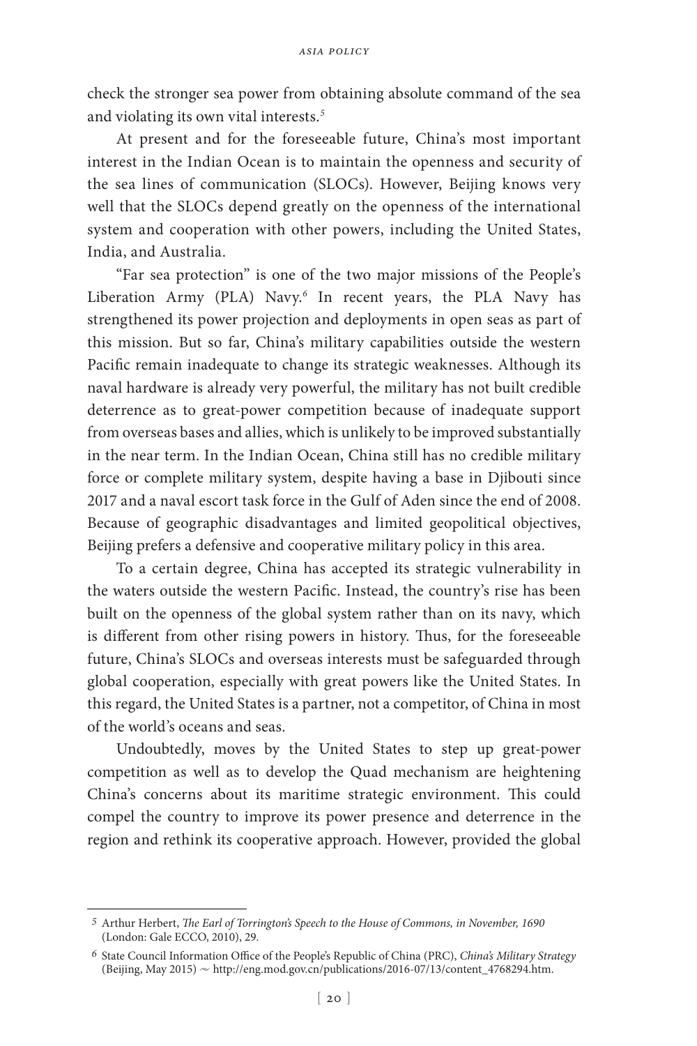check the stronger sea power from obtaining absolute command of the sea and violating its own vital interests.[5]

At present and for the foreseeable future, China's most important interest in the Indian Ocean is to maintain the openness and security of the sea lines of communication (SLOCs). However, Beijing knows very well that the SLOCs depend greatly on the openness of the international system and cooperation with other powers, including the United States, India, and Australia.

"Far sea protection" is one of the two major missions of the People's Liberation Army (PLA) Navy.[6] In recent years, the PLA Navy has strengthened its power projection and deployments in open seas as part of this mission. But so far, China's military capabilities outside the western Pacific remain inadequate to change its strategic weaknesses. Although its naval hardware is already very powerful, the military has not built credible deterrence as to great-power competition because of inadequate support from overseas bases and allies, which is unlikely to be improved substantially in the near term. In the Indian Ocean, China still has no credible military force or complete military system, despite having a base in Djibouti since 2017 and a naval escort task force in the Gulf of Aden since the end of 2008. Because of geographic disadvantages and limited geopolitical objectives, Beijing prefers a defensive and cooperative military policy in this area.

To a certain degree, China has accepted its strategic vulnerability in the waters outside the western Pacific. Instead, the country's rise has been built on the openness of the global system rather than on its navy, which is different from other rising powers in history. Thus, for the foreseeable future, China's SLOCs and overseas interests must be safeguarded through global cooperation, especially with great powers like the United States. In this regard, the United States is a partner, not a competitor, of China in most of the world's oceans and seas.

Undoubtedly, moves by the United States to step up great-power competition as well as to develop the Quad mechanism are heightening China's concerns about its maritime strategic environment. This could compel the country to improve its power presence and deterrence in the region and rethink its cooperative approach. However, provided the global

---

5 Arthur Herbert, *The Earl of Torrington's Speech to the House of Commons, in November, 1690* (London: Gale ECCO, 2010), 29.

6 State Council Information Office of the People's Republic of China (PRC), *China's Military Strategy* (Beijing, May 2015) ~ http://eng.mod.gov.cn/publications/2016-07/13/content_4768294.htm.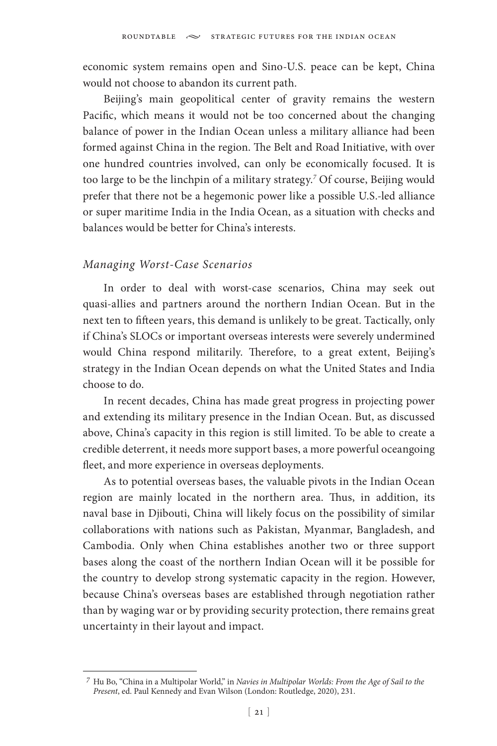economic system remains open and Sino-U.S. peace can be kept, China would not choose to abandon its current path.

Beijing's main geopolitical center of gravity remains the western Pacific, which means it would not be too concerned about the changing balance of power in the Indian Ocean unless a military alliance had been formed against China in the region. The Belt and Road Initiative, with over one hundred countries involved, can only be economically focused. It is too large to be the linchpin of a military strategy.[7] Of course, Beijing would prefer that there not be a hegemonic power like a possible U.S.-led alliance or super maritime India in the India Ocean, as a situation with checks and balances would be better for China's interests.

### *Managing Worst-Case Scenarios*

In order to deal with worst-case scenarios, China may seek out quasi-allies and partners around the northern Indian Ocean. But in the next ten to fifteen years, this demand is unlikely to be great. Tactically, only if China's SLOCs or important overseas interests were severely undermined would China respond militarily. Therefore, to a great extent, Beijing's strategy in the Indian Ocean depends on what the United States and India choose to do.

In recent decades, China has made great progress in projecting power and extending its military presence in the Indian Ocean. But, as discussed above, China's capacity in this region is still limited. To be able to create a credible deterrent, it needs more support bases, a more powerful oceangoing fleet, and more experience in overseas deployments.

As to potential overseas bases, the valuable pivots in the Indian Ocean region are mainly located in the northern area. Thus, in addition, its naval base in Djibouti, China will likely focus on the possibility of similar collaborations with nations such as Pakistan, Myanmar, Bangladesh, and Cambodia. Only when China establishes another two or three support bases along the coast of the northern Indian Ocean will it be possible for the country to develop strong systematic capacity in the region. However, because China's overseas bases are established through negotiation rather than by waging war or by providing security protection, there remains great uncertainty in their layout and impact.

---

[7] Hu Bo, "China in a Multipolar World," in *Navies in Multipolar Worlds: From the Age of Sail to the Present*, ed. Paul Kennedy and Evan Wilson (London: Routledge, 2020), 231.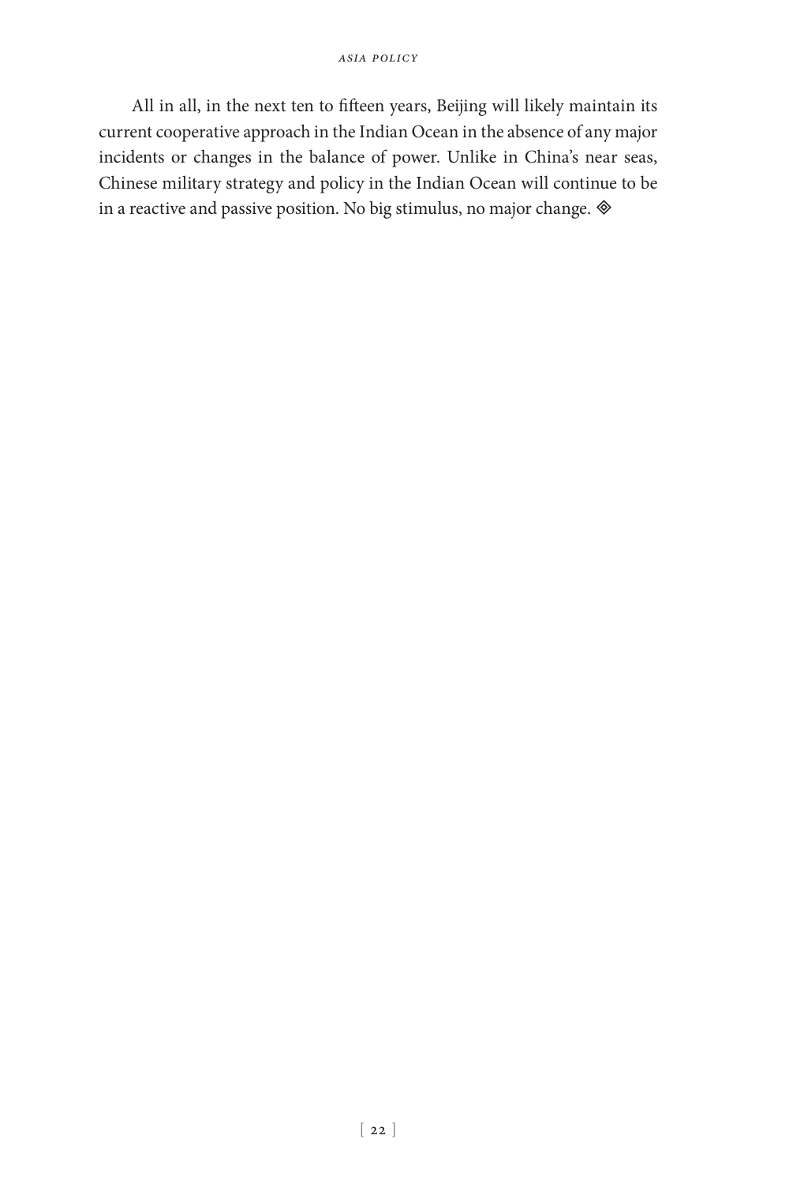All in all, in the next ten to fifteen years, Beijing will likely maintain its current cooperative approach in the Indian Ocean in the absence of any major incidents or changes in the balance of power. Unlike in China's near seas, Chinese military strategy and policy in the Indian Ocean will continue to be in a reactive and passive position. No big stimulus, no major change. ◈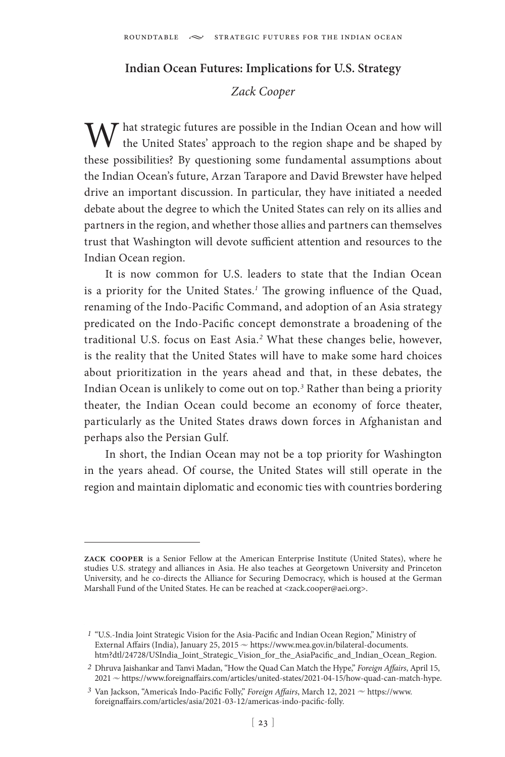## Indian Ocean Futures: Implications for U.S. Strategy

*Zack Cooper*

What strategic futures are possible in the Indian Ocean and how will the United States' approach to the region shape and be shaped by these possibilities? By questioning some fundamental assumptions about the Indian Ocean's future, Arzan Tarapore and David Brewster have helped drive an important discussion. In particular, they have initiated a needed debate about the degree to which the United States can rely on its allies and partners in the region, and whether those allies and partners can themselves trust that Washington will devote sufficient attention and resources to the Indian Ocean region.

It is now common for U.S. leaders to state that the Indian Ocean is a priority for the United States.[1] The growing influence of the Quad, renaming of the Indo-Pacific Command, and adoption of an Asia strategy predicated on the Indo-Pacific concept demonstrate a broadening of the traditional U.S. focus on East Asia.[2] What these changes belie, however, is the reality that the United States will have to make some hard choices about prioritization in the years ahead and that, in these debates, the Indian Ocean is unlikely to come out on top.[3] Rather than being a priority theater, the Indian Ocean could become an economy of force theater, particularly as the United States draws down forces in Afghanistan and perhaps also the Persian Gulf.

In short, the Indian Ocean may not be a top priority for Washington in the years ahead. Of course, the United States will still operate in the region and maintain diplomatic and economic ties with countries bordering

---

**ZACK COOPER** is a Senior Fellow at the American Enterprise Institute (United States), where he studies U.S. strategy and alliances in Asia. He also teaches at Georgetown University and Princeton University, and he co-directs the Alliance for Securing Democracy, which is housed at the German Marshall Fund of the United States. He can be reached at <zack.cooper@aei.org>.

---

[1] "U.S.-India Joint Strategic Vision for the Asia-Pacific and Indian Ocean Region," Ministry of External Affairs (India), January 25, 2015 ~ https://www.mea.gov.in/bilateral-documents.htm?dtl/24728/USIndia_Joint_Strategic_Vision_for_the_AsiaPacific_and_Indian_Ocean_Region.

[2] Dhruva Jaishankar and Tanvi Madan, "How the Quad Can Match the Hype," *Foreign Affairs*, April 15, 2021 ~ https://www.foreignaffairs.com/articles/united-states/2021-04-15/how-quad-can-match-hype.

[3] Van Jackson, "America's Indo-Pacific Folly," *Foreign Affairs*, March 12, 2021 ~ https://www.foreignaffairs.com/articles/asia/2021-03-12/americas-indo-pacific-folly.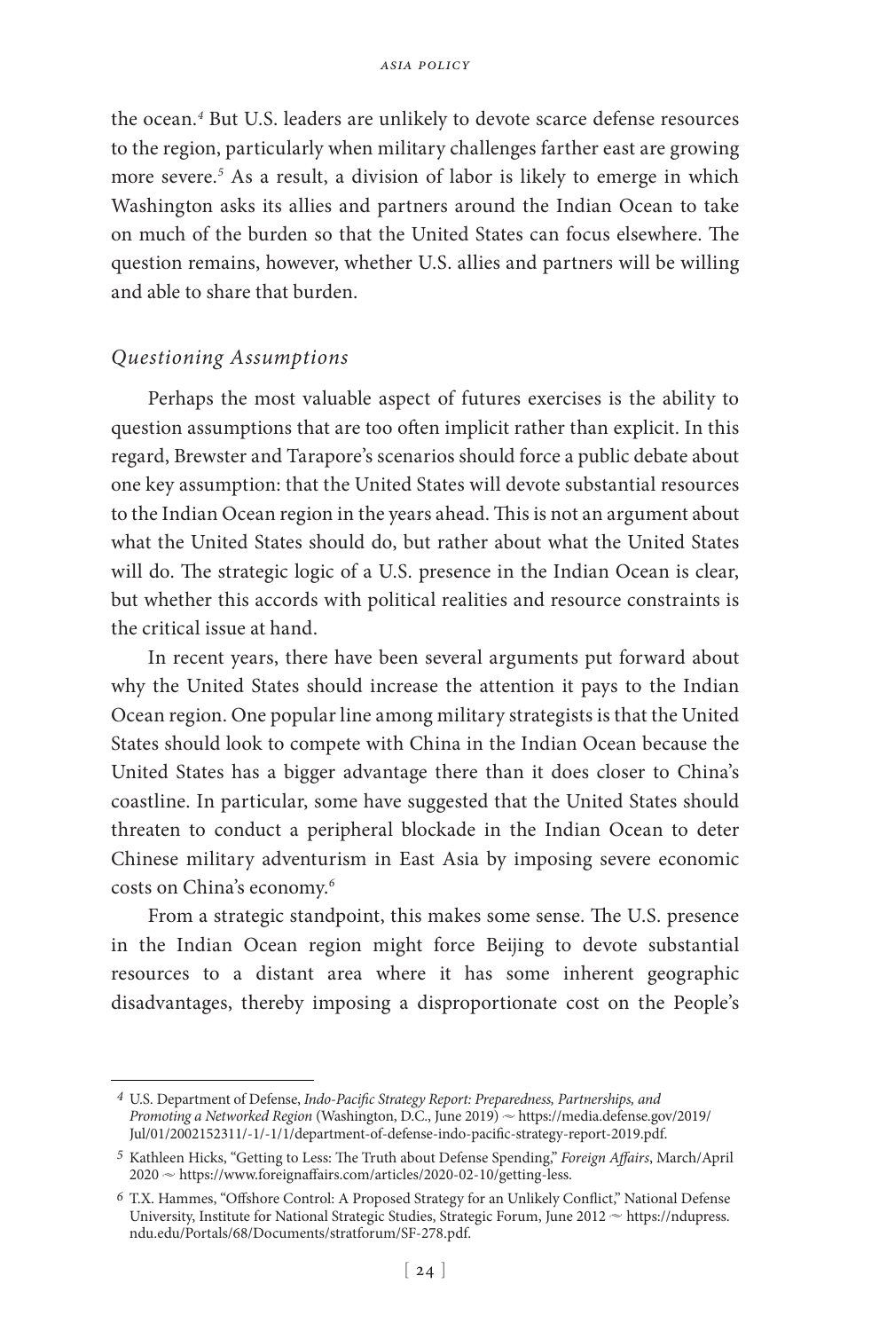the ocean.[4] But U.S. leaders are unlikely to devote scarce defense resources to the region, particularly when military challenges farther east are growing more severe.[5] As a result, a division of labor is likely to emerge in which Washington asks its allies and partners around the Indian Ocean to take on much of the burden so that the United States can focus elsewhere. The question remains, however, whether U.S. allies and partners will be willing and able to share that burden.

### *Questioning Assumptions*

Perhaps the most valuable aspect of futures exercises is the ability to question assumptions that are too often implicit rather than explicit. In this regard, Brewster and Tarapore's scenarios should force a public debate about one key assumption: that the United States will devote substantial resources to the Indian Ocean region in the years ahead. This is not an argument about what the United States should do, but rather about what the United States will do. The strategic logic of a U.S. presence in the Indian Ocean is clear, but whether this accords with political realities and resource constraints is the critical issue at hand.

In recent years, there have been several arguments put forward about why the United States should increase the attention it pays to the Indian Ocean region. One popular line among military strategists is that the United States should look to compete with China in the Indian Ocean because the United States has a bigger advantage there than it does closer to China's coastline. In particular, some have suggested that the United States should threaten to conduct a peripheral blockade in the Indian Ocean to deter Chinese military adventurism in East Asia by imposing severe economic costs on China's economy.[6]

From a strategic standpoint, this makes some sense. The U.S. presence in the Indian Ocean region might force Beijing to devote substantial resources to a distant area where it has some inherent geographic disadvantages, thereby imposing a disproportionate cost on the People's

---

4 U.S. Department of Defense, *Indo-Pacific Strategy Report: Preparedness, Partnerships, and Promoting a Networked Region* (Washington, D.C., June 2019) ~ https://media.defense.gov/2019/Jul/01/2002152311/-1/-1/1/department-of-defense-indo-pacific-strategy-report-2019.pdf.

5 Kathleen Hicks, "Getting to Less: The Truth about Defense Spending," *Foreign Affairs*, March/April 2020 ~ https://www.foreignaffairs.com/articles/2020-02-10/getting-less.

6 T.X. Hammes, "Offshore Control: A Proposed Strategy for an Unlikely Conflict," National Defense University, Institute for National Strategic Studies, Strategic Forum, June 2012 ~ https://ndupress.ndu.edu/Portals/68/Documents/stratforum/SF-278.pdf.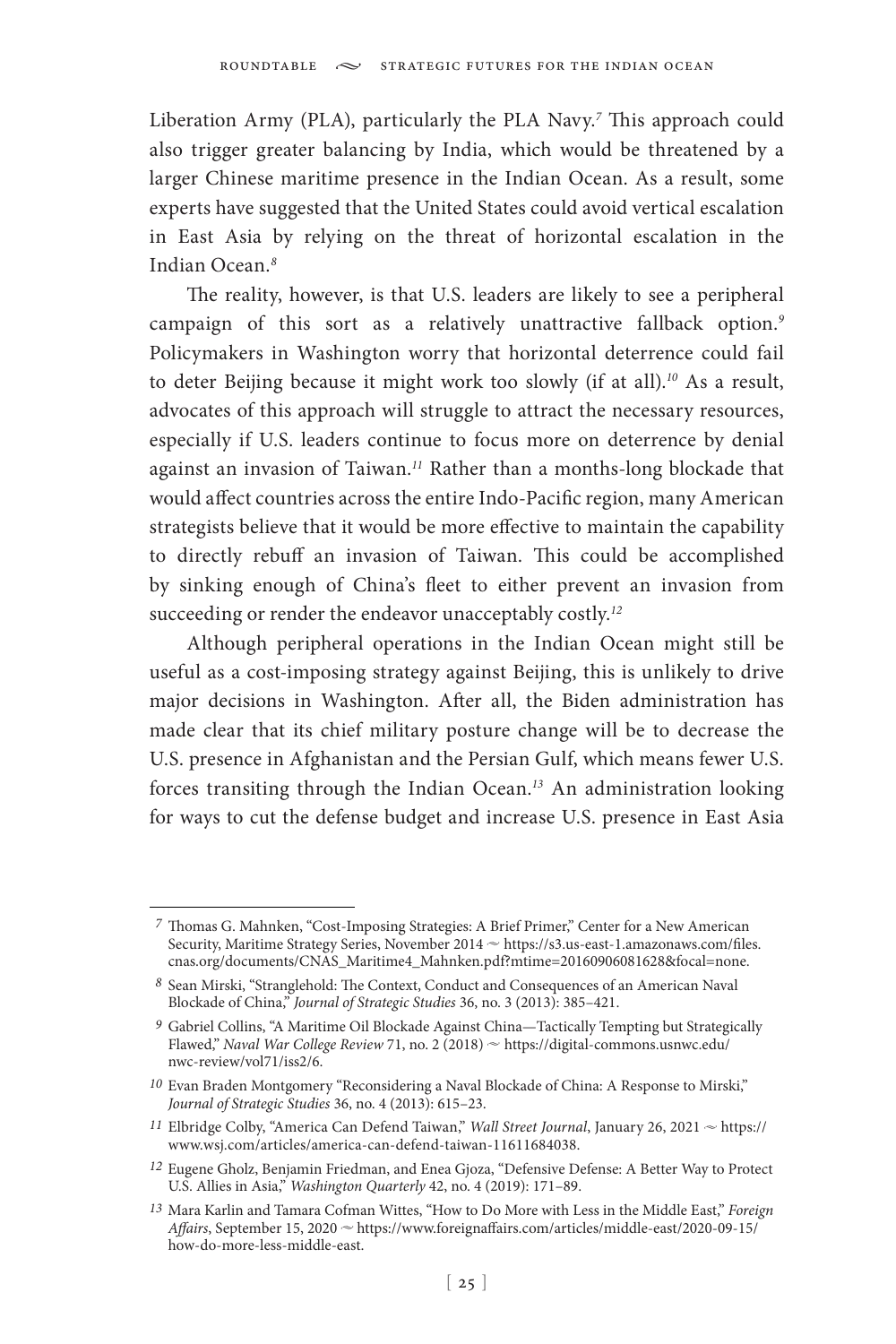Liberation Army (PLA), particularly the PLA Navy.[7] This approach could also trigger greater balancing by India, which would be threatened by a larger Chinese maritime presence in the Indian Ocean. As a result, some experts have suggested that the United States could avoid vertical escalation in East Asia by relying on the threat of horizontal escalation in the Indian Ocean.[8]

The reality, however, is that U.S. leaders are likely to see a peripheral campaign of this sort as a relatively unattractive fallback option.[9] Policymakers in Washington worry that horizontal deterrence could fail to deter Beijing because it might work too slowly (if at all).[10] As a result, advocates of this approach will struggle to attract the necessary resources, especially if U.S. leaders continue to focus more on deterrence by denial against an invasion of Taiwan.[11] Rather than a months-long blockade that would affect countries across the entire Indo-Pacific region, many American strategists believe that it would be more effective to maintain the capability to directly rebuff an invasion of Taiwan. This could be accomplished by sinking enough of China's fleet to either prevent an invasion from succeeding or render the endeavor unacceptably costly.[12]

Although peripheral operations in the Indian Ocean might still be useful as a cost-imposing strategy against Beijing, this is unlikely to drive major decisions in Washington. After all, the Biden administration has made clear that its chief military posture change will be to decrease the U.S. presence in Afghanistan and the Persian Gulf, which means fewer U.S. forces transiting through the Indian Ocean.[13] An administration looking for ways to cut the defense budget and increase U.S. presence in East Asia

---

7 Thomas G. Mahnken, "Cost-Imposing Strategies: A Brief Primer," Center for a New American Security, Maritime Strategy Series, November 2014 ~ https://s3.us-east-1.amazonaws.com/files.cnas.org/documents/CNAS_Maritime4_Mahnken.pdf?mtime=20160906081628&focal=none.

8 Sean Mirski, "Stranglehold: The Context, Conduct and Consequences of an American Naval Blockade of China," *Journal of Strategic Studies* 36, no. 3 (2013): 385–421.

9 Gabriel Collins, "A Maritime Oil Blockade Against China—Tactically Tempting but Strategically Flawed," *Naval War College Review* 71, no. 2 (2018) ~ https://digital-commons.usnwc.edu/nwc-review/vol71/iss2/6.

10 Evan Braden Montgomery "Reconsidering a Naval Blockade of China: A Response to Mirski," *Journal of Strategic Studies* 36, no. 4 (2013): 615–23.

11 Elbridge Colby, "America Can Defend Taiwan," *Wall Street Journal*, January 26, 2021 ~ https://www.wsj.com/articles/america-can-defend-taiwan-11611684038.

12 Eugene Gholz, Benjamin Friedman, and Enea Gjoza, "Defensive Defense: A Better Way to Protect U.S. Allies in Asia," *Washington Quarterly* 42, no. 4 (2019): 171–89.

13 Mara Karlin and Tamara Cofman Wittes, "How to Do More with Less in the Middle East," *Foreign Affairs*, September 15, 2020 ~ https://www.foreignaffairs.com/articles/middle-east/2020-09-15/how-do-more-less-middle-east.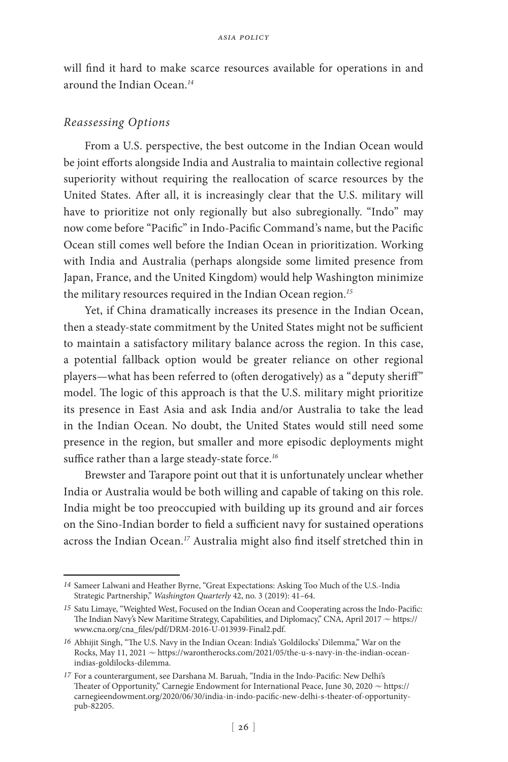will find it hard to make scarce resources available for operations in and around the Indian Ocean.[14]

### *Reassessing Options*

From a U.S. perspective, the best outcome in the Indian Ocean would be joint efforts alongside India and Australia to maintain collective regional superiority without requiring the reallocation of scarce resources by the United States. After all, it is increasingly clear that the U.S. military will have to prioritize not only regionally but also subregionally. "Indo" may now come before "Pacific" in Indo-Pacific Command's name, but the Pacific Ocean still comes well before the Indian Ocean in prioritization. Working with India and Australia (perhaps alongside some limited presence from Japan, France, and the United Kingdom) would help Washington minimize the military resources required in the Indian Ocean region.[15]

Yet, if China dramatically increases its presence in the Indian Ocean, then a steady-state commitment by the United States might not be sufficient to maintain a satisfactory military balance across the region. In this case, a potential fallback option would be greater reliance on other regional players—what has been referred to (often derogatively) as a "deputy sheriff" model. The logic of this approach is that the U.S. military might prioritize its presence in East Asia and ask India and/or Australia to take the lead in the Indian Ocean. No doubt, the United States would still need some presence in the region, but smaller and more episodic deployments might suffice rather than a large steady-state force.[16]

Brewster and Tarapore point out that it is unfortunately unclear whether India or Australia would be both willing and capable of taking on this role. India might be too preoccupied with building up its ground and air forces on the Sino-Indian border to field a sufficient navy for sustained operations across the Indian Ocean.[17] Australia might also find itself stretched thin in

---

14 Sameer Lalwani and Heather Byrne, "Great Expectations: Asking Too Much of the U.S.-India Strategic Partnership," *Washington Quarterly* 42, no. 3 (2019): 41–64.

15 Satu Limaye, "Weighted West, Focused on the Indian Ocean and Cooperating across the Indo-Pacific: The Indian Navy's New Maritime Strategy, Capabilities, and Diplomacy," CNA, April 2017 ~ https://www.cna.org/cna_files/pdf/DRM-2016-U-013939-Final2.pdf.

16 Abhijit Singh, "The U.S. Navy in the Indian Ocean: India's 'Goldilocks' Dilemma," War on the Rocks, May 11, 2021 ~ https://warontherocks.com/2021/05/the-u-s-navy-in-the-indian-ocean-indias-goldilocks-dilemma.

17 For a counterargument, see Darshana M. Baruah, "India in the Indo-Pacific: New Delhi's Theater of Opportunity," Carnegie Endowment for International Peace, June 30, 2020 ~ https://carnegieendowment.org/2020/06/30/india-in-indo-pacific-new-delhi-s-theater-of-opportunity-pub-82205.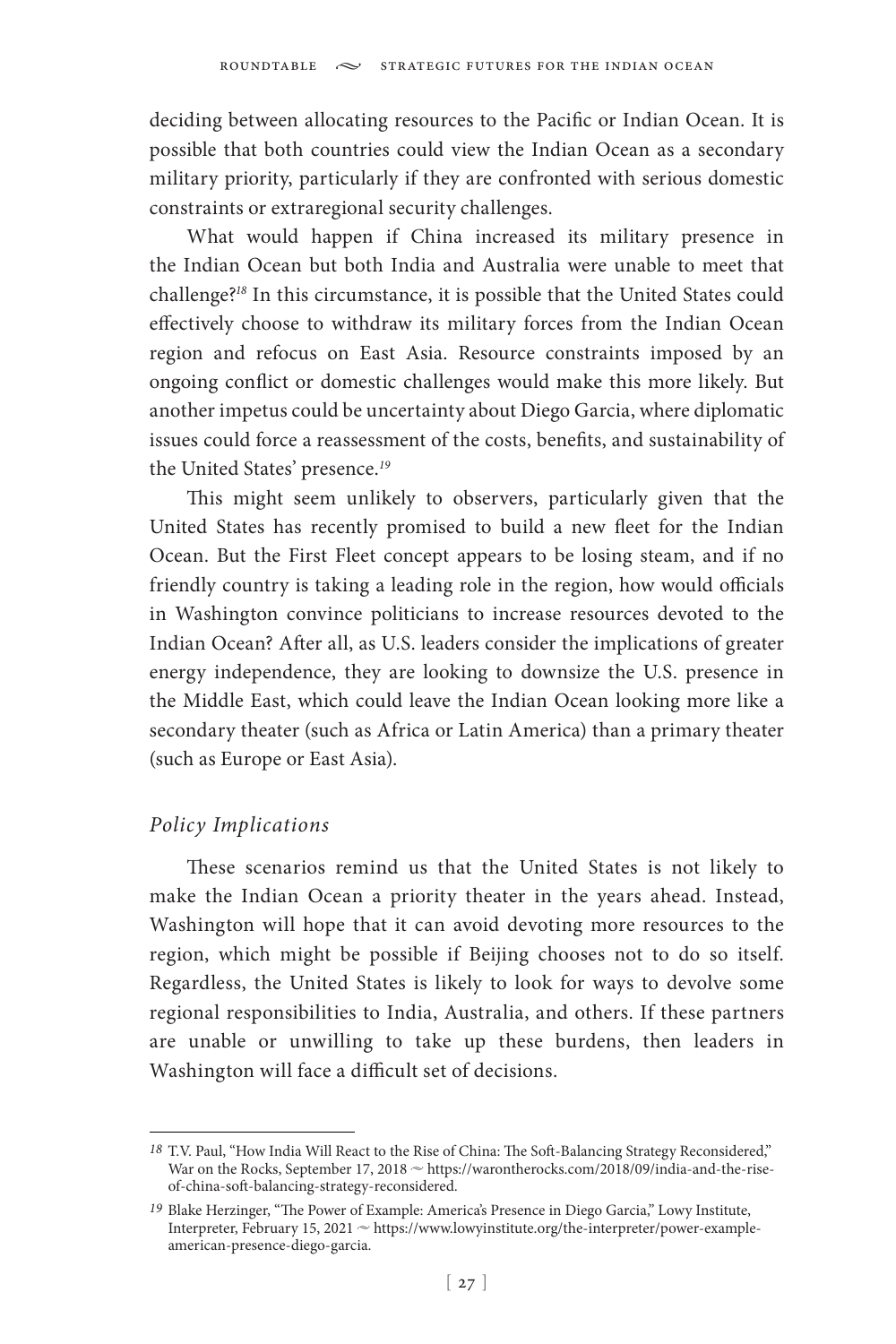deciding between allocating resources to the Pacific or Indian Ocean. It is possible that both countries could view the Indian Ocean as a secondary military priority, particularly if they are confronted with serious domestic constraints or extraregional security challenges.

What would happen if China increased its military presence in the Indian Ocean but both India and Australia were unable to meet that challenge?[18] In this circumstance, it is possible that the United States could effectively choose to withdraw its military forces from the Indian Ocean region and refocus on East Asia. Resource constraints imposed by an ongoing conflict or domestic challenges would make this more likely. But another impetus could be uncertainty about Diego Garcia, where diplomatic issues could force a reassessment of the costs, benefits, and sustainability of the United States' presence.[19]

This might seem unlikely to observers, particularly given that the United States has recently promised to build a new fleet for the Indian Ocean. But the First Fleet concept appears to be losing steam, and if no friendly country is taking a leading role in the region, how would officials in Washington convince politicians to increase resources devoted to the Indian Ocean? After all, as U.S. leaders consider the implications of greater energy independence, they are looking to downsize the U.S. presence in the Middle East, which could leave the Indian Ocean looking more like a secondary theater (such as Africa or Latin America) than a primary theater (such as Europe or East Asia).

### *Policy Implications*

These scenarios remind us that the United States is not likely to make the Indian Ocean a priority theater in the years ahead. Instead, Washington will hope that it can avoid devoting more resources to the region, which might be possible if Beijing chooses not to do so itself. Regardless, the United States is likely to look for ways to devolve some regional responsibilities to India, Australia, and others. If these partners are unable or unwilling to take up these burdens, then leaders in Washington will face a difficult set of decisions.

---

[18] T.V. Paul, "How India Will React to the Rise of China: The Soft-Balancing Strategy Reconsidered," War on the Rocks, September 17, 2018 ~ https://warontherocks.com/2018/09/india-and-the-rise-of-china-soft-balancing-strategy-reconsidered.

[19] Blake Herzinger, "The Power of Example: America's Presence in Diego Garcia," Lowy Institute, Interpreter, February 15, 2021 ~ https://www.lowyinstitute.org/the-interpreter/power-example-american-presence-diego-garcia.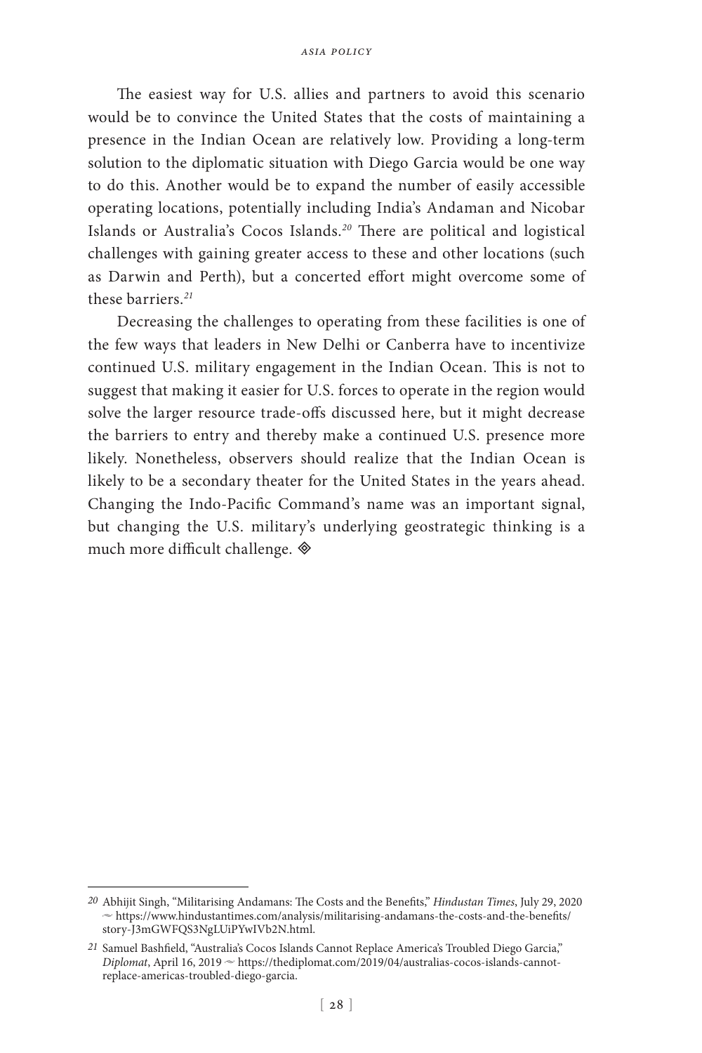The easiest way for U.S. allies and partners to avoid this scenario would be to convince the United States that the costs of maintaining a presence in the Indian Ocean are relatively low. Providing a long-term solution to the diplomatic situation with Diego Garcia would be one way to do this. Another would be to expand the number of easily accessible operating locations, potentially including India's Andaman and Nicobar Islands or Australia's Cocos Islands.[20] There are political and logistical challenges with gaining greater access to these and other locations (such as Darwin and Perth), but a concerted effort might overcome some of these barriers.[21]

Decreasing the challenges to operating from these facilities is one of the few ways that leaders in New Delhi or Canberra have to incentivize continued U.S. military engagement in the Indian Ocean. This is not to suggest that making it easier for U.S. forces to operate in the region would solve the larger resource trade-offs discussed here, but it might decrease the barriers to entry and thereby make a continued U.S. presence more likely. Nonetheless, observers should realize that the Indian Ocean is likely to be a secondary theater for the United States in the years ahead. Changing the Indo-Pacific Command's name was an important signal, but changing the U.S. military's underlying geostrategic thinking is a much more difficult challenge. ◈

---

[20] Abhijit Singh, "Militarising Andamans: The Costs and the Benefits," *Hindustan Times*, July 29, 2020 ~ https://www.hindustantimes.com/analysis/militarising-andamans-the-costs-and-the-benefits/story-J3mGWFQS3NgLUiPYwIVb2N.html.

[21] Samuel Bashfield, "Australia's Cocos Islands Cannot Replace America's Troubled Diego Garcia," *Diplomat*, April 16, 2019 ~ https://thediplomat.com/2019/04/australias-cocos-islands-cannot-replace-americas-troubled-diego-garcia.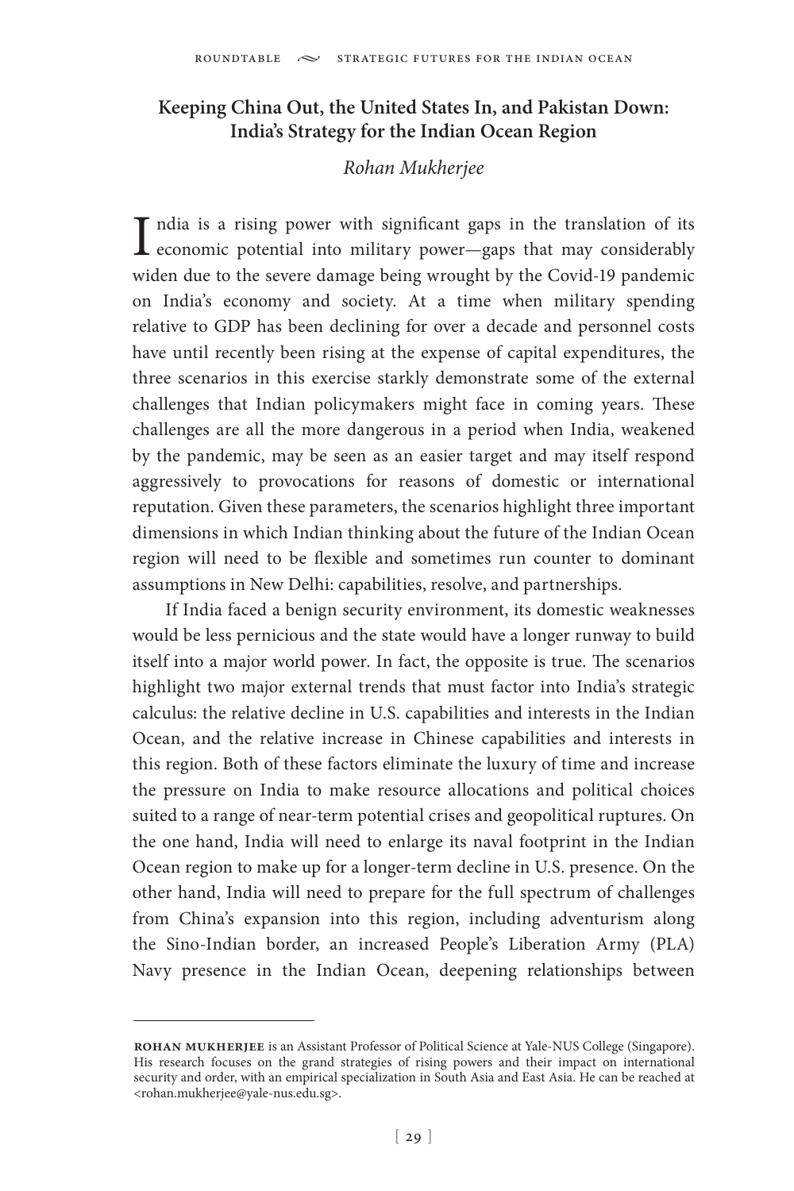## Keeping China Out, the United States In, and Pakistan Down: India's Strategy for the Indian Ocean Region

*Rohan Mukherjee*

India is a rising power with significant gaps in the translation of its economic potential into military power—gaps that may considerably widen due to the severe damage being wrought by the Covid-19 pandemic on India's economy and society. At a time when military spending relative to GDP has been declining for over a decade and personnel costs have until recently been rising at the expense of capital expenditures, the three scenarios in this exercise starkly demonstrate some of the external challenges that Indian policymakers might face in coming years. These challenges are all the more dangerous in a period when India, weakened by the pandemic, may be seen as an easier target and may itself respond aggressively to provocations for reasons of domestic or international reputation. Given these parameters, the scenarios highlight three important dimensions in which Indian thinking about the future of the Indian Ocean region will need to be flexible and sometimes run counter to dominant assumptions in New Delhi: capabilities, resolve, and partnerships.

If India faced a benign security environment, its domestic weaknesses would be less pernicious and the state would have a longer runway to build itself into a major world power. In fact, the opposite is true. The scenarios highlight two major external trends that must factor into India's strategic calculus: the relative decline in U.S. capabilities and interests in the Indian Ocean, and the relative increase in Chinese capabilities and interests in this region. Both of these factors eliminate the luxury of time and increase the pressure on India to make resource allocations and political choices suited to a range of near-term potential crises and geopolitical ruptures. On the one hand, India will need to enlarge its naval footprint in the Indian Ocean region to make up for a longer-term decline in U.S. presence. On the other hand, India will need to prepare for the full spectrum of challenges from China's expansion into this region, including adventurism along the Sino-Indian border, an increased People's Liberation Army (PLA) Navy presence in the Indian Ocean, deepening relationships between

---

**Rohan Mukherjee** is an Assistant Professor of Political Science at Yale-NUS College (Singapore). His research focuses on the grand strategies of rising powers and their impact on international security and order, with an empirical specialization in South Asia and East Asia. He can be reached at <rohan.mukherjee@yale-nus.edu.sg>.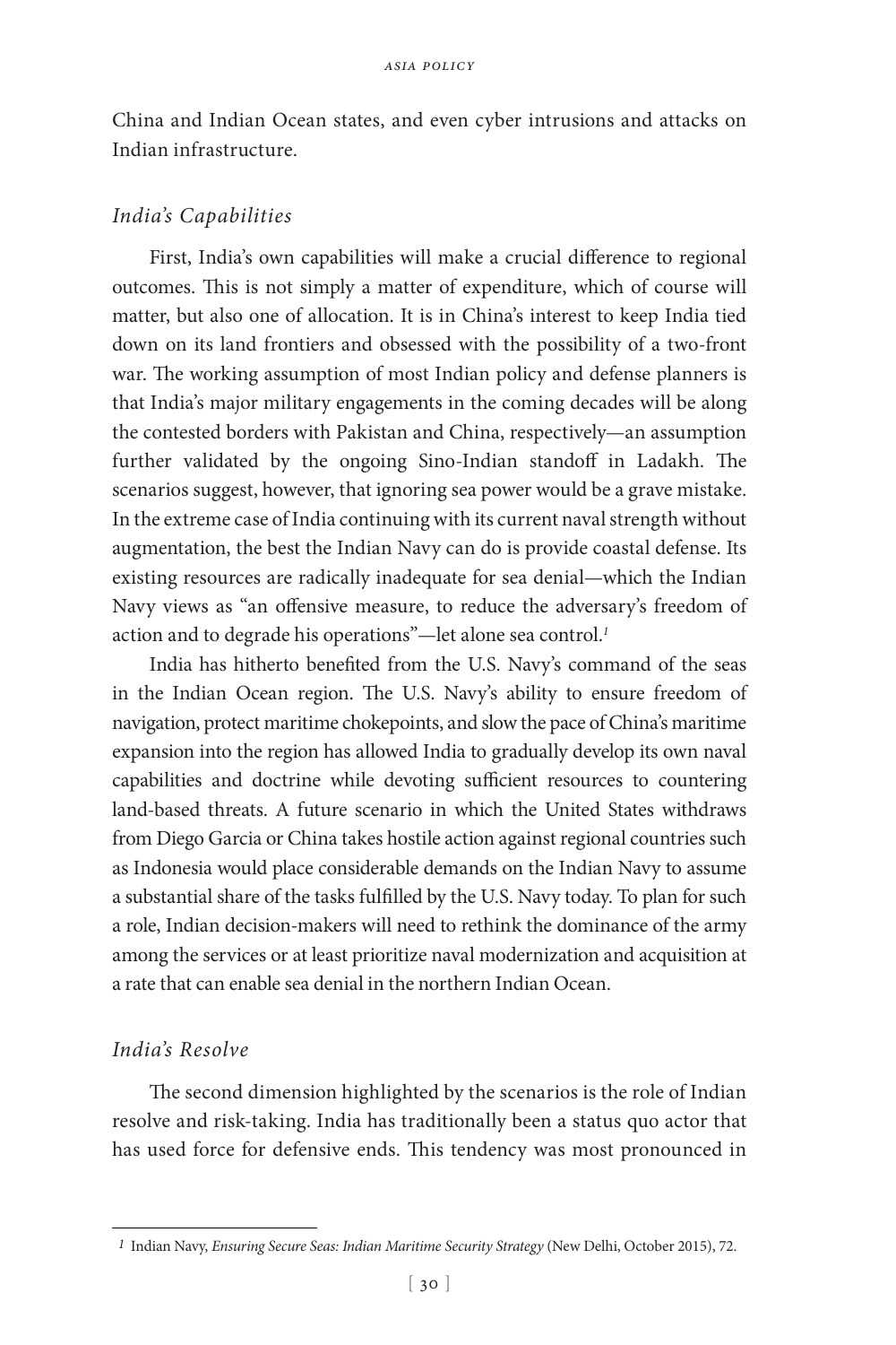China and Indian Ocean states, and even cyber intrusions and attacks on Indian infrastructure.

### *India's Capabilities*

First, India's own capabilities will make a crucial difference to regional outcomes. This is not simply a matter of expenditure, which of course will matter, but also one of allocation. It is in China's interest to keep India tied down on its land frontiers and obsessed with the possibility of a two-front war. The working assumption of most Indian policy and defense planners is that India's major military engagements in the coming decades will be along the contested borders with Pakistan and China, respectively—an assumption further validated by the ongoing Sino-Indian standoff in Ladakh. The scenarios suggest, however, that ignoring sea power would be a grave mistake. In the extreme case of India continuing with its current naval strength without augmentation, the best the Indian Navy can do is provide coastal defense. Its existing resources are radically inadequate for sea denial—which the Indian Navy views as "an offensive measure, to reduce the adversary's freedom of action and to degrade his operations"—let alone sea control.[1]

India has hitherto benefited from the U.S. Navy's command of the seas in the Indian Ocean region. The U.S. Navy's ability to ensure freedom of navigation, protect maritime chokepoints, and slow the pace of China's maritime expansion into the region has allowed India to gradually develop its own naval capabilities and doctrine while devoting sufficient resources to countering land-based threats. A future scenario in which the United States withdraws from Diego Garcia or China takes hostile action against regional countries such as Indonesia would place considerable demands on the Indian Navy to assume a substantial share of the tasks fulfilled by the U.S. Navy today. To plan for such a role, Indian decision-makers will need to rethink the dominance of the army among the services or at least prioritize naval modernization and acquisition at a rate that can enable sea denial in the northern Indian Ocean.

### *India's Resolve*

The second dimension highlighted by the scenarios is the role of Indian resolve and risk-taking. India has traditionally been a status quo actor that has used force for defensive ends. This tendency was most pronounced in

---

[1] Indian Navy, *Ensuring Secure Seas: Indian Maritime Security Strategy* (New Delhi, October 2015), 72.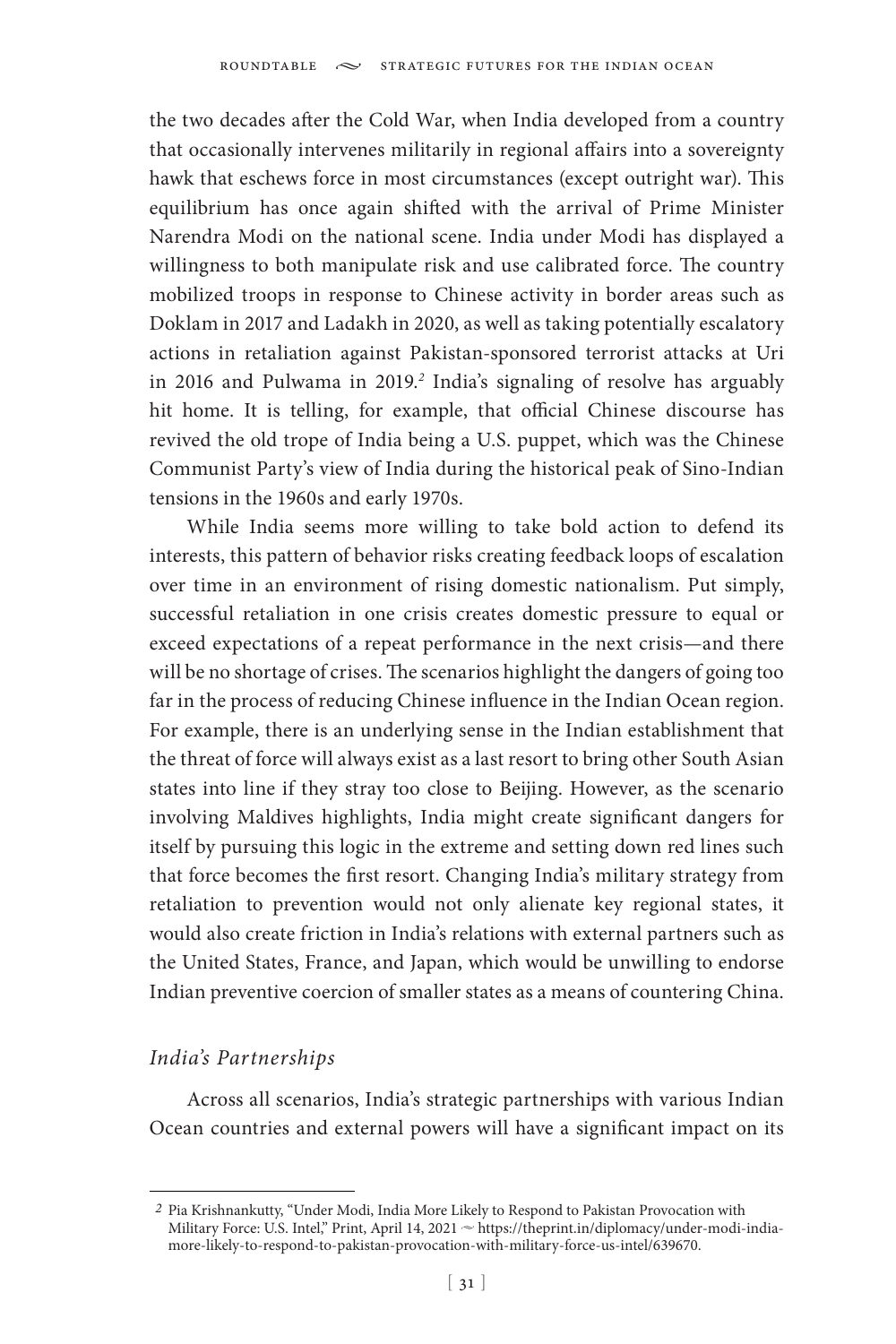the two decades after the Cold War, when India developed from a country that occasionally intervenes militarily in regional affairs into a sovereignty hawk that eschews force in most circumstances (except outright war). This equilibrium has once again shifted with the arrival of Prime Minister Narendra Modi on the national scene. India under Modi has displayed a willingness to both manipulate risk and use calibrated force. The country mobilized troops in response to Chinese activity in border areas such as Doklam in 2017 and Ladakh in 2020, as well as taking potentially escalatory actions in retaliation against Pakistan-sponsored terrorist attacks at Uri in 2016 and Pulwama in 2019.[2] India's signaling of resolve has arguably hit home. It is telling, for example, that official Chinese discourse has revived the old trope of India being a U.S. puppet, which was the Chinese Communist Party's view of India during the historical peak of Sino-Indian tensions in the 1960s and early 1970s.

While India seems more willing to take bold action to defend its interests, this pattern of behavior risks creating feedback loops of escalation over time in an environment of rising domestic nationalism. Put simply, successful retaliation in one crisis creates domestic pressure to equal or exceed expectations of a repeat performance in the next crisis—and there will be no shortage of crises. The scenarios highlight the dangers of going too far in the process of reducing Chinese influence in the Indian Ocean region. For example, there is an underlying sense in the Indian establishment that the threat of force will always exist as a last resort to bring other South Asian states into line if they stray too close to Beijing. However, as the scenario involving Maldives highlights, India might create significant dangers for itself by pursuing this logic in the extreme and setting down red lines such that force becomes the first resort. Changing India's military strategy from retaliation to prevention would not only alienate key regional states, it would also create friction in India's relations with external partners such as the United States, France, and Japan, which would be unwilling to endorse Indian preventive coercion of smaller states as a means of countering China.

### *India's Partnerships*

Across all scenarios, India's strategic partnerships with various Indian Ocean countries and external powers will have a significant impact on its

[2] Pia Krishnankutty, "Under Modi, India More Likely to Respond to Pakistan Provocation with Military Force: U.S. Intel," Print, April 14, 2021 ~ https://theprint.in/diplomacy/under-modi-india-more-likely-to-respond-to-pakistan-provocation-with-military-force-us-intel/639670.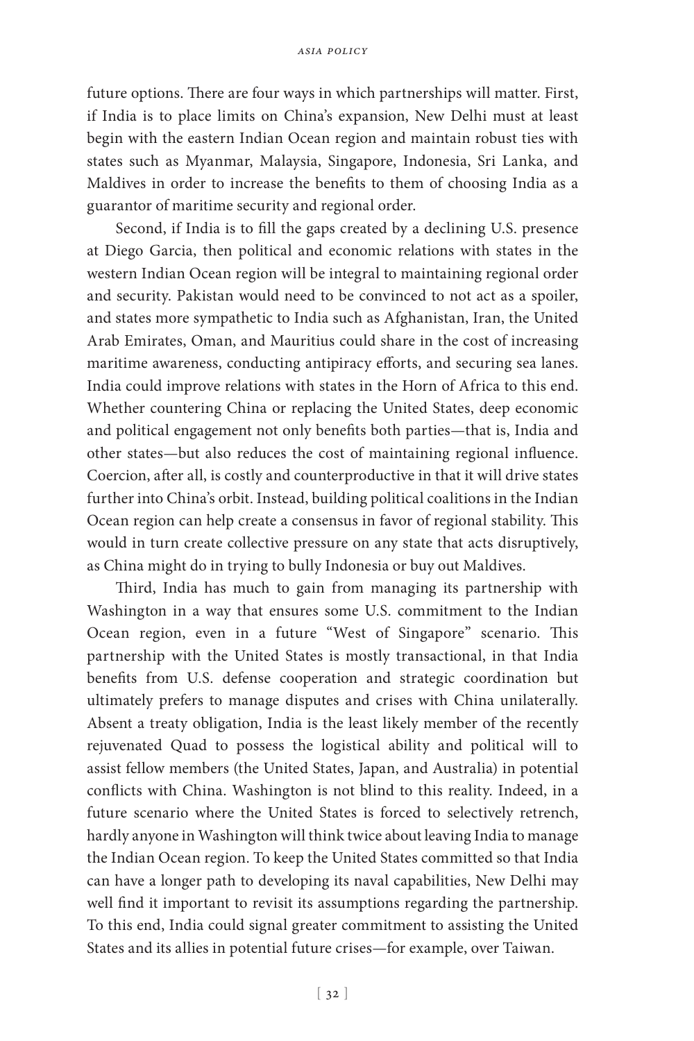future options. There are four ways in which partnerships will matter. First, if India is to place limits on China's expansion, New Delhi must at least begin with the eastern Indian Ocean region and maintain robust ties with states such as Myanmar, Malaysia, Singapore, Indonesia, Sri Lanka, and Maldives in order to increase the benefits to them of choosing India as a guarantor of maritime security and regional order.

Second, if India is to fill the gaps created by a declining U.S. presence at Diego Garcia, then political and economic relations with states in the western Indian Ocean region will be integral to maintaining regional order and security. Pakistan would need to be convinced to not act as a spoiler, and states more sympathetic to India such as Afghanistan, Iran, the United Arab Emirates, Oman, and Mauritius could share in the cost of increasing maritime awareness, conducting antipiracy efforts, and securing sea lanes. India could improve relations with states in the Horn of Africa to this end. Whether countering China or replacing the United States, deep economic and political engagement not only benefits both parties—that is, India and other states—but also reduces the cost of maintaining regional influence. Coercion, after all, is costly and counterproductive in that it will drive states further into China's orbit. Instead, building political coalitions in the Indian Ocean region can help create a consensus in favor of regional stability. This would in turn create collective pressure on any state that acts disruptively, as China might do in trying to bully Indonesia or buy out Maldives.

Third, India has much to gain from managing its partnership with Washington in a way that ensures some U.S. commitment to the Indian Ocean region, even in a future "West of Singapore" scenario. This partnership with the United States is mostly transactional, in that India benefits from U.S. defense cooperation and strategic coordination but ultimately prefers to manage disputes and crises with China unilaterally. Absent a treaty obligation, India is the least likely member of the recently rejuvenated Quad to possess the logistical ability and political will to assist fellow members (the United States, Japan, and Australia) in potential conflicts with China. Washington is not blind to this reality. Indeed, in a future scenario where the United States is forced to selectively retrench, hardly anyone in Washington will think twice about leaving India to manage the Indian Ocean region. To keep the United States committed so that India can have a longer path to developing its naval capabilities, New Delhi may well find it important to revisit its assumptions regarding the partnership. To this end, India could signal greater commitment to assisting the United States and its allies in potential future crises—for example, over Taiwan.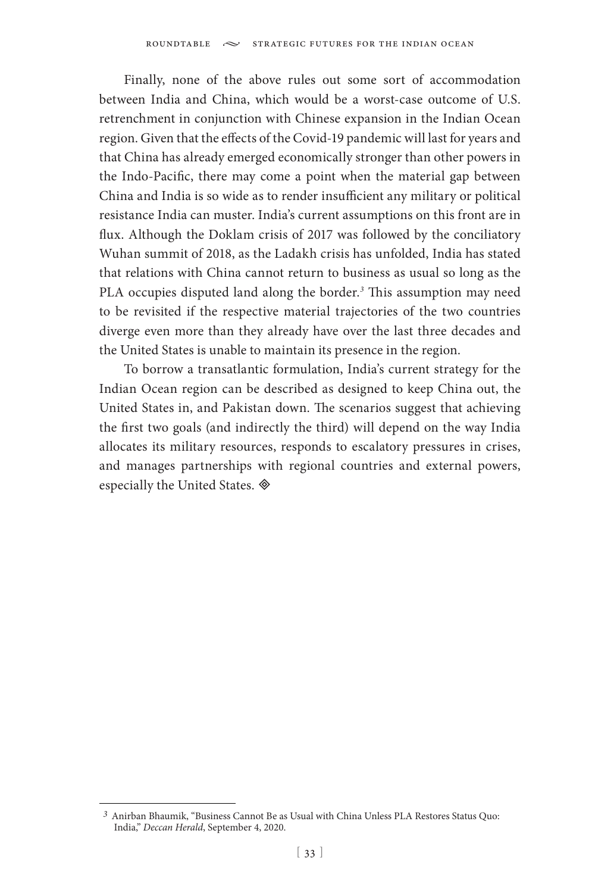Finally, none of the above rules out some sort of accommodation between India and China, which would be a worst-case outcome of U.S. retrenchment in conjunction with Chinese expansion in the Indian Ocean region. Given that the effects of the Covid-19 pandemic will last for years and that China has already emerged economically stronger than other powers in the Indo-Pacific, there may come a point when the material gap between China and India is so wide as to render insufficient any military or political resistance India can muster. India's current assumptions on this front are in flux. Although the Doklam crisis of 2017 was followed by the conciliatory Wuhan summit of 2018, as the Ladakh crisis has unfolded, India has stated that relations with China cannot return to business as usual so long as the PLA occupies disputed land along the border.[3] This assumption may need to be revisited if the respective material trajectories of the two countries diverge even more than they already have over the last three decades and the United States is unable to maintain its presence in the region.

To borrow a transatlantic formulation, India's current strategy for the Indian Ocean region can be described as designed to keep China out, the United States in, and Pakistan down. The scenarios suggest that achieving the first two goals (and indirectly the third) will depend on the way India allocates its military resources, responds to escalatory pressures in crises, and manages partnerships with regional countries and external powers, especially the United States. ◈

---

[3] Anirban Bhaumik, "Business Cannot Be as Usual with China Unless PLA Restores Status Quo: India," *Deccan Herald*, September 4, 2020.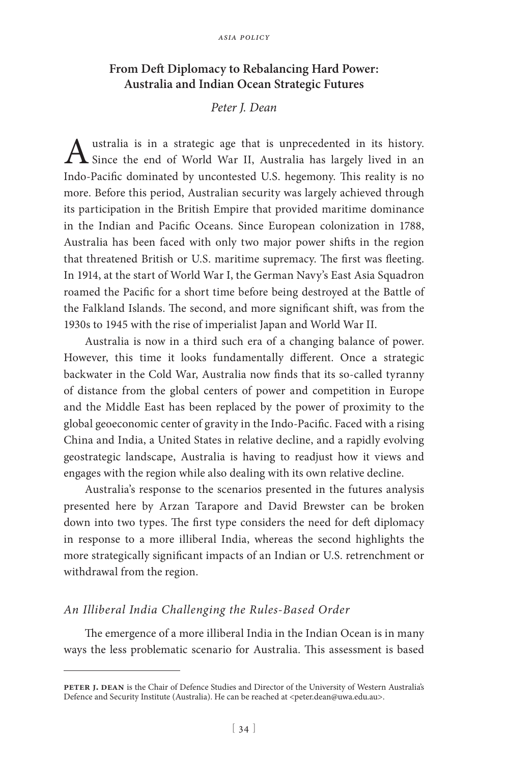## From Deft Diplomacy to Rebalancing Hard Power: Australia and Indian Ocean Strategic Futures

*Peter J. Dean*

Australia is in a strategic age that is unprecedented in its history. Since the end of World War II, Australia has largely lived in an Indo-Pacific dominated by uncontested U.S. hegemony. This reality is no more. Before this period, Australian security was largely achieved through its participation in the British Empire that provided maritime dominance in the Indian and Pacific Oceans. Since European colonization in 1788, Australia has been faced with only two major power shifts in the region that threatened British or U.S. maritime supremacy. The first was fleeting. In 1914, at the start of World War I, the German Navy's East Asia Squadron roamed the Pacific for a short time before being destroyed at the Battle of the Falkland Islands. The second, and more significant shift, was from the 1930s to 1945 with the rise of imperialist Japan and World War II.

Australia is now in a third such era of a changing balance of power. However, this time it looks fundamentally different. Once a strategic backwater in the Cold War, Australia now finds that its so-called tyranny of distance from the global centers of power and competition in Europe and the Middle East has been replaced by the power of proximity to the global geoeconomic center of gravity in the Indo-Pacific. Faced with a rising China and India, a United States in relative decline, and a rapidly evolving geostrategic landscape, Australia is having to readjust how it views and engages with the region while also dealing with its own relative decline.

Australia's response to the scenarios presented in the futures analysis presented here by Arzan Tarapore and David Brewster can be broken down into two types. The first type considers the need for deft diplomacy in response to a more illiberal India, whereas the second highlights the more strategically significant impacts of an Indian or U.S. retrenchment or withdrawal from the region.

### *An Illiberal India Challenging the Rules-Based Order*

The emergence of a more illiberal India in the Indian Ocean is in many ways the less problematic scenario for Australia. This assessment is based

---

**Peter J. Dean** is the Chair of Defence Studies and Director of the University of Western Australia's Defence and Security Institute (Australia). He can be reached at <peter.dean@uwa.edu.au>.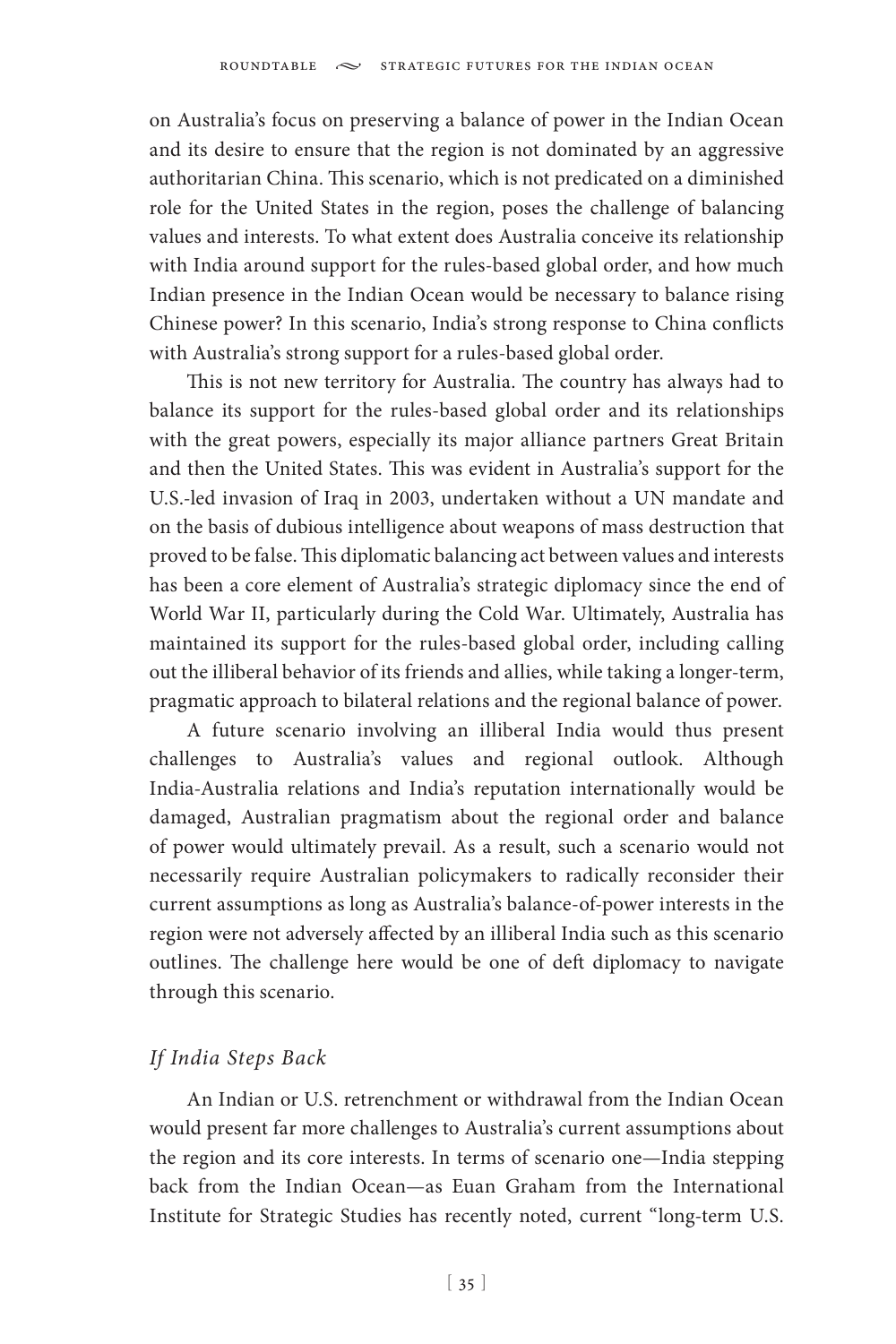on Australia's focus on preserving a balance of power in the Indian Ocean and its desire to ensure that the region is not dominated by an aggressive authoritarian China. This scenario, which is not predicated on a diminished role for the United States in the region, poses the challenge of balancing values and interests. To what extent does Australia conceive its relationship with India around support for the rules-based global order, and how much Indian presence in the Indian Ocean would be necessary to balance rising Chinese power? In this scenario, India's strong response to China conflicts with Australia's strong support for a rules-based global order.

This is not new territory for Australia. The country has always had to balance its support for the rules-based global order and its relationships with the great powers, especially its major alliance partners Great Britain and then the United States. This was evident in Australia's support for the U.S.-led invasion of Iraq in 2003, undertaken without a UN mandate and on the basis of dubious intelligence about weapons of mass destruction that proved to be false. This diplomatic balancing act between values and interests has been a core element of Australia's strategic diplomacy since the end of World War II, particularly during the Cold War. Ultimately, Australia has maintained its support for the rules-based global order, including calling out the illiberal behavior of its friends and allies, while taking a longer-term, pragmatic approach to bilateral relations and the regional balance of power.

A future scenario involving an illiberal India would thus present challenges to Australia's values and regional outlook. Although India-Australia relations and India's reputation internationally would be damaged, Australian pragmatism about the regional order and balance of power would ultimately prevail. As a result, such a scenario would not necessarily require Australian policymakers to radically reconsider their current assumptions as long as Australia's balance-of-power interests in the region were not adversely affected by an illiberal India such as this scenario outlines. The challenge here would be one of deft diplomacy to navigate through this scenario.

### *If India Steps Back*

An Indian or U.S. retrenchment or withdrawal from the Indian Ocean would present far more challenges to Australia's current assumptions about the region and its core interests. In terms of scenario one—India stepping back from the Indian Ocean—as Euan Graham from the International Institute for Strategic Studies has recently noted, current "long-term U.S.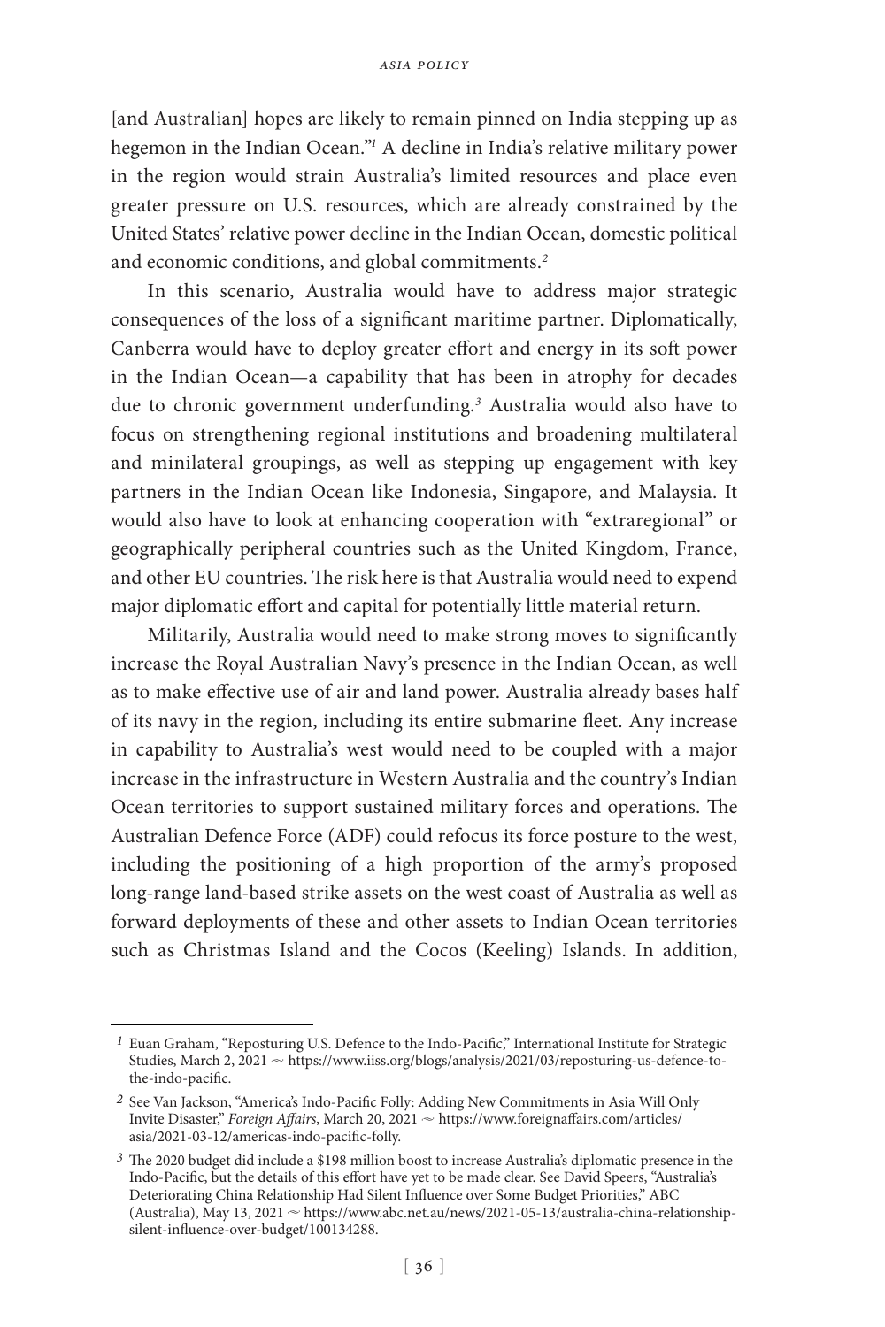[and Australian] hopes are likely to remain pinned on India stepping up as hegemon in the Indian Ocean."[1] A decline in India's relative military power in the region would strain Australia's limited resources and place even greater pressure on U.S. resources, which are already constrained by the United States' relative power decline in the Indian Ocean, domestic political and economic conditions, and global commitments.[2]

In this scenario, Australia would have to address major strategic consequences of the loss of a significant maritime partner. Diplomatically, Canberra would have to deploy greater effort and energy in its soft power in the Indian Ocean—a capability that has been in atrophy for decades due to chronic government underfunding.[3] Australia would also have to focus on strengthening regional institutions and broadening multilateral and minilateral groupings, as well as stepping up engagement with key partners in the Indian Ocean like Indonesia, Singapore, and Malaysia. It would also have to look at enhancing cooperation with "extraregional" or geographically peripheral countries such as the United Kingdom, France, and other EU countries. The risk here is that Australia would need to expend major diplomatic effort and capital for potentially little material return.

Militarily, Australia would need to make strong moves to significantly increase the Royal Australian Navy's presence in the Indian Ocean, as well as to make effective use of air and land power. Australia already bases half of its navy in the region, including its entire submarine fleet. Any increase in capability to Australia's west would need to be coupled with a major increase in the infrastructure in Western Australia and the country's Indian Ocean territories to support sustained military forces and operations. The Australian Defence Force (ADF) could refocus its force posture to the west, including the positioning of a high proportion of the army's proposed long-range land-based strike assets on the west coast of Australia as well as forward deployments of these and other assets to Indian Ocean territories such as Christmas Island and the Cocos (Keeling) Islands. In addition,

---

[1] Euan Graham, "Reposturing U.S. Defence to the Indo-Pacific," International Institute for Strategic Studies, March 2, 2021 ~ https://www.iiss.org/blogs/analysis/2021/03/reposturing-us-defence-to-the-indo-pacific.

[2] See Van Jackson, "America's Indo-Pacific Folly: Adding New Commitments in Asia Will Only Invite Disaster," *Foreign Affairs*, March 20, 2021 ~ https://www.foreignaffairs.com/articles/asia/2021-03-12/americas-indo-pacific-folly.

[3] The 2020 budget did include a $198 million boost to increase Australia's diplomatic presence in the Indo-Pacific, but the details of this effort have yet to be made clear. See David Speers, "Australia's Deteriorating China Relationship Had Silent Influence over Some Budget Priorities," ABC (Australia), May 13, 2021 ~ https://www.abc.net.au/news/2021-05-13/australia-china-relationship-silent-influence-over-budget/100134288.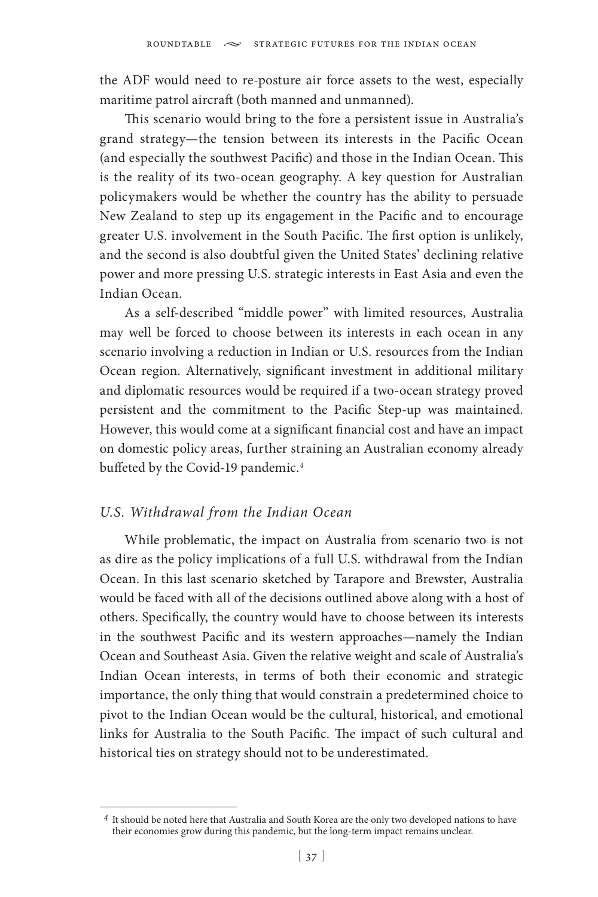the ADF would need to re-posture air force assets to the west, especially maritime patrol aircraft (both manned and unmanned).

This scenario would bring to the fore a persistent issue in Australia's grand strategy—the tension between its interests in the Pacific Ocean (and especially the southwest Pacific) and those in the Indian Ocean. This is the reality of its two-ocean geography. A key question for Australian policymakers would be whether the country has the ability to persuade New Zealand to step up its engagement in the Pacific and to encourage greater U.S. involvement in the South Pacific. The first option is unlikely, and the second is also doubtful given the United States' declining relative power and more pressing U.S. strategic interests in East Asia and even the Indian Ocean.

As a self-described "middle power" with limited resources, Australia may well be forced to choose between its interests in each ocean in any scenario involving a reduction in Indian or U.S. resources from the Indian Ocean region. Alternatively, significant investment in additional military and diplomatic resources would be required if a two-ocean strategy proved persistent and the commitment to the Pacific Step-up was maintained. However, this would come at a significant financial cost and have an impact on domestic policy areas, further straining an Australian economy already buffeted by the Covid-19 pandemic.[4]

### *U.S. Withdrawal from the Indian Ocean*

While problematic, the impact on Australia from scenario two is not as dire as the policy implications of a full U.S. withdrawal from the Indian Ocean. In this last scenario sketched by Tarapore and Brewster, Australia would be faced with all of the decisions outlined above along with a host of others. Specifically, the country would have to choose between its interests in the southwest Pacific and its western approaches—namely the Indian Ocean and Southeast Asia. Given the relative weight and scale of Australia's Indian Ocean interests, in terms of both their economic and strategic importance, the only thing that would constrain a predetermined choice to pivot to the Indian Ocean would be the cultural, historical, and emotional links for Australia to the South Pacific. The impact of such cultural and historical ties on strategy should not to be underestimated.

---

[4] It should be noted here that Australia and South Korea are the only two developed nations to have their economies grow during this pandemic, but the long-term impact remains unclear.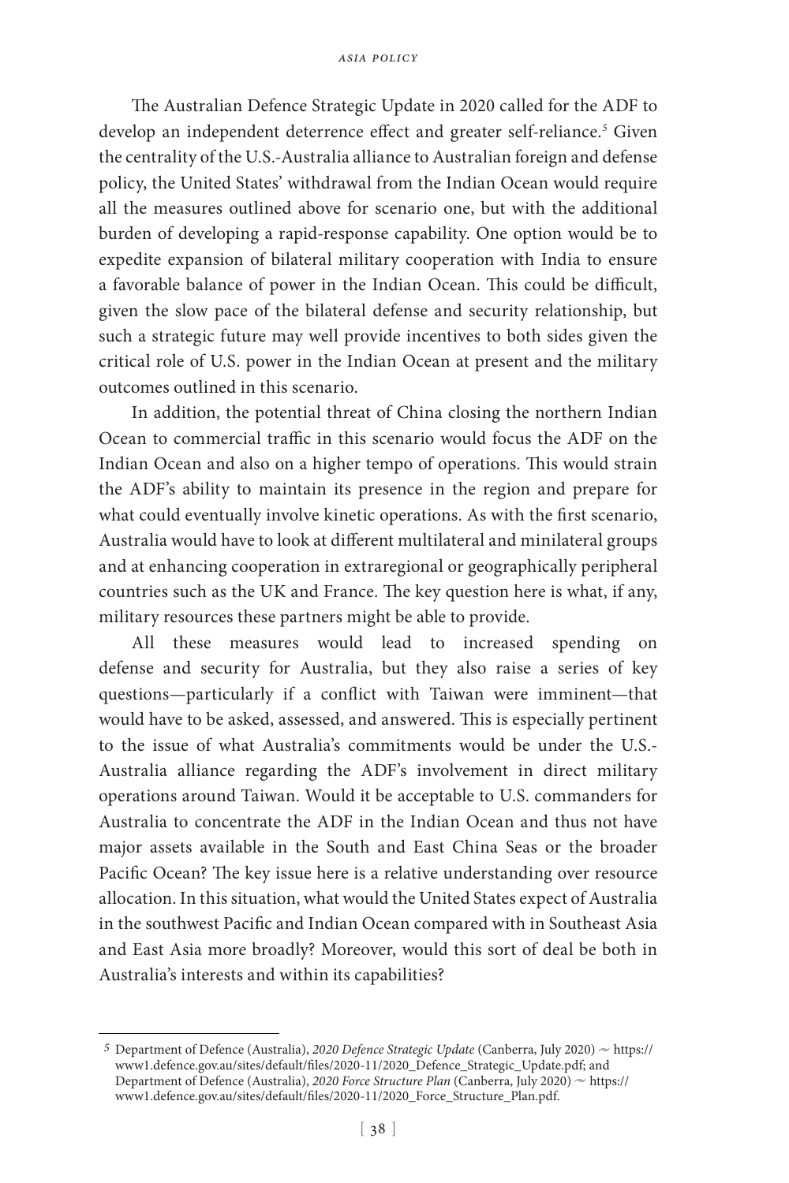The Australian Defence Strategic Update in 2020 called for the ADF to develop an independent deterrence effect and greater self-reliance.[5] Given the centrality of the U.S.-Australia alliance to Australian foreign and defense policy, the United States' withdrawal from the Indian Ocean would require all the measures outlined above for scenario one, but with the additional burden of developing a rapid-response capability. One option would be to expedite expansion of bilateral military cooperation with India to ensure a favorable balance of power in the Indian Ocean. This could be difficult, given the slow pace of the bilateral defense and security relationship, but such a strategic future may well provide incentives to both sides given the critical role of U.S. power in the Indian Ocean at present and the military outcomes outlined in this scenario.

In addition, the potential threat of China closing the northern Indian Ocean to commercial traffic in this scenario would focus the ADF on the Indian Ocean and also on a higher tempo of operations. This would strain the ADF's ability to maintain its presence in the region and prepare for what could eventually involve kinetic operations. As with the first scenario, Australia would have to look at different multilateral and minilateral groups and at enhancing cooperation in extraregional or geographically peripheral countries such as the UK and France. The key question here is what, if any, military resources these partners might be able to provide.

All these measures would lead to increased spending on defense and security for Australia, but they also raise a series of key questions—particularly if a conflict with Taiwan were imminent—that would have to be asked, assessed, and answered. This is especially pertinent to the issue of what Australia's commitments would be under the U.S.-Australia alliance regarding the ADF's involvement in direct military operations around Taiwan. Would it be acceptable to U.S. commanders for Australia to concentrate the ADF in the Indian Ocean and thus not have major assets available in the South and East China Seas or the broader Pacific Ocean? The key issue here is a relative understanding over resource allocation. In this situation, what would the United States expect of Australia in the southwest Pacific and Indian Ocean compared with in Southeast Asia and East Asia more broadly? Moreover, would this sort of deal be both in Australia's interests and within its capabilities?

---

[5] Department of Defence (Australia), *2020 Defence Strategic Update* (Canberra, July 2020) ~ https://www1.defence.gov.au/sites/default/files/2020-11/2020_Defence_Strategic_Update.pdf; and Department of Defence (Australia), *2020 Force Structure Plan* (Canberra, July 2020) ~ https://www1.defence.gov.au/sites/default/files/2020-11/2020_Force_Structure_Plan.pdf.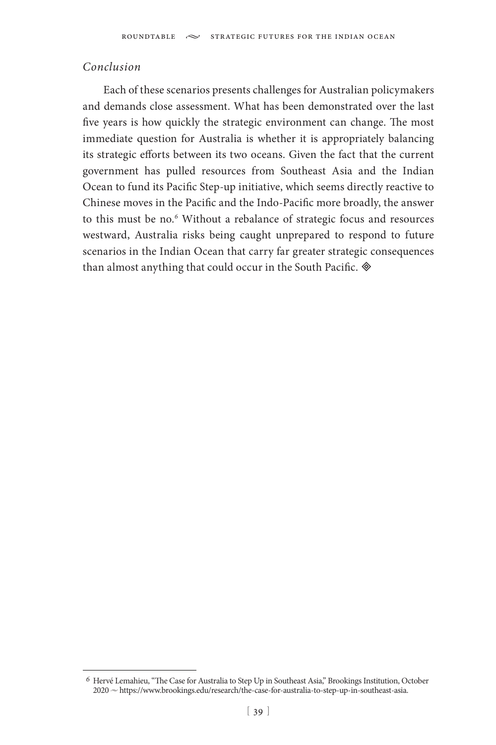*Conclusion*

Each of these scenarios presents challenges for Australian policymakers and demands close assessment. What has been demonstrated over the last five years is how quickly the strategic environment can change. The most immediate question for Australia is whether it is appropriately balancing its strategic efforts between its two oceans. Given the fact that the current government has pulled resources from Southeast Asia and the Indian Ocean to fund its Pacific Step-up initiative, which seems directly reactive to Chinese moves in the Pacific and the Indo-Pacific more broadly, the answer to this must be no.[6] Without a rebalance of strategic focus and resources westward, Australia risks being caught unprepared to respond to future scenarios in the Indian Ocean that carry far greater strategic consequences than almost anything that could occur in the South Pacific. ◈

---

[6] Hervé Lemahieu, "The Case for Australia to Step Up in Southeast Asia," Brookings Institution, October 2020 ~ https://www.brookings.edu/research/the-case-for-australia-to-step-up-in-southeast-asia.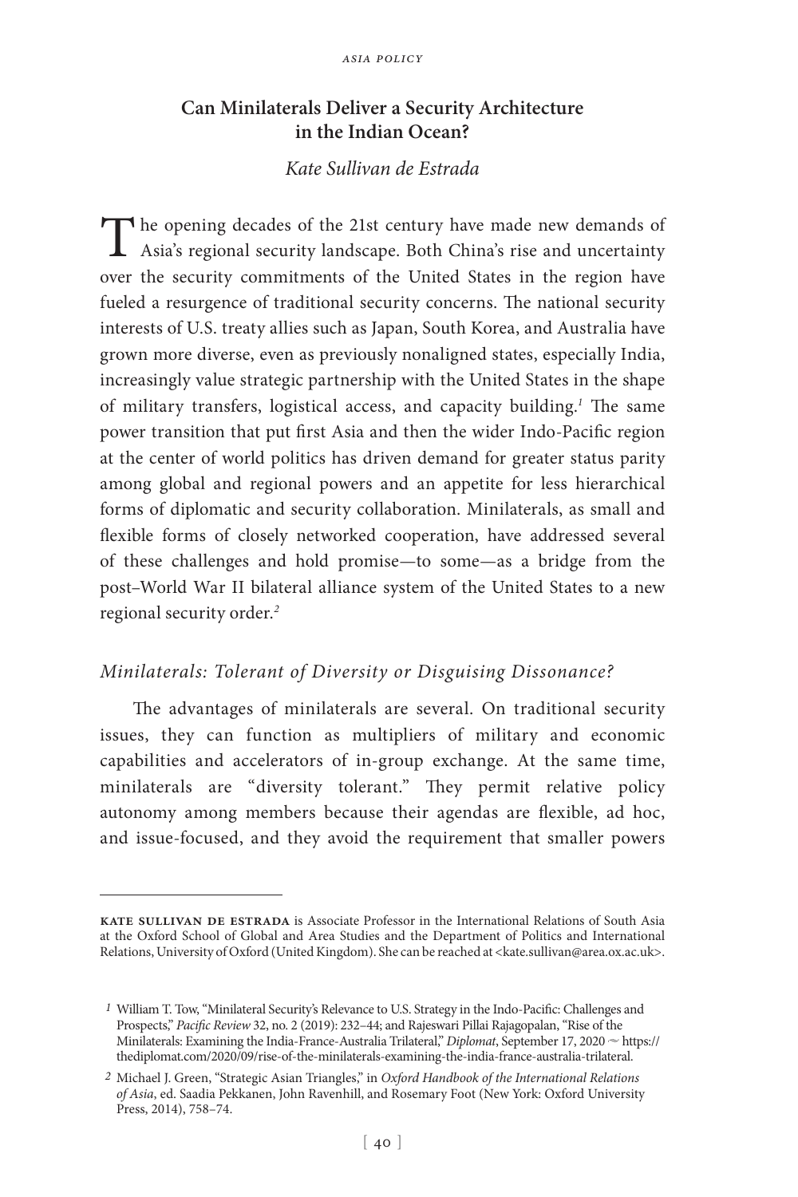## Can Minilaterals Deliver a Security Architecture in the Indian Ocean?

*Kate Sullivan de Estrada*

The opening decades of the 21st century have made new demands of Asia's regional security landscape. Both China's rise and uncertainty over the security commitments of the United States in the region have fueled a resurgence of traditional security concerns. The national security interests of U.S. treaty allies such as Japan, South Korea, and Australia have grown more diverse, even as previously nonaligned states, especially India, increasingly value strategic partnership with the United States in the shape of military transfers, logistical access, and capacity building.[1] The same power transition that put first Asia and then the wider Indo-Pacific region at the center of world politics has driven demand for greater status parity among global and regional powers and an appetite for less hierarchical forms of diplomatic and security collaboration. Minilaterals, as small and flexible forms of closely networked cooperation, have addressed several of these challenges and hold promise—to some—as a bridge from the post–World War II bilateral alliance system of the United States to a new regional security order.[2]

### *Minilaterals: Tolerant of Diversity or Disguising Dissonance?*

The advantages of minilaterals are several. On traditional security issues, they can function as multipliers of military and economic capabilities and accelerators of in-group exchange. At the same time, minilaterals are "diversity tolerant." They permit relative policy autonomy among members because their agendas are flexible, ad hoc, and issue-focused, and they avoid the requirement that smaller powers

---

**Kate Sullivan de Estrada** is Associate Professor in the International Relations of South Asia at the Oxford School of Global and Area Studies and the Department of Politics and International Relations, University of Oxford (United Kingdom). She can be reached at <kate.sullivan@area.ox.ac.uk>.

1 William T. Tow, "Minilateral Security's Relevance to U.S. Strategy in the Indo-Pacific: Challenges and Prospects," *Pacific Review* 32, no. 2 (2019): 232–44; and Rajeswari Pillai Rajagopalan, "Rise of the Minilaterals: Examining the India-France-Australia Trilateral," *Diplomat*, September 17, 2020 ~ https://thediplomat.com/2020/09/rise-of-the-minilaterals-examining-the-india-france-australia-trilateral.

2 Michael J. Green, "Strategic Asian Triangles," in *Oxford Handbook of the International Relations of Asia*, ed. Saadia Pekkanen, John Ravenhill, and Rosemary Foot (New York: Oxford University Press, 2014), 758–74.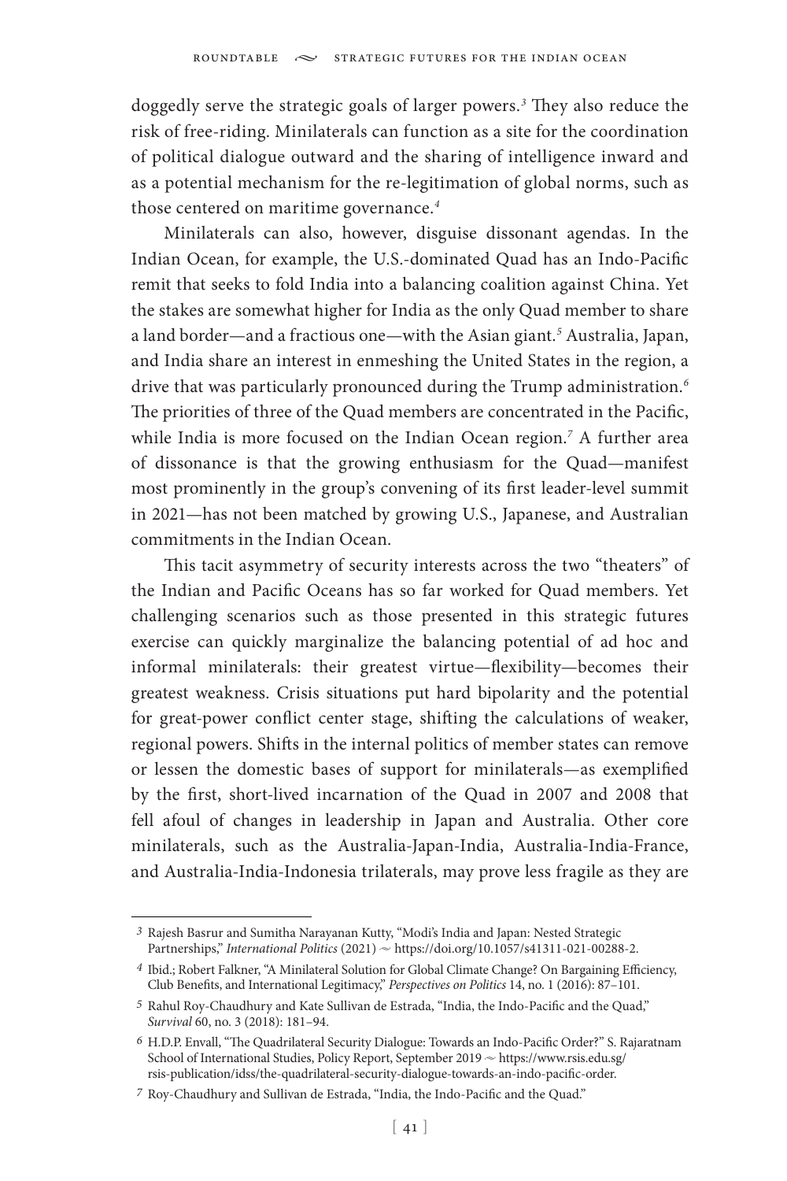doggedly serve the strategic goals of larger powers.[3] They also reduce the risk of free-riding. Minilaterals can function as a site for the coordination of political dialogue outward and the sharing of intelligence inward and as a potential mechanism for the re-legitimation of global norms, such as those centered on maritime governance.[4]

Minilaterals can also, however, disguise dissonant agendas. In the Indian Ocean, for example, the U.S.-dominated Quad has an Indo-Pacific remit that seeks to fold India into a balancing coalition against China. Yet the stakes are somewhat higher for India as the only Quad member to share a land border—and a fractious one—with the Asian giant.[5] Australia, Japan, and India share an interest in enmeshing the United States in the region, a drive that was particularly pronounced during the Trump administration.[6] The priorities of three of the Quad members are concentrated in the Pacific, while India is more focused on the Indian Ocean region.[7] A further area of dissonance is that the growing enthusiasm for the Quad—manifest most prominently in the group's convening of its first leader-level summit in 2021—has not been matched by growing U.S., Japanese, and Australian commitments in the Indian Ocean.

This tacit asymmetry of security interests across the two "theaters" of the Indian and Pacific Oceans has so far worked for Quad members. Yet challenging scenarios such as those presented in this strategic futures exercise can quickly marginalize the balancing potential of ad hoc and informal minilaterals: their greatest virtue—flexibility—becomes their greatest weakness. Crisis situations put hard bipolarity and the potential for great-power conflict center stage, shifting the calculations of weaker, regional powers. Shifts in the internal politics of member states can remove or lessen the domestic bases of support for minilaterals—as exemplified by the first, short-lived incarnation of the Quad in 2007 and 2008 that fell afoul of changes in leadership in Japan and Australia. Other core minilaterals, such as the Australia-Japan-India, Australia-India-France, and Australia-India-Indonesia trilaterals, may prove less fragile as they are

---

3 Rajesh Basrur and Sumitha Narayanan Kutty, "Modi's India and Japan: Nested Strategic Partnerships," *International Politics* (2021) ~ https://doi.org/10.1057/s41311-021-00288-2.

4 Ibid.; Robert Falkner, "A Minilateral Solution for Global Climate Change? On Bargaining Efficiency, Club Benefits, and International Legitimacy," *Perspectives on Politics* 14, no. 1 (2016): 87–101.

5 Rahul Roy-Chaudhury and Kate Sullivan de Estrada, "India, the Indo-Pacific and the Quad," *Survival* 60, no. 3 (2018): 181–94.

6 H.D.P. Envall, "The Quadrilateral Security Dialogue: Towards an Indo-Pacific Order?" S. Rajaratnam School of International Studies, Policy Report, September 2019 ~ https://www.rsis.edu.sg/rsis-publication/idss/the-quadrilateral-security-dialogue-towards-an-indo-pacific-order.

7 Roy-Chaudhury and Sullivan de Estrada, "India, the Indo-Pacific and the Quad."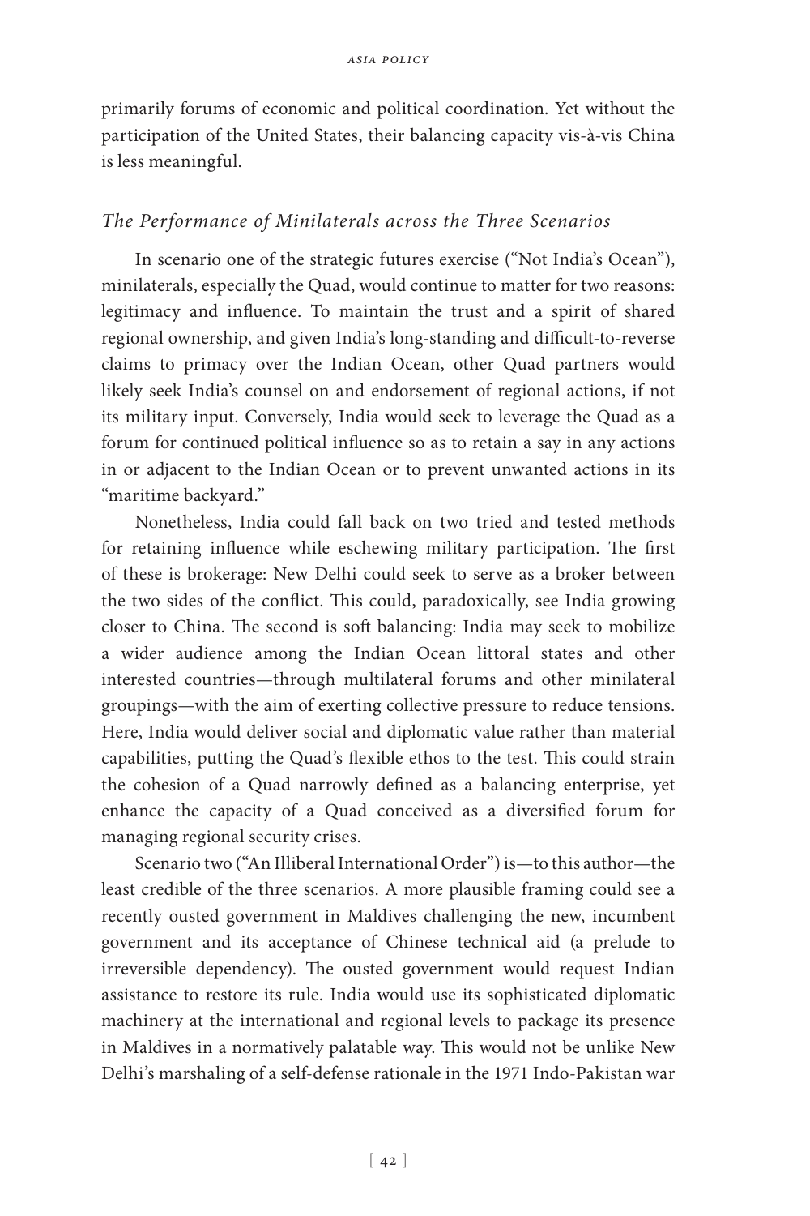primarily forums of economic and political coordination. Yet without the participation of the United States, their balancing capacity vis-à-vis China is less meaningful.

### *The Performance of Minilaterals across the Three Scenarios*

In scenario one of the strategic futures exercise ("Not India's Ocean"), minilaterals, especially the Quad, would continue to matter for two reasons: legitimacy and influence. To maintain the trust and a spirit of shared regional ownership, and given India's long-standing and difficult-to-reverse claims to primacy over the Indian Ocean, other Quad partners would likely seek India's counsel on and endorsement of regional actions, if not its military input. Conversely, India would seek to leverage the Quad as a forum for continued political influence so as to retain a say in any actions in or adjacent to the Indian Ocean or to prevent unwanted actions in its "maritime backyard."

Nonetheless, India could fall back on two tried and tested methods for retaining influence while eschewing military participation. The first of these is brokerage: New Delhi could seek to serve as a broker between the two sides of the conflict. This could, paradoxically, see India growing closer to China. The second is soft balancing: India may seek to mobilize a wider audience among the Indian Ocean littoral states and other interested countries—through multilateral forums and other minilateral groupings—with the aim of exerting collective pressure to reduce tensions. Here, India would deliver social and diplomatic value rather than material capabilities, putting the Quad's flexible ethos to the test. This could strain the cohesion of a Quad narrowly defined as a balancing enterprise, yet enhance the capacity of a Quad conceived as a diversified forum for managing regional security crises.

Scenario two ("An Illiberal International Order") is—to this author—the least credible of the three scenarios. A more plausible framing could see a recently ousted government in Maldives challenging the new, incumbent government and its acceptance of Chinese technical aid (a prelude to irreversible dependency). The ousted government would request Indian assistance to restore its rule. India would use its sophisticated diplomatic machinery at the international and regional levels to package its presence in Maldives in a normatively palatable way. This would not be unlike New Delhi's marshaling of a self-defense rationale in the 1971 Indo-Pakistan war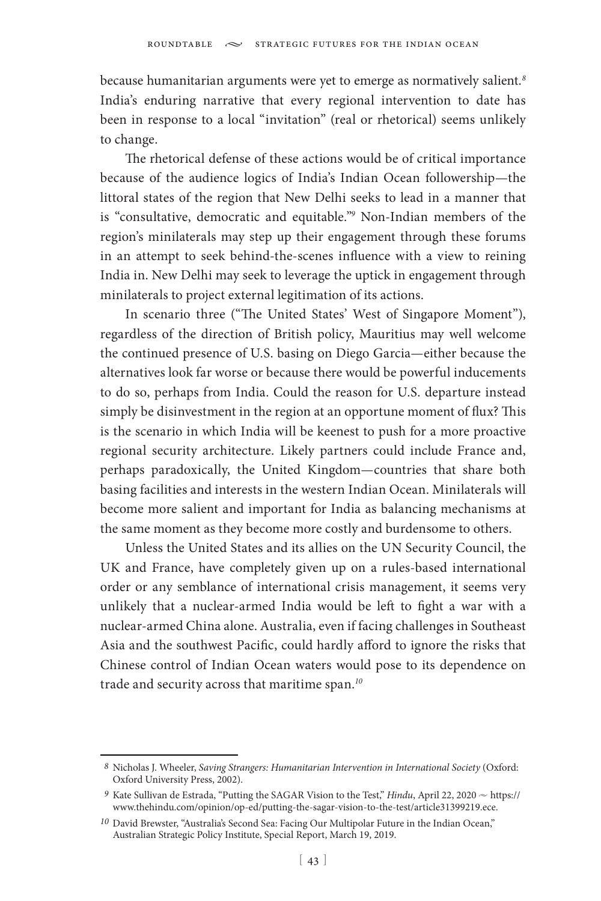because humanitarian arguments were yet to emerge as normatively salient.[8] India's enduring narrative that every regional intervention to date has been in response to a local "invitation" (real or rhetorical) seems unlikely to change.

The rhetorical defense of these actions would be of critical importance because of the audience logics of India's Indian Ocean followership—the littoral states of the region that New Delhi seeks to lead in a manner that is "consultative, democratic and equitable."[9] Non-Indian members of the region's minilaterals may step up their engagement through these forums in an attempt to seek behind-the-scenes influence with a view to reining India in. New Delhi may seek to leverage the uptick in engagement through minilaterals to project external legitimation of its actions.

In scenario three ("The United States' West of Singapore Moment"), regardless of the direction of British policy, Mauritius may well welcome the continued presence of U.S. basing on Diego Garcia—either because the alternatives look far worse or because there would be powerful inducements to do so, perhaps from India. Could the reason for U.S. departure instead simply be disinvestment in the region at an opportune moment of flux? This is the scenario in which India will be keenest to push for a more proactive regional security architecture. Likely partners could include France and, perhaps paradoxically, the United Kingdom—countries that share both basing facilities and interests in the western Indian Ocean. Minilaterals will become more salient and important for India as balancing mechanisms at the same moment as they become more costly and burdensome to others.

Unless the United States and its allies on the UN Security Council, the UK and France, have completely given up on a rules-based international order or any semblance of international crisis management, it seems very unlikely that a nuclear-armed India would be left to fight a war with a nuclear-armed China alone. Australia, even if facing challenges in Southeast Asia and the southwest Pacific, could hardly afford to ignore the risks that Chinese control of Indian Ocean waters would pose to its dependence on trade and security across that maritime span.[10]

---

8 Nicholas J. Wheeler, *Saving Strangers: Humanitarian Intervention in International Society* (Oxford: Oxford University Press, 2002).

9 Kate Sullivan de Estrada, "Putting the SAGAR Vision to the Test," *Hindu*, April 22, 2020 ~ https://www.thehindu.com/opinion/op-ed/putting-the-sagar-vision-to-the-test/article31399219.ece.

10 David Brewster, "Australia's Second Sea: Facing Our Multipolar Future in the Indian Ocean," Australian Strategic Policy Institute, Special Report, March 19, 2019.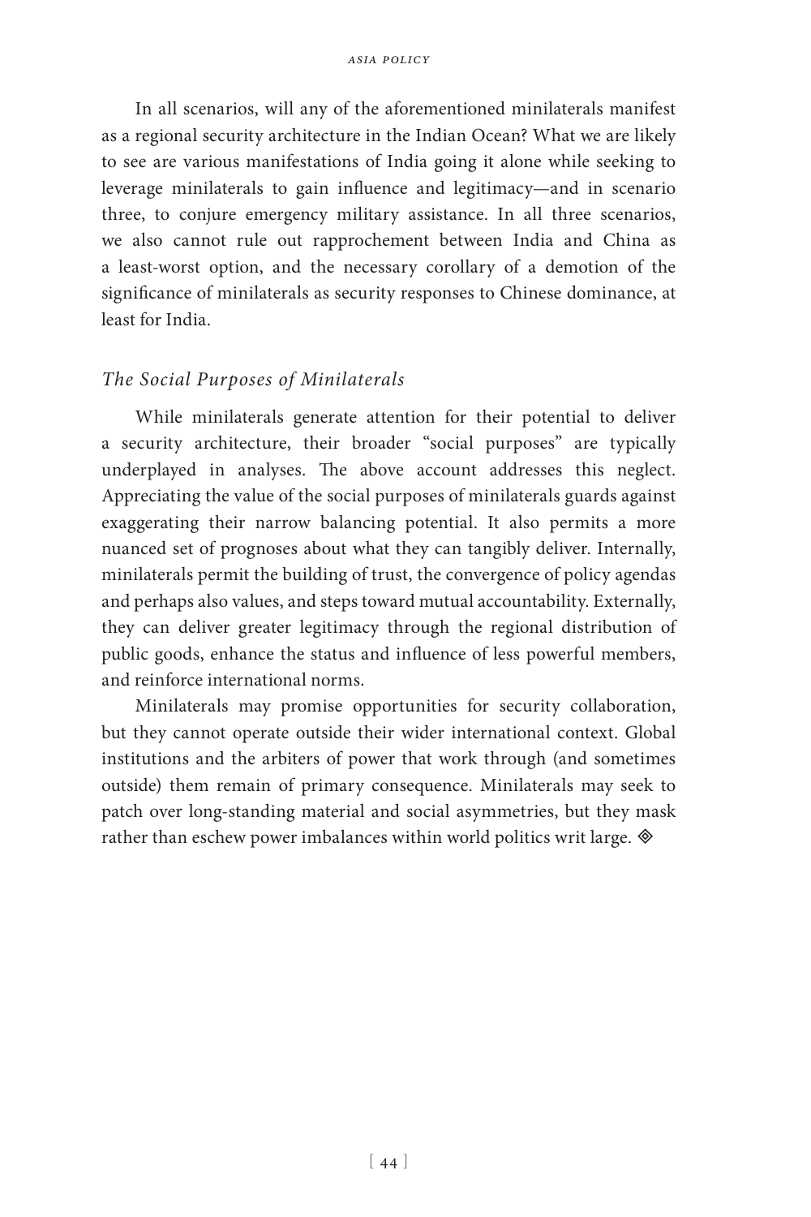In all scenarios, will any of the aforementioned minilaterals manifest as a regional security architecture in the Indian Ocean? What we are likely to see are various manifestations of India going it alone while seeking to leverage minilaterals to gain influence and legitimacy—and in scenario three, to conjure emergency military assistance. In all three scenarios, we also cannot rule out rapprochement between India and China as a least-worst option, and the necessary corollary of a demotion of the significance of minilaterals as security responses to Chinese dominance, at least for India.

### *The Social Purposes of Minilaterals*

While minilaterals generate attention for their potential to deliver a security architecture, their broader "social purposes" are typically underplayed in analyses. The above account addresses this neglect. Appreciating the value of the social purposes of minilaterals guards against exaggerating their narrow balancing potential. It also permits a more nuanced set of prognoses about what they can tangibly deliver. Internally, minilaterals permit the building of trust, the convergence of policy agendas and perhaps also values, and steps toward mutual accountability. Externally, they can deliver greater legitimacy through the regional distribution of public goods, enhance the status and influence of less powerful members, and reinforce international norms.

Minilaterals may promise opportunities for security collaboration, but they cannot operate outside their wider international context. Global institutions and the arbiters of power that work through (and sometimes outside) them remain of primary consequence. Minilaterals may seek to patch over long-standing material and social asymmetries, but they mask rather than eschew power imbalances within world politics writ large. ◈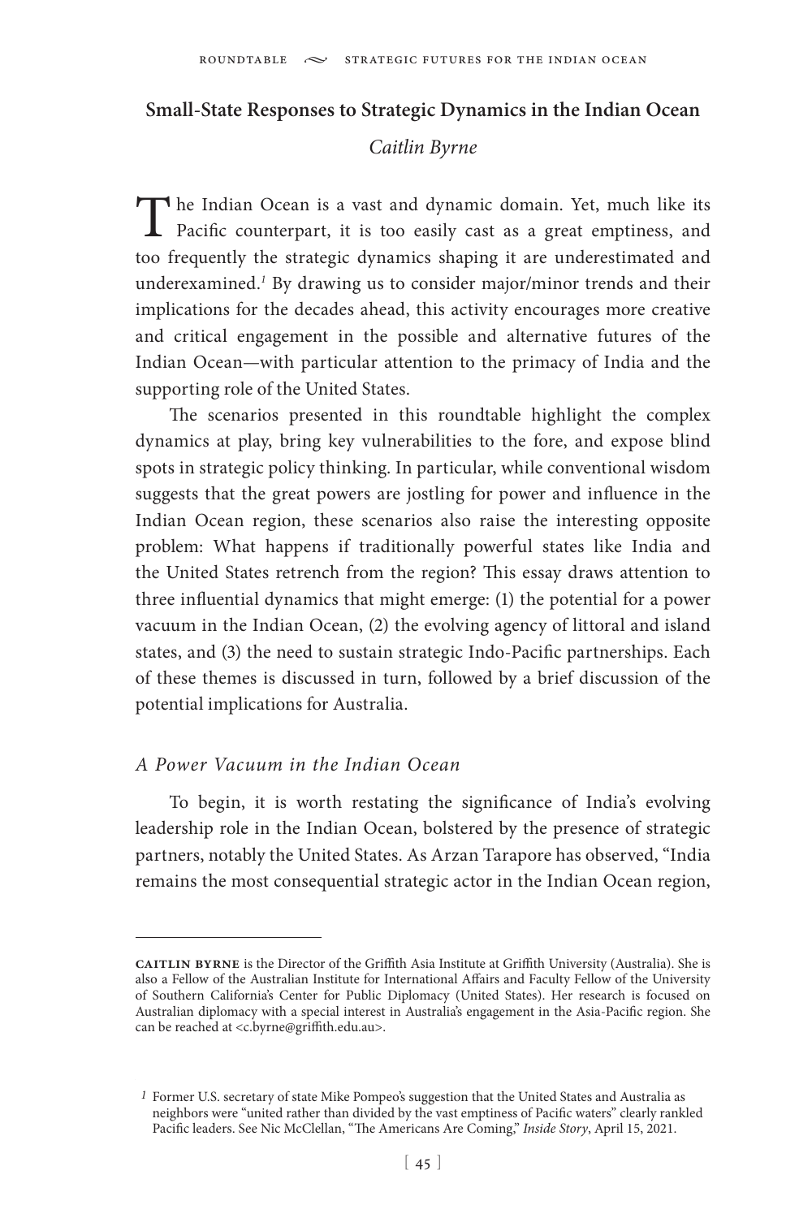## Small-State Responses to Strategic Dynamics in the Indian Ocean

*Caitlin Byrne*

The Indian Ocean is a vast and dynamic domain. Yet, much like its Pacific counterpart, it is too easily cast as a great emptiness, and too frequently the strategic dynamics shaping it are underestimated and underexamined.[1] By drawing us to consider major/minor trends and their implications for the decades ahead, this activity encourages more creative and critical engagement in the possible and alternative futures of the Indian Ocean—with particular attention to the primacy of India and the supporting role of the United States.

The scenarios presented in this roundtable highlight the complex dynamics at play, bring key vulnerabilities to the fore, and expose blind spots in strategic policy thinking. In particular, while conventional wisdom suggests that the great powers are jostling for power and influence in the Indian Ocean region, these scenarios also raise the interesting opposite problem: What happens if traditionally powerful states like India and the United States retrench from the region? This essay draws attention to three influential dynamics that might emerge: (1) the potential for a power vacuum in the Indian Ocean, (2) the evolving agency of littoral and island states, and (3) the need to sustain strategic Indo-Pacific partnerships. Each of these themes is discussed in turn, followed by a brief discussion of the potential implications for Australia.

### *A Power Vacuum in the Indian Ocean*

To begin, it is worth restating the significance of India's evolving leadership role in the Indian Ocean, bolstered by the presence of strategic partners, notably the United States. As Arzan Tarapore has observed, "India remains the most consequential strategic actor in the Indian Ocean region,

---

**CAITLIN BYRNE** is the Director of the Griffith Asia Institute at Griffith University (Australia). She is also a Fellow of the Australian Institute for International Affairs and Faculty Fellow of the University of Southern California's Center for Public Diplomacy (United States). Her research is focused on Australian diplomacy with a special interest in Australia's engagement in the Asia-Pacific region. She can be reached at <c.byrne@griffith.edu.au>.

[1] Former U.S. secretary of state Mike Pompeo's suggestion that the United States and Australia as neighbors were "united rather than divided by the vast emptiness of Pacific waters" clearly rankled Pacific leaders. See Nic McClellan, "The Americans Are Coming," *Inside Story*, April 15, 2021.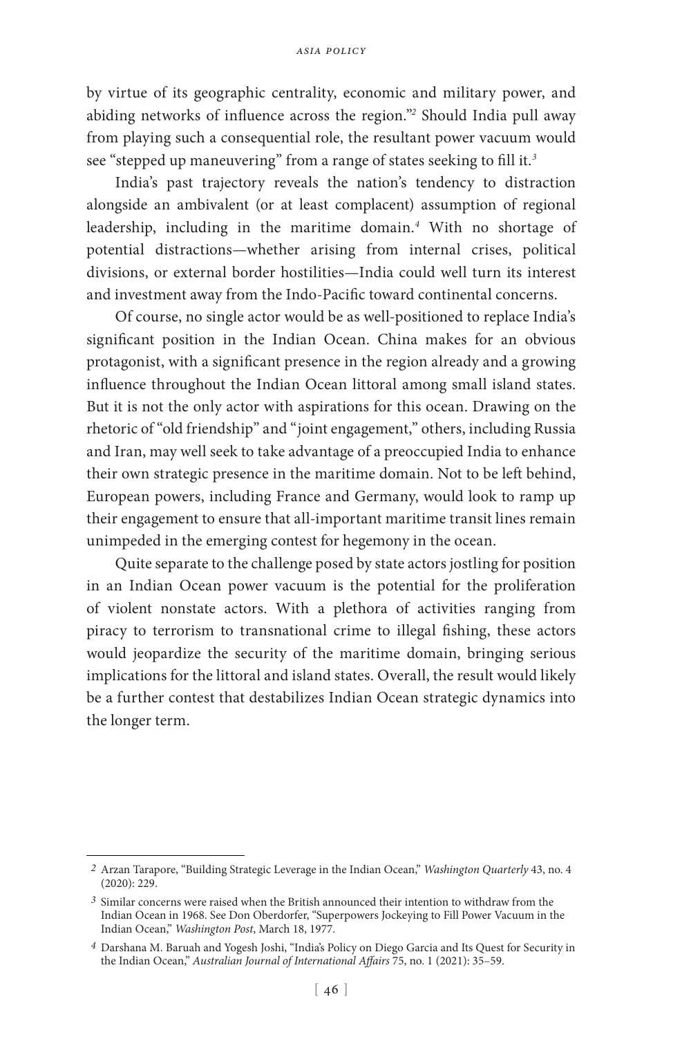by virtue of its geographic centrality, economic and military power, and abiding networks of influence across the region."[2] Should India pull away from playing such a consequential role, the resultant power vacuum would see "stepped up maneuvering" from a range of states seeking to fill it.[3]

India's past trajectory reveals the nation's tendency to distraction alongside an ambivalent (or at least complacent) assumption of regional leadership, including in the maritime domain.[4] With no shortage of potential distractions—whether arising from internal crises, political divisions, or external border hostilities—India could well turn its interest and investment away from the Indo-Pacific toward continental concerns.

Of course, no single actor would be as well-positioned to replace India's significant position in the Indian Ocean. China makes for an obvious protagonist, with a significant presence in the region already and a growing influence throughout the Indian Ocean littoral among small island states. But it is not the only actor with aspirations for this ocean. Drawing on the rhetoric of "old friendship" and "joint engagement," others, including Russia and Iran, may well seek to take advantage of a preoccupied India to enhance their own strategic presence in the maritime domain. Not to be left behind, European powers, including France and Germany, would look to ramp up their engagement to ensure that all-important maritime transit lines remain unimpeded in the emerging contest for hegemony in the ocean.

Quite separate to the challenge posed by state actors jostling for position in an Indian Ocean power vacuum is the potential for the proliferation of violent nonstate actors. With a plethora of activities ranging from piracy to terrorism to transnational crime to illegal fishing, these actors would jeopardize the security of the maritime domain, bringing serious implications for the littoral and island states. Overall, the result would likely be a further contest that destabilizes Indian Ocean strategic dynamics into the longer term.

---

[2] Arzan Tarapore, "Building Strategic Leverage in the Indian Ocean," *Washington Quarterly* 43, no. 4 (2020): 229.

[3] Similar concerns were raised when the British announced their intention to withdraw from the Indian Ocean in 1968. See Don Oberdorfer, "Superpowers Jockeying to Fill Power Vacuum in the Indian Ocean," *Washington Post*, March 18, 1977.

[4] Darshana M. Baruah and Yogesh Joshi, "India's Policy on Diego Garcia and Its Quest for Security in the Indian Ocean," *Australian Journal of International Affairs* 75, no. 1 (2021): 35–59.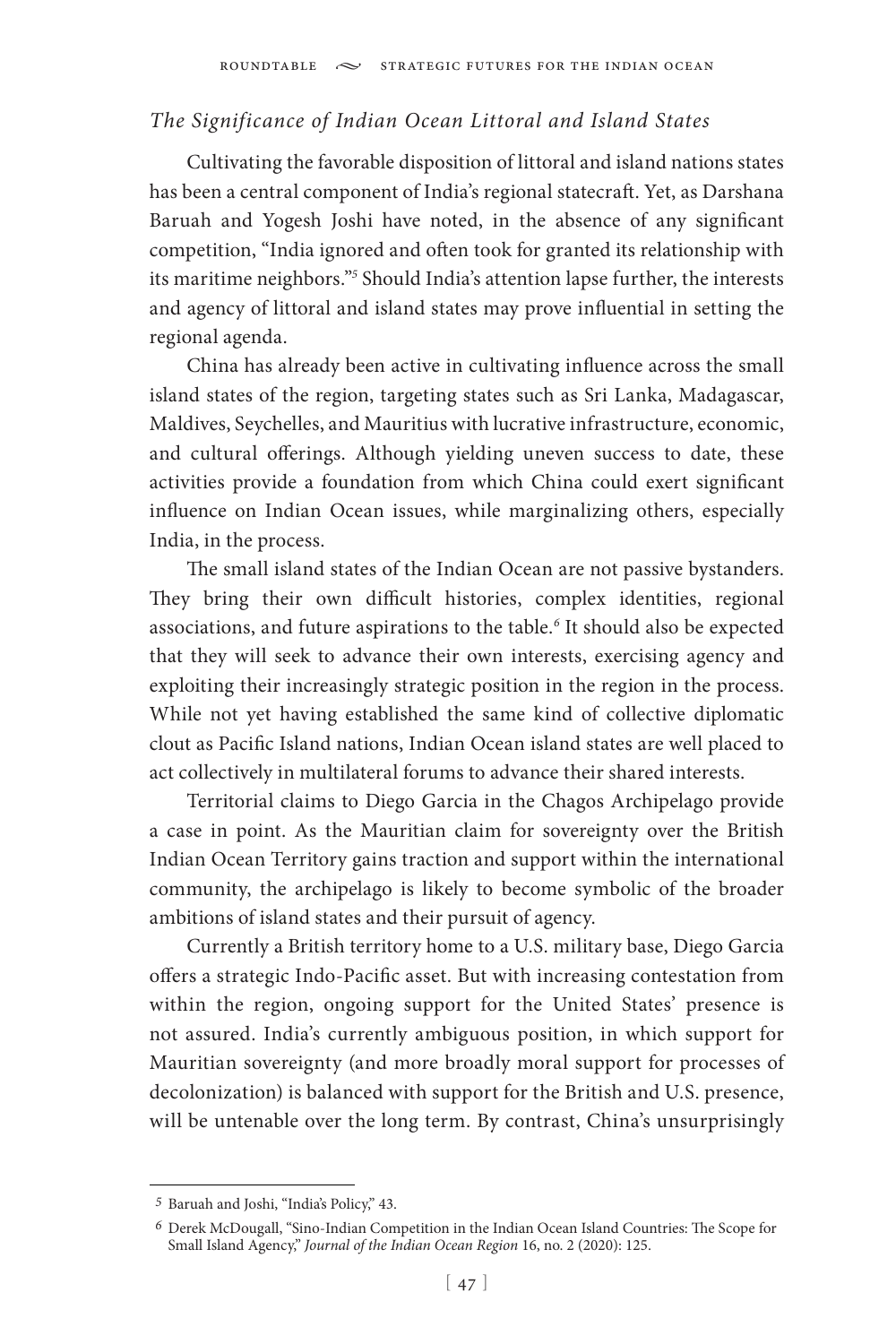### *The Significance of Indian Ocean Littoral and Island States*

Cultivating the favorable disposition of littoral and island nations states has been a central component of India's regional statecraft. Yet, as Darshana Baruah and Yogesh Joshi have noted, in the absence of any significant competition, "India ignored and often took for granted its relationship with its maritime neighbors."[5] Should India's attention lapse further, the interests and agency of littoral and island states may prove influential in setting the regional agenda.

China has already been active in cultivating influence across the small island states of the region, targeting states such as Sri Lanka, Madagascar, Maldives, Seychelles, and Mauritius with lucrative infrastructure, economic, and cultural offerings. Although yielding uneven success to date, these activities provide a foundation from which China could exert significant influence on Indian Ocean issues, while marginalizing others, especially India, in the process.

The small island states of the Indian Ocean are not passive bystanders. They bring their own difficult histories, complex identities, regional associations, and future aspirations to the table.[6] It should also be expected that they will seek to advance their own interests, exercising agency and exploiting their increasingly strategic position in the region in the process. While not yet having established the same kind of collective diplomatic clout as Pacific Island nations, Indian Ocean island states are well placed to act collectively in multilateral forums to advance their shared interests.

Territorial claims to Diego Garcia in the Chagos Archipelago provide a case in point. As the Mauritian claim for sovereignty over the British Indian Ocean Territory gains traction and support within the international community, the archipelago is likely to become symbolic of the broader ambitions of island states and their pursuit of agency.

Currently a British territory home to a U.S. military base, Diego Garcia offers a strategic Indo-Pacific asset. But with increasing contestation from within the region, ongoing support for the United States' presence is not assured. India's currently ambiguous position, in which support for Mauritian sovereignty (and more broadly moral support for processes of decolonization) is balanced with support for the British and U.S. presence, will be untenable over the long term. By contrast, China's unsurprisingly

---

5 Baruah and Joshi, "India's Policy," 43.

6 Derek McDougall, "Sino-Indian Competition in the Indian Ocean Island Countries: The Scope for Small Island Agency," *Journal of the Indian Ocean Region* 16, no. 2 (2020): 125.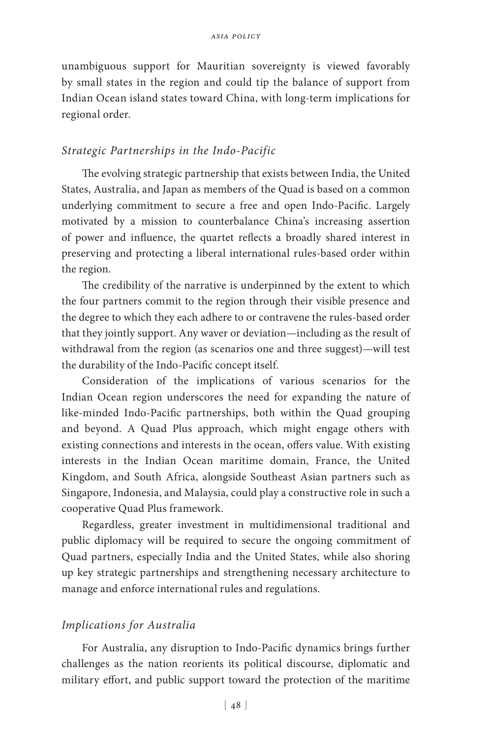unambiguous support for Mauritian sovereignty is viewed favorably by small states in the region and could tip the balance of support from Indian Ocean island states toward China, with long-term implications for regional order.

### *Strategic Partnerships in the Indo-Pacific*

The evolving strategic partnership that exists between India, the United States, Australia, and Japan as members of the Quad is based on a common underlying commitment to secure a free and open Indo-Pacific. Largely motivated by a mission to counterbalance China's increasing assertion of power and influence, the quartet reflects a broadly shared interest in preserving and protecting a liberal international rules-based order within the region.

The credibility of the narrative is underpinned by the extent to which the four partners commit to the region through their visible presence and the degree to which they each adhere to or contravene the rules-based order that they jointly support. Any waver or deviation—including as the result of withdrawal from the region (as scenarios one and three suggest)—will test the durability of the Indo-Pacific concept itself.

Consideration of the implications of various scenarios for the Indian Ocean region underscores the need for expanding the nature of like-minded Indo-Pacific partnerships, both within the Quad grouping and beyond. A Quad Plus approach, which might engage others with existing connections and interests in the ocean, offers value. With existing interests in the Indian Ocean maritime domain, France, the United Kingdom, and South Africa, alongside Southeast Asian partners such as Singapore, Indonesia, and Malaysia, could play a constructive role in such a cooperative Quad Plus framework.

Regardless, greater investment in multidimensional traditional and public diplomacy will be required to secure the ongoing commitment of Quad partners, especially India and the United States, while also shoring up key strategic partnerships and strengthening necessary architecture to manage and enforce international rules and regulations.

### *Implications for Australia*

For Australia, any disruption to Indo-Pacific dynamics brings further challenges as the nation reorients its political discourse, diplomatic and military effort, and public support toward the protection of the maritime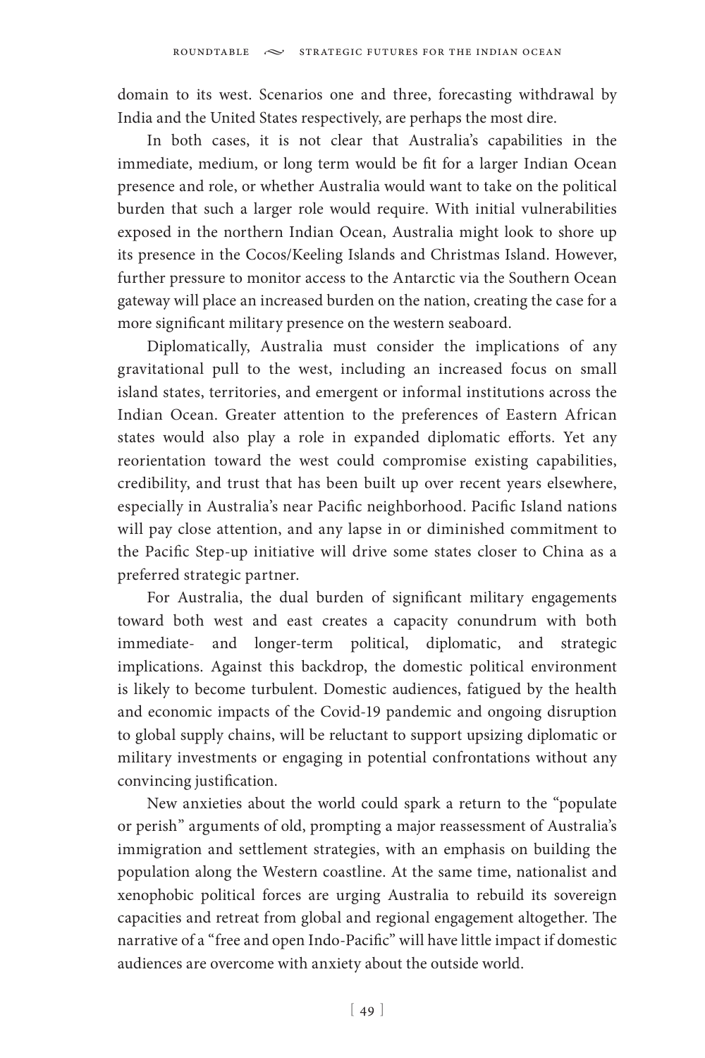domain to its west. Scenarios one and three, forecasting withdrawal by India and the United States respectively, are perhaps the most dire.

In both cases, it is not clear that Australia's capabilities in the immediate, medium, or long term would be fit for a larger Indian Ocean presence and role, or whether Australia would want to take on the political burden that such a larger role would require. With initial vulnerabilities exposed in the northern Indian Ocean, Australia might look to shore up its presence in the Cocos/Keeling Islands and Christmas Island. However, further pressure to monitor access to the Antarctic via the Southern Ocean gateway will place an increased burden on the nation, creating the case for a more significant military presence on the western seaboard.

Diplomatically, Australia must consider the implications of any gravitational pull to the west, including an increased focus on small island states, territories, and emergent or informal institutions across the Indian Ocean. Greater attention to the preferences of Eastern African states would also play a role in expanded diplomatic efforts. Yet any reorientation toward the west could compromise existing capabilities, credibility, and trust that has been built up over recent years elsewhere, especially in Australia's near Pacific neighborhood. Pacific Island nations will pay close attention, and any lapse in or diminished commitment to the Pacific Step-up initiative will drive some states closer to China as a preferred strategic partner.

For Australia, the dual burden of significant military engagements toward both west and east creates a capacity conundrum with both immediate- and longer-term political, diplomatic, and strategic implications. Against this backdrop, the domestic political environment is likely to become turbulent. Domestic audiences, fatigued by the health and economic impacts of the Covid-19 pandemic and ongoing disruption to global supply chains, will be reluctant to support upsizing diplomatic or military investments or engaging in potential confrontations without any convincing justification.

New anxieties about the world could spark a return to the "populate or perish" arguments of old, prompting a major reassessment of Australia's immigration and settlement strategies, with an emphasis on building the population along the Western coastline. At the same time, nationalist and xenophobic political forces are urging Australia to rebuild its sovereign capacities and retreat from global and regional engagement altogether. The narrative of a "free and open Indo-Pacific" will have little impact if domestic audiences are overcome with anxiety about the outside world.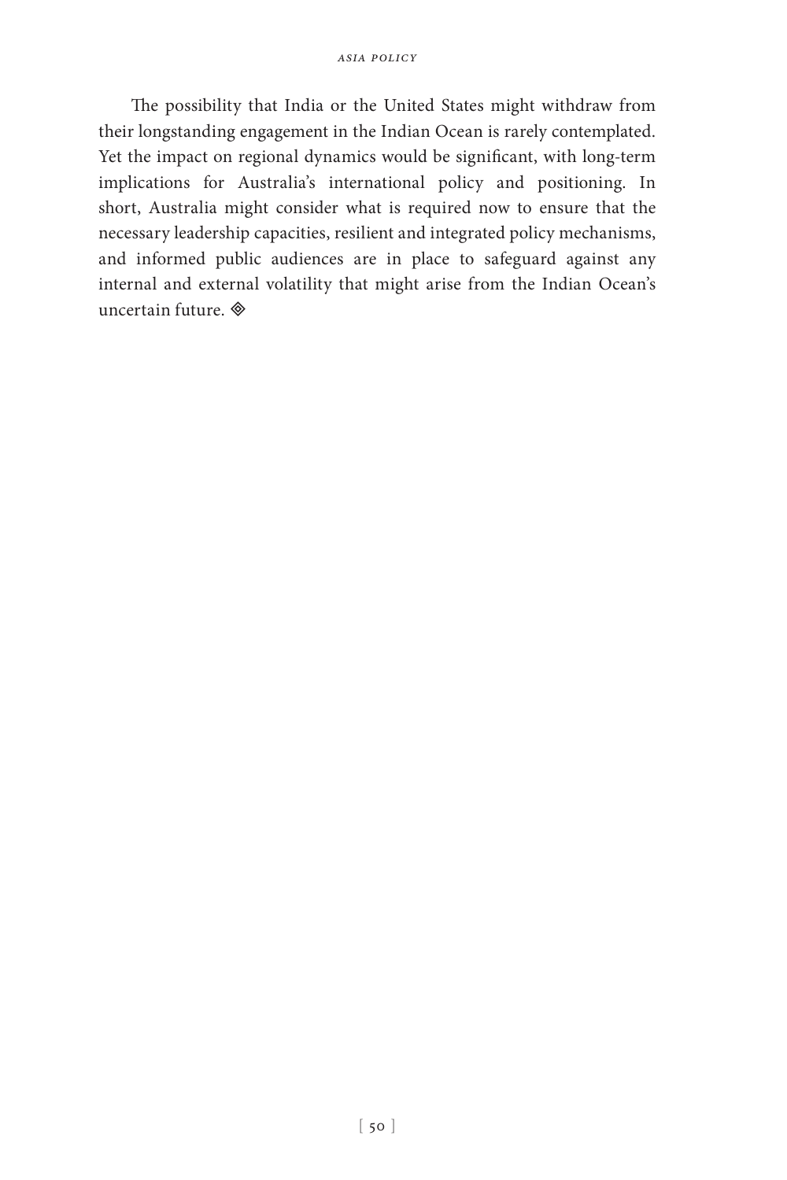The possibility that India or the United States might withdraw from their longstanding engagement in the Indian Ocean is rarely contemplated. Yet the impact on regional dynamics would be significant, with long-term implications for Australia's international policy and positioning. In short, Australia might consider what is required now to ensure that the necessary leadership capacities, resilient and integrated policy mechanisms, and informed public audiences are in place to safeguard against any internal and external volatility that might arise from the Indian Ocean's uncertain future. ◈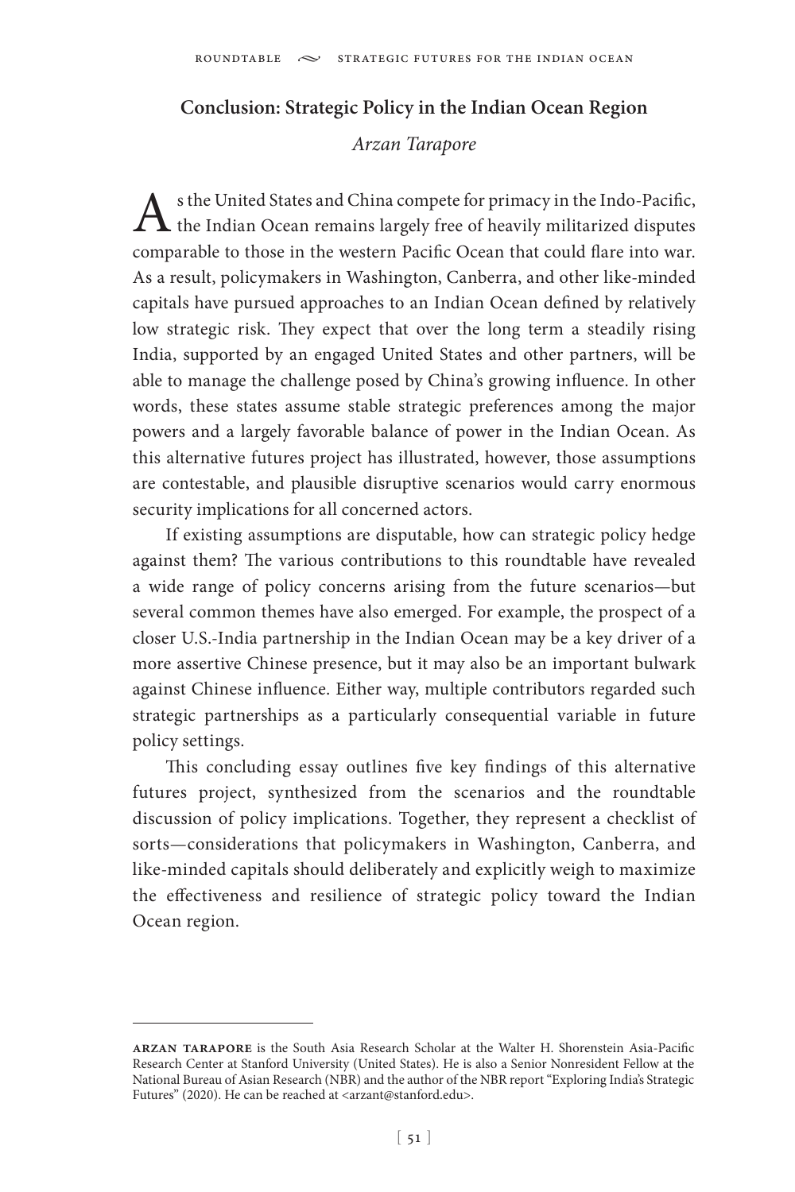## Conclusion: Strategic Policy in the Indian Ocean Region

*Arzan Tarapore*

As the United States and China compete for primacy in the Indo-Pacific, the Indian Ocean remains largely free of heavily militarized disputes comparable to those in the western Pacific Ocean that could flare into war. As a result, policymakers in Washington, Canberra, and other like-minded capitals have pursued approaches to an Indian Ocean defined by relatively low strategic risk. They expect that over the long term a steadily rising India, supported by an engaged United States and other partners, will be able to manage the challenge posed by China's growing influence. In other words, these states assume stable strategic preferences among the major powers and a largely favorable balance of power in the Indian Ocean. As this alternative futures project has illustrated, however, those assumptions are contestable, and plausible disruptive scenarios would carry enormous security implications for all concerned actors.

If existing assumptions are disputable, how can strategic policy hedge against them? The various contributions to this roundtable have revealed a wide range of policy concerns arising from the future scenarios—but several common themes have also emerged. For example, the prospect of a closer U.S.-India partnership in the Indian Ocean may be a key driver of a more assertive Chinese presence, but it may also be an important bulwark against Chinese influence. Either way, multiple contributors regarded such strategic partnerships as a particularly consequential variable in future policy settings.

This concluding essay outlines five key findings of this alternative futures project, synthesized from the scenarios and the roundtable discussion of policy implications. Together, they represent a checklist of sorts—considerations that policymakers in Washington, Canberra, and like-minded capitals should deliberately and explicitly weigh to maximize the effectiveness and resilience of strategic policy toward the Indian Ocean region.

---

**Arzan Tarapore** is the South Asia Research Scholar at the Walter H. Shorenstein Asia-Pacific Research Center at Stanford University (United States). He is also a Senior Nonresident Fellow at the National Bureau of Asian Research (NBR) and the author of the NBR report "Exploring India's Strategic Futures" (2020). He can be reached at <arzant@stanford.edu>.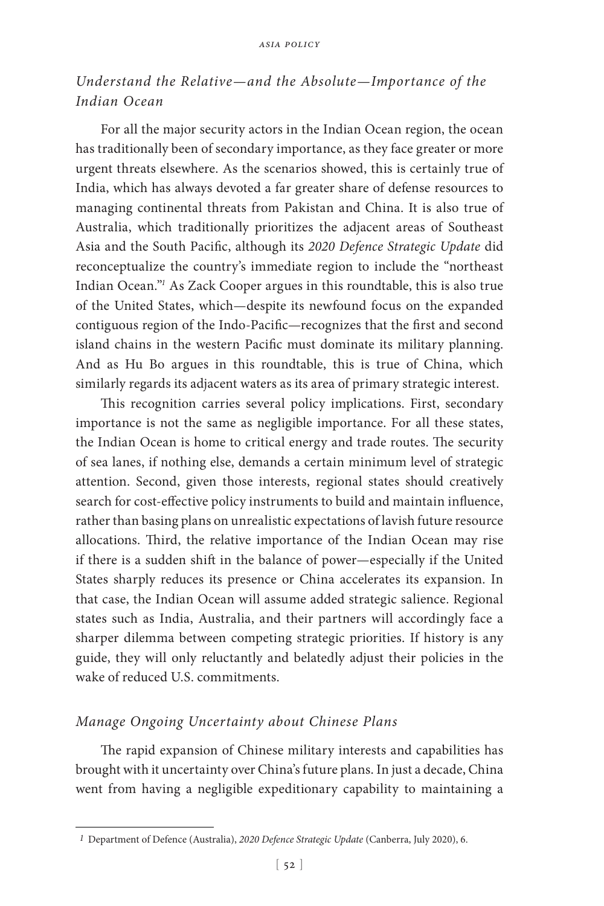### *Understand the Relative—and the Absolute—Importance of the Indian Ocean*

For all the major security actors in the Indian Ocean region, the ocean has traditionally been of secondary importance, as they face greater or more urgent threats elsewhere. As the scenarios showed, this is certainly true of India, which has always devoted a far greater share of defense resources to managing continental threats from Pakistan and China. It is also true of Australia, which traditionally prioritizes the adjacent areas of Southeast Asia and the South Pacific, although its *2020 Defence Strategic Update* did reconceptualize the country's immediate region to include the "northeast Indian Ocean."[1] As Zack Cooper argues in this roundtable, this is also true of the United States, which—despite its newfound focus on the expanded contiguous region of the Indo-Pacific—recognizes that the first and second island chains in the western Pacific must dominate its military planning. And as Hu Bo argues in this roundtable, this is true of China, which similarly regards its adjacent waters as its area of primary strategic interest.

This recognition carries several policy implications. First, secondary importance is not the same as negligible importance. For all these states, the Indian Ocean is home to critical energy and trade routes. The security of sea lanes, if nothing else, demands a certain minimum level of strategic attention. Second, given those interests, regional states should creatively search for cost-effective policy instruments to build and maintain influence, rather than basing plans on unrealistic expectations of lavish future resource allocations. Third, the relative importance of the Indian Ocean may rise if there is a sudden shift in the balance of power—especially if the United States sharply reduces its presence or China accelerates its expansion. In that case, the Indian Ocean will assume added strategic salience. Regional states such as India, Australia, and their partners will accordingly face a sharper dilemma between competing strategic priorities. If history is any guide, they will only reluctantly and belatedly adjust their policies in the wake of reduced U.S. commitments.

### *Manage Ongoing Uncertainty about Chinese Plans*

The rapid expansion of Chinese military interests and capabilities has brought with it uncertainty over China's future plans. In just a decade, China went from having a negligible expeditionary capability to maintaining a

---

[1] Department of Defence (Australia), *2020 Defence Strategic Update* (Canberra, July 2020), 6.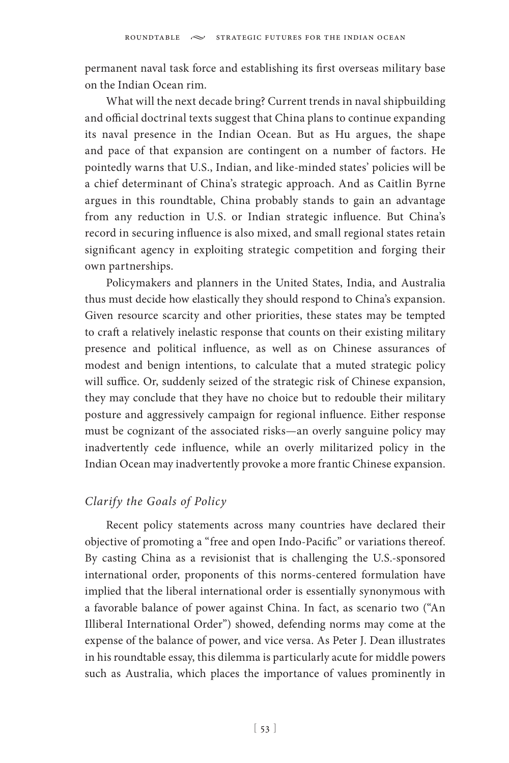permanent naval task force and establishing its first overseas military base on the Indian Ocean rim.

What will the next decade bring? Current trends in naval shipbuilding and official doctrinal texts suggest that China plans to continue expanding its naval presence in the Indian Ocean. But as Hu argues, the shape and pace of that expansion are contingent on a number of factors. He pointedly warns that U.S., Indian, and like-minded states' policies will be a chief determinant of China's strategic approach. And as Caitlin Byrne argues in this roundtable, China probably stands to gain an advantage from any reduction in U.S. or Indian strategic influence. But China's record in securing influence is also mixed, and small regional states retain significant agency in exploiting strategic competition and forging their own partnerships.

Policymakers and planners in the United States, India, and Australia thus must decide how elastically they should respond to China's expansion. Given resource scarcity and other priorities, these states may be tempted to craft a relatively inelastic response that counts on their existing military presence and political influence, as well as on Chinese assurances of modest and benign intentions, to calculate that a muted strategic policy will suffice. Or, suddenly seized of the strategic risk of Chinese expansion, they may conclude that they have no choice but to redouble their military posture and aggressively campaign for regional influence. Either response must be cognizant of the associated risks—an overly sanguine policy may inadvertently cede influence, while an overly militarized policy in the Indian Ocean may inadvertently provoke a more frantic Chinese expansion.

### *Clarify the Goals of Policy*

Recent policy statements across many countries have declared their objective of promoting a "free and open Indo-Pacific" or variations thereof. By casting China as a revisionist that is challenging the U.S.-sponsored international order, proponents of this norms-centered formulation have implied that the liberal international order is essentially synonymous with a favorable balance of power against China. In fact, as scenario two ("An Illiberal International Order") showed, defending norms may come at the expense of the balance of power, and vice versa. As Peter J. Dean illustrates in his roundtable essay, this dilemma is particularly acute for middle powers such as Australia, which places the importance of values prominently in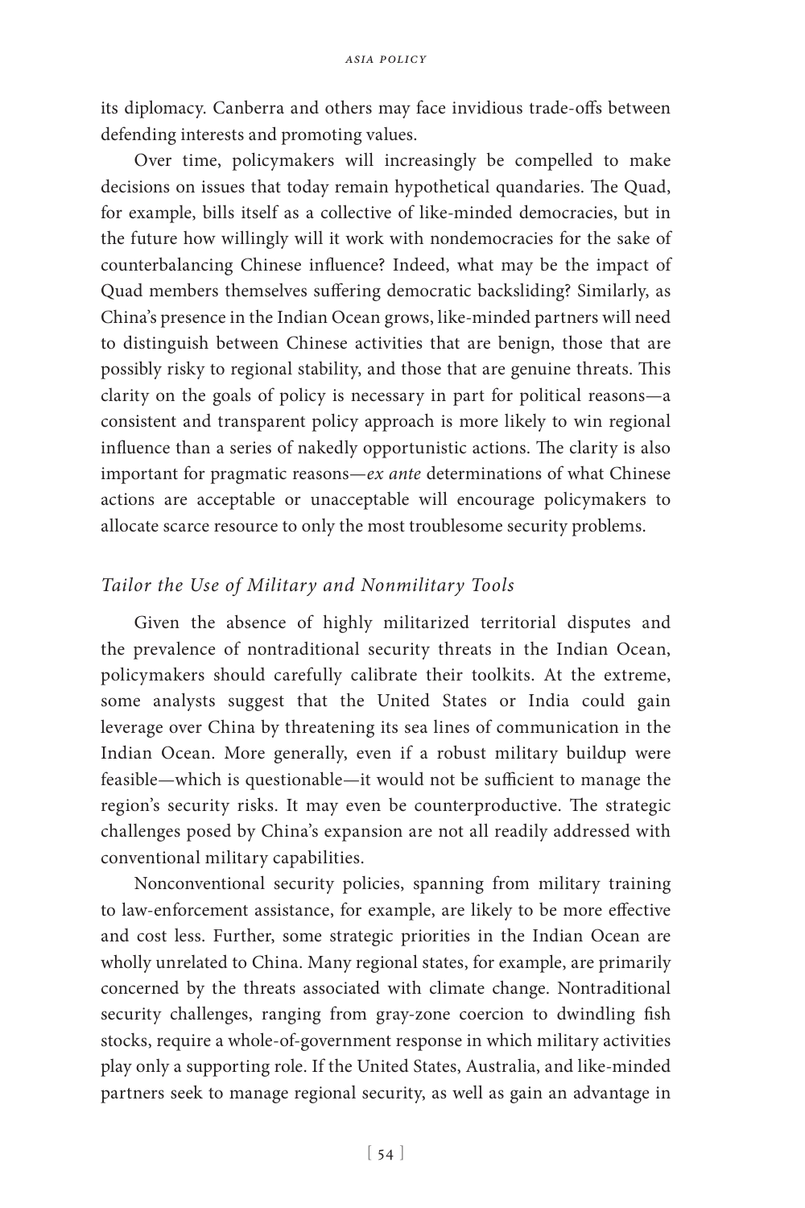its diplomacy. Canberra and others may face invidious trade-offs between defending interests and promoting values.

Over time, policymakers will increasingly be compelled to make decisions on issues that today remain hypothetical quandaries. The Quad, for example, bills itself as a collective of like-minded democracies, but in the future how willingly will it work with nondemocracies for the sake of counterbalancing Chinese influence? Indeed, what may be the impact of Quad members themselves suffering democratic backsliding? Similarly, as China's presence in the Indian Ocean grows, like-minded partners will need to distinguish between Chinese activities that are benign, those that are possibly risky to regional stability, and those that are genuine threats. This clarity on the goals of policy is necessary in part for political reasons—a consistent and transparent policy approach is more likely to win regional influence than a series of nakedly opportunistic actions. The clarity is also important for pragmatic reasons—*ex ante* determinations of what Chinese actions are acceptable or unacceptable will encourage policymakers to allocate scarce resource to only the most troublesome security problems.

### *Tailor the Use of Military and Nonmilitary Tools*

Given the absence of highly militarized territorial disputes and the prevalence of nontraditional security threats in the Indian Ocean, policymakers should carefully calibrate their toolkits. At the extreme, some analysts suggest that the United States or India could gain leverage over China by threatening its sea lines of communication in the Indian Ocean. More generally, even if a robust military buildup were feasible—which is questionable—it would not be sufficient to manage the region's security risks. It may even be counterproductive. The strategic challenges posed by China's expansion are not all readily addressed with conventional military capabilities.

Nonconventional security policies, spanning from military training to law-enforcement assistance, for example, are likely to be more effective and cost less. Further, some strategic priorities in the Indian Ocean are wholly unrelated to China. Many regional states, for example, are primarily concerned by the threats associated with climate change. Nontraditional security challenges, ranging from gray-zone coercion to dwindling fish stocks, require a whole-of-government response in which military activities play only a supporting role. If the United States, Australia, and like-minded partners seek to manage regional security, as well as gain an advantage in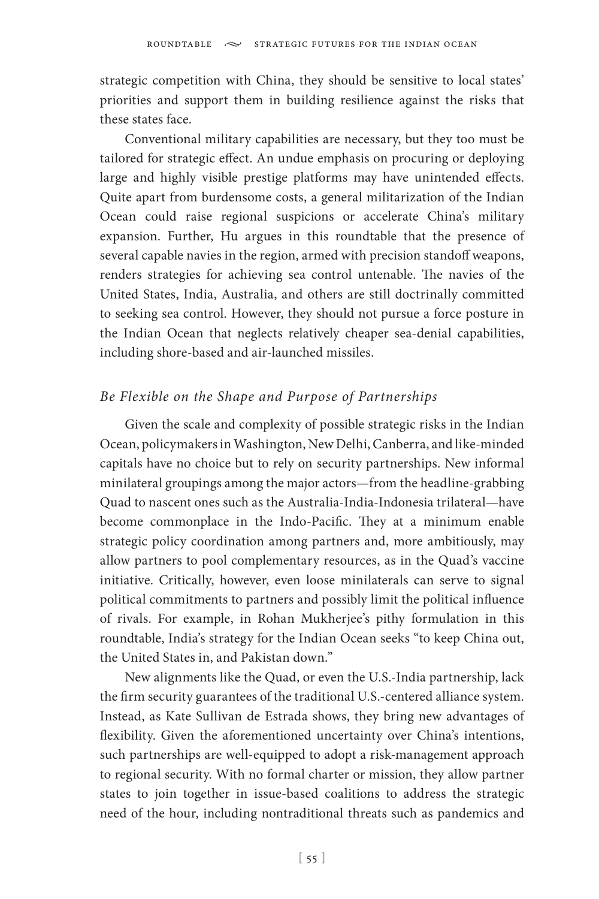strategic competition with China, they should be sensitive to local states' priorities and support them in building resilience against the risks that these states face.

Conventional military capabilities are necessary, but they too must be tailored for strategic effect. An undue emphasis on procuring or deploying large and highly visible prestige platforms may have unintended effects. Quite apart from burdensome costs, a general militarization of the Indian Ocean could raise regional suspicions or accelerate China's military expansion. Further, Hu argues in this roundtable that the presence of several capable navies in the region, armed with precision standoff weapons, renders strategies for achieving sea control untenable. The navies of the United States, India, Australia, and others are still doctrinally committed to seeking sea control. However, they should not pursue a force posture in the Indian Ocean that neglects relatively cheaper sea-denial capabilities, including shore-based and air-launched missiles.

### *Be Flexible on the Shape and Purpose of Partnerships*

Given the scale and complexity of possible strategic risks in the Indian Ocean, policymakers in Washington, New Delhi, Canberra, and like-minded capitals have no choice but to rely on security partnerships. New informal minilateral groupings among the major actors—from the headline-grabbing Quad to nascent ones such as the Australia-India-Indonesia trilateral—have become commonplace in the Indo-Pacific. They at a minimum enable strategic policy coordination among partners and, more ambitiously, may allow partners to pool complementary resources, as in the Quad's vaccine initiative. Critically, however, even loose minilaterals can serve to signal political commitments to partners and possibly limit the political influence of rivals. For example, in Rohan Mukherjee's pithy formulation in this roundtable, India's strategy for the Indian Ocean seeks "to keep China out, the United States in, and Pakistan down."

New alignments like the Quad, or even the U.S.-India partnership, lack the firm security guarantees of the traditional U.S.-centered alliance system. Instead, as Kate Sullivan de Estrada shows, they bring new advantages of flexibility. Given the aforementioned uncertainty over China's intentions, such partnerships are well-equipped to adopt a risk-management approach to regional security. With no formal charter or mission, they allow partner states to join together in issue-based coalitions to address the strategic need of the hour, including nontraditional threats such as pandemics and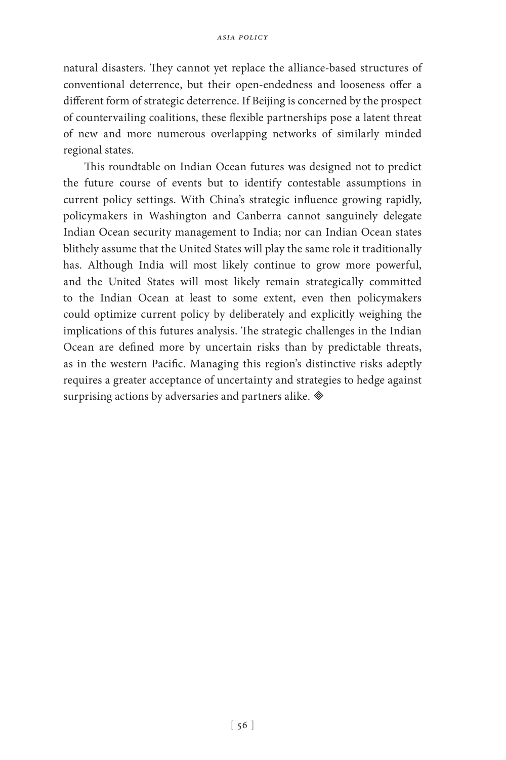natural disasters. They cannot yet replace the alliance-based structures of conventional deterrence, but their open-endedness and looseness offer a different form of strategic deterrence. If Beijing is concerned by the prospect of countervailing coalitions, these flexible partnerships pose a latent threat of new and more numerous overlapping networks of similarly minded regional states.

This roundtable on Indian Ocean futures was designed not to predict the future course of events but to identify contestable assumptions in current policy settings. With China's strategic influence growing rapidly, policymakers in Washington and Canberra cannot sanguinely delegate Indian Ocean security management to India; nor can Indian Ocean states blithely assume that the United States will play the same role it traditionally has. Although India will most likely continue to grow more powerful, and the United States will most likely remain strategically committed to the Indian Ocean at least to some extent, even then policymakers could optimize current policy by deliberately and explicitly weighing the implications of this futures analysis. The strategic challenges in the Indian Ocean are defined more by uncertain risks than by predictable threats, as in the western Pacific. Managing this region's distinctive risks adeptly requires a greater acceptance of uncertainty and strategies to hedge against surprising actions by adversaries and partners alike. ◈